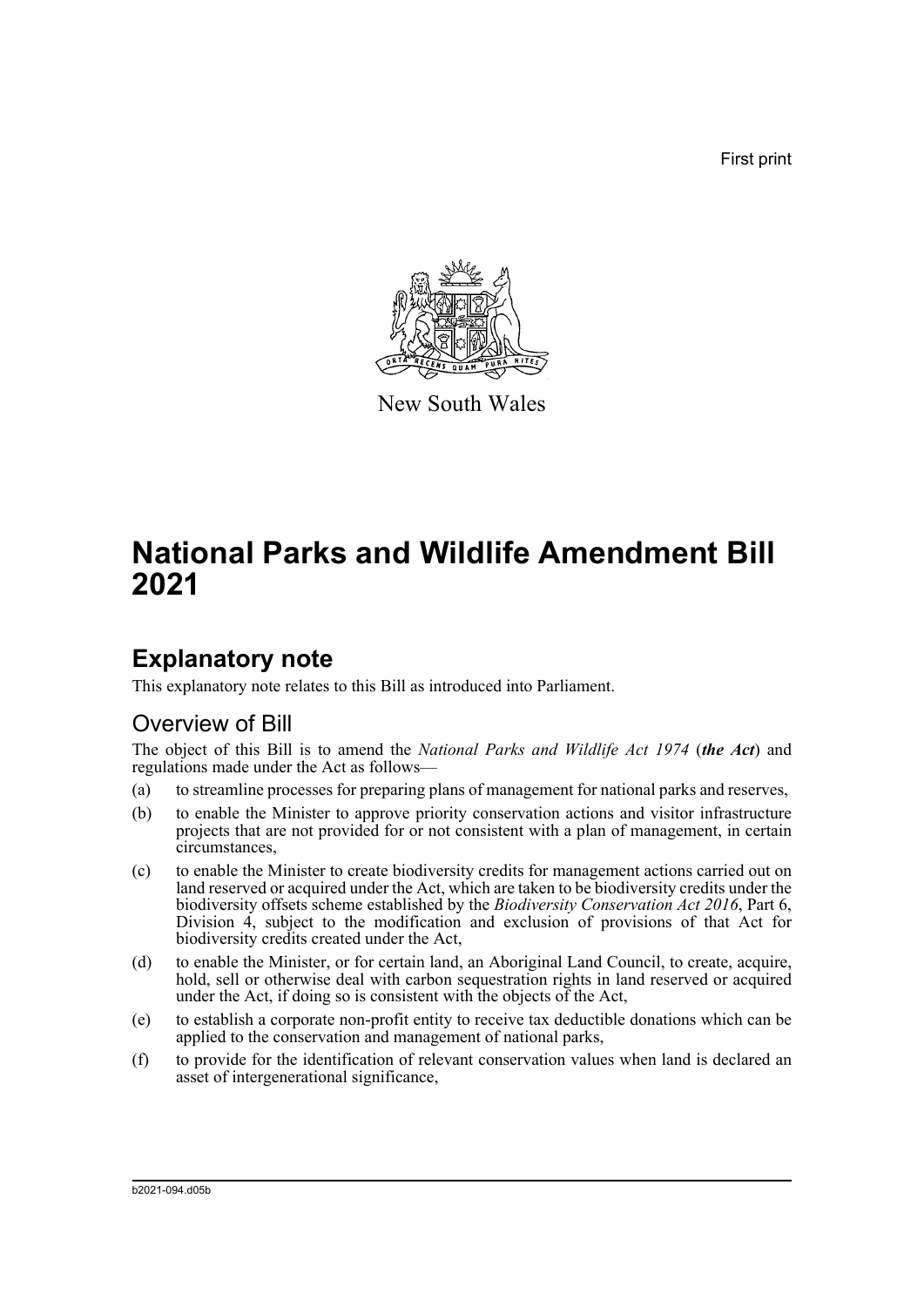First print

New South Wales

# National Parks and Wildlife Amendment Bill 2021

## Explanatory note

This explanatory note relates to this Bill as introduced into Parliament.

### Overview of Bill

The object of this Bill is to amend the *National Parks and Wildlife Act 1974* (***the Act***) and regulations made under the Act as follows—

(a) to streamline processes for preparing plans of management for national parks and reserves,

(b) to enable the Minister to approve priority conservation actions and visitor infrastructure projects that are not provided for or not consistent with a plan of management, in certain circumstances,

(c) to enable the Minister to create biodiversity credits for management actions carried out on land reserved or acquired under the Act, which are taken to be biodiversity credits under the biodiversity offsets scheme established by the *Biodiversity Conservation Act 2016*, Part 6, Division 4, subject to the modification and exclusion of provisions of that Act for biodiversity credits created under the Act,

(d) to enable the Minister, or for certain land, an Aboriginal Land Council, to create, acquire, hold, sell or otherwise deal with carbon sequestration rights in land reserved or acquired under the Act, if doing so is consistent with the objects of the Act,

(e) to establish a corporate non-profit entity to receive tax deductible donations which can be applied to the conservation and management of national parks,

(f) to provide for the identification of relevant conservation values when land is declared an asset of intergenerational significance,

b2021-094.d05b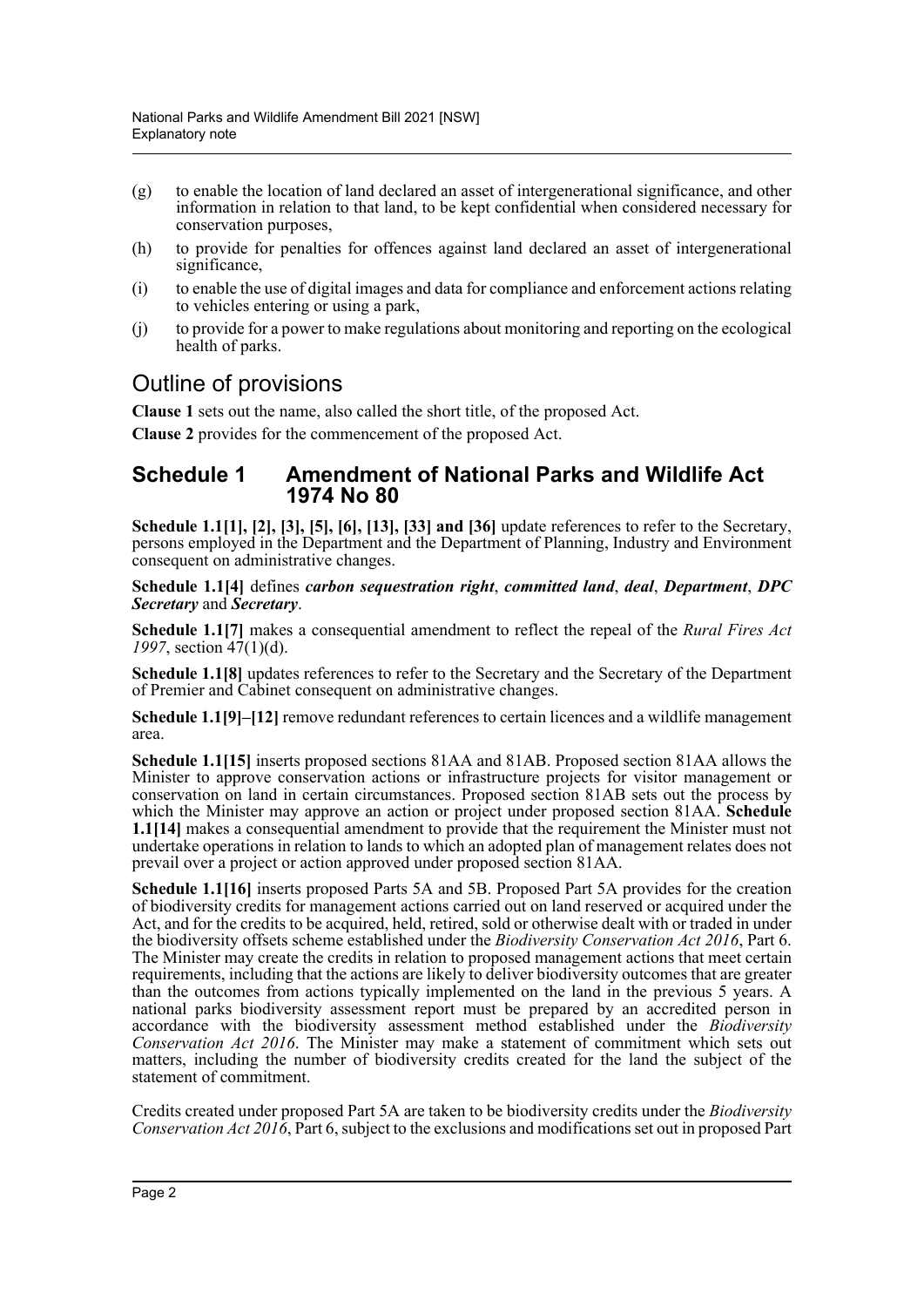(g) to enable the location of land declared an asset of intergenerational significance, and other information in relation to that land, to be kept confidential when considered necessary for conservation purposes,

(h) to provide for penalties for offences against land declared an asset of intergenerational significance,

(i) to enable the use of digital images and data for compliance and enforcement actions relating to vehicles entering or using a park,

(j) to provide for a power to make regulations about monitoring and reporting on the ecological health of parks.

## Outline of provisions

**Clause 1** sets out the name, also called the short title, of the proposed Act.

**Clause 2** provides for the commencement of the proposed Act.

## Schedule 1 Amendment of National Parks and Wildlife Act 1974 No 80

**Schedule 1.1[1], [2], [3], [5], [6], [13], [33] and [36]** update references to refer to the Secretary, persons employed in the Department and the Department of Planning, Industry and Environment consequent on administrative changes.

**Schedule 1.1[4]** defines ***carbon sequestration right***, ***committed land***, ***deal***, ***Department***, ***DPC Secretary*** and ***Secretary***.

**Schedule 1.1[7]** makes a consequential amendment to reflect the repeal of the *Rural Fires Act 1997*, section 47(1)(d).

**Schedule 1.1[8]** updates references to refer to the Secretary and the Secretary of the Department of Premier and Cabinet consequent on administrative changes.

**Schedule 1.1[9]–[12]** remove redundant references to certain licences and a wildlife management area.

**Schedule 1.1[15]** inserts proposed sections 81AA and 81AB. Proposed section 81AA allows the Minister to approve conservation actions or infrastructure projects for visitor management or conservation on land in certain circumstances. Proposed section 81AB sets out the process by which the Minister may approve an action or project under proposed section 81AA. **Schedule 1.1[14]** makes a consequential amendment to provide that the requirement the Minister must not undertake operations in relation to lands to which an adopted plan of management relates does not prevail over a project or action approved under proposed section 81AA.

**Schedule 1.1[16]** inserts proposed Parts 5A and 5B. Proposed Part 5A provides for the creation of biodiversity credits for management actions carried out on land reserved or acquired under the Act, and for the credits to be acquired, held, retired, sold or otherwise dealt with or traded in under the biodiversity offsets scheme established under the *Biodiversity Conservation Act 2016*, Part 6. The Minister may create the credits in relation to proposed management actions that meet certain requirements, including that the actions are likely to deliver biodiversity outcomes that are greater than the outcomes from actions typically implemented on the land in the previous 5 years. A national parks biodiversity assessment report must be prepared by an accredited person in accordance with the biodiversity assessment method established under the *Biodiversity Conservation Act 2016*. The Minister may make a statement of commitment which sets out matters, including the number of biodiversity credits created for the land the subject of the statement of commitment.

Credits created under proposed Part 5A are taken to be biodiversity credits under the *Biodiversity Conservation Act 2016*, Part 6, subject to the exclusions and modifications set out in proposed Part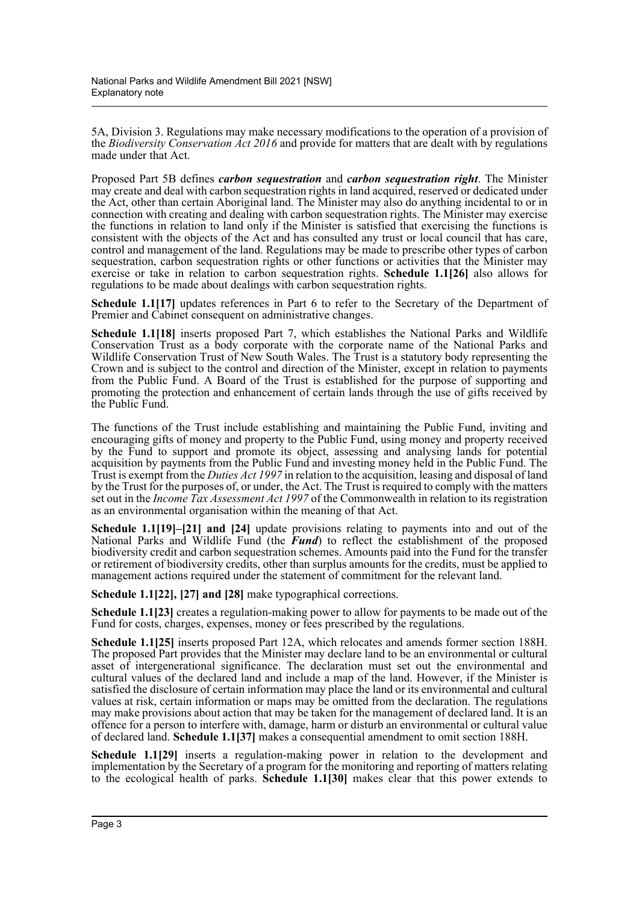5A, Division 3. Regulations may make necessary modifications to the operation of a provision of the *Biodiversity Conservation Act 2016* and provide for matters that are dealt with by regulations made under that Act.

Proposed Part 5B defines ***carbon sequestration*** and ***carbon sequestration right***. The Minister may create and deal with carbon sequestration rights in land acquired, reserved or dedicated under the Act, other than certain Aboriginal land. The Minister may also do anything incidental to or in connection with creating and dealing with carbon sequestration rights. The Minister may exercise the functions in relation to land only if the Minister is satisfied that exercising the functions is consistent with the objects of the Act and has consulted any trust or local council that has care, control and management of the land. Regulations may be made to prescribe other types of carbon sequestration, carbon sequestration rights or other functions or activities that the Minister may exercise or take in relation to carbon sequestration rights. **Schedule 1.1[26]** also allows for regulations to be made about dealings with carbon sequestration rights.

**Schedule 1.1[17]** updates references in Part 6 to refer to the Secretary of the Department of Premier and Cabinet consequent on administrative changes.

**Schedule 1.1[18]** inserts proposed Part 7, which establishes the National Parks and Wildlife Conservation Trust as a body corporate with the corporate name of the National Parks and Wildlife Conservation Trust of New South Wales. The Trust is a statutory body representing the Crown and is subject to the control and direction of the Minister, except in relation to payments from the Public Fund. A Board of the Trust is established for the purpose of supporting and promoting the protection and enhancement of certain lands through the use of gifts received by the Public Fund.

The functions of the Trust include establishing and maintaining the Public Fund, inviting and encouraging gifts of money and property to the Public Fund, using money and property received by the Fund to support and promote its object, assessing and analysing lands for potential acquisition by payments from the Public Fund and investing money held in the Public Fund. The Trust is exempt from the *Duties Act 1997* in relation to the acquisition, leasing and disposal of land by the Trust for the purposes of, or under, the Act. The Trust is required to comply with the matters set out in the *Income Tax Assessment Act 1997* of the Commonwealth in relation to its registration as an environmental organisation within the meaning of that Act.

**Schedule 1.1[19]–[21] and [24]** update provisions relating to payments into and out of the National Parks and Wildlife Fund (the ***Fund***) to reflect the establishment of the proposed biodiversity credit and carbon sequestration schemes. Amounts paid into the Fund for the transfer or retirement of biodiversity credits, other than surplus amounts for the credits, must be applied to management actions required under the statement of commitment for the relevant land.

**Schedule 1.1[22], [27] and [28]** make typographical corrections.

**Schedule 1.1[23]** creates a regulation-making power to allow for payments to be made out of the Fund for costs, charges, expenses, money or fees prescribed by the regulations.

**Schedule 1.1[25]** inserts proposed Part 12A, which relocates and amends former section 188H. The proposed Part provides that the Minister may declare land to be an environmental or cultural asset of intergenerational significance. The declaration must set out the environmental and cultural values of the declared land and include a map of the land. However, if the Minister is satisfied the disclosure of certain information may place the land or its environmental and cultural values at risk, certain information or maps may be omitted from the declaration. The regulations may make provisions about action that may be taken for the management of declared land. It is an offence for a person to interfere with, damage, harm or disturb an environmental or cultural value of declared land. **Schedule 1.1[37]** makes a consequential amendment to omit section 188H.

**Schedule 1.1[29]** inserts a regulation-making power in relation to the development and implementation by the Secretary of a program for the monitoring and reporting of matters relating to the ecological health of parks. **Schedule 1.1[30]** makes clear that this power extends to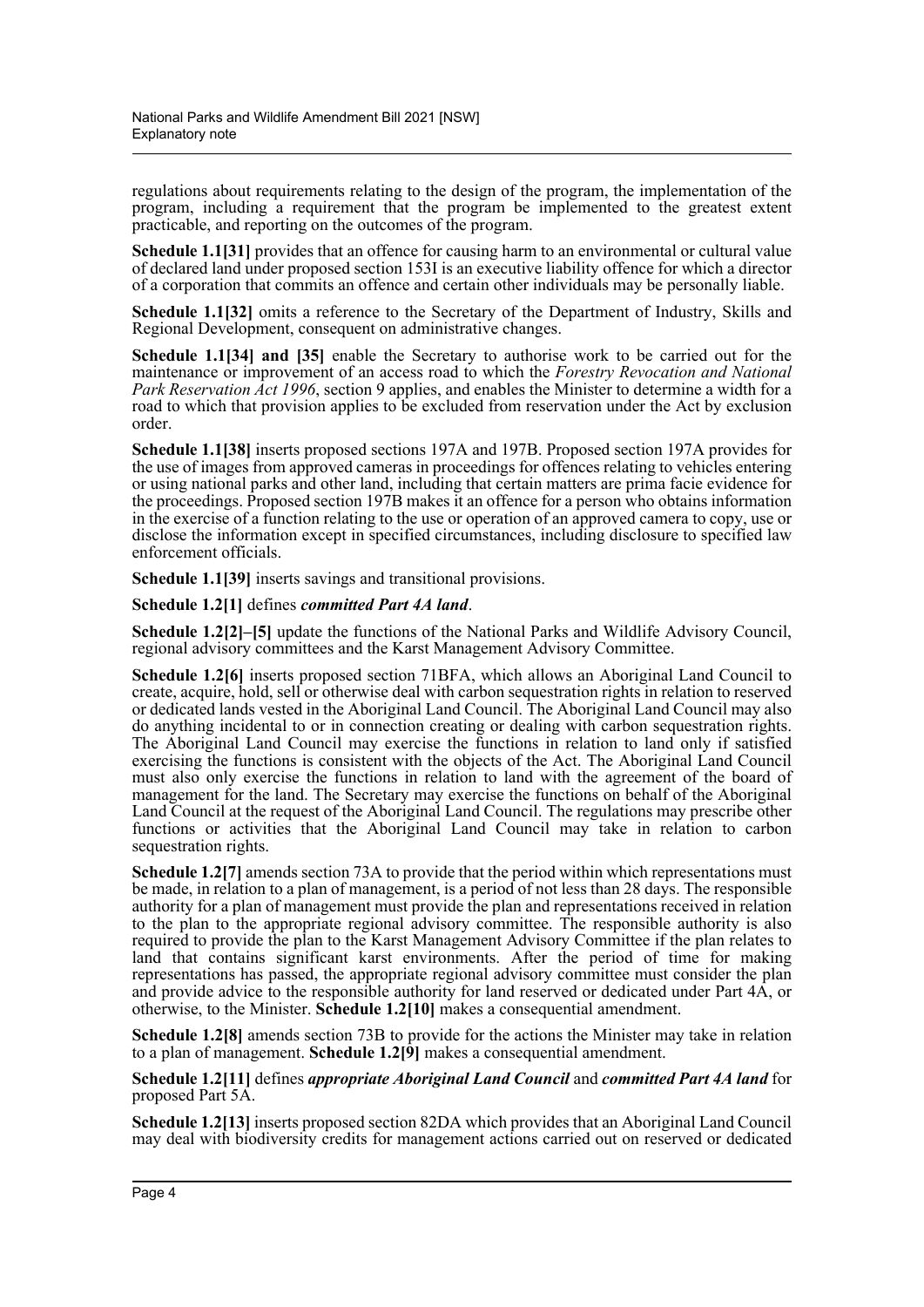regulations about requirements relating to the design of the program, the implementation of the program, including a requirement that the program be implemented to the greatest extent practicable, and reporting on the outcomes of the program.

**Schedule 1.1[31]** provides that an offence for causing harm to an environmental or cultural value of declared land under proposed section 153I is an executive liability offence for which a director of a corporation that commits an offence and certain other individuals may be personally liable.

**Schedule 1.1[32]** omits a reference to the Secretary of the Department of Industry, Skills and Regional Development, consequent on administrative changes.

**Schedule 1.1[34] and [35]** enable the Secretary to authorise work to be carried out for the maintenance or improvement of an access road to which the *Forestry Revocation and National Park Reservation Act 1996*, section 9 applies, and enables the Minister to determine a width for a road to which that provision applies to be excluded from reservation under the Act by exclusion order.

**Schedule 1.1[38]** inserts proposed sections 197A and 197B. Proposed section 197A provides for the use of images from approved cameras in proceedings for offences relating to vehicles entering or using national parks and other land, including that certain matters are prima facie evidence for the proceedings. Proposed section 197B makes it an offence for a person who obtains information in the exercise of a function relating to the use or operation of an approved camera to copy, use or disclose the information except in specified circumstances, including disclosure to specified law enforcement officials.

**Schedule 1.1[39]** inserts savings and transitional provisions.

**Schedule 1.2[1]** defines ***committed Part 4A land***.

**Schedule 1.2[2]–[5]** update the functions of the National Parks and Wildlife Advisory Council, regional advisory committees and the Karst Management Advisory Committee.

**Schedule 1.2[6]** inserts proposed section 71BFA, which allows an Aboriginal Land Council to create, acquire, hold, sell or otherwise deal with carbon sequestration rights in relation to reserved or dedicated lands vested in the Aboriginal Land Council. The Aboriginal Land Council may also do anything incidental to or in connection creating or dealing with carbon sequestration rights. The Aboriginal Land Council may exercise the functions in relation to land only if satisfied exercising the functions is consistent with the objects of the Act. The Aboriginal Land Council must also only exercise the functions in relation to land with the agreement of the board of management for the land. The Secretary may exercise the functions on behalf of the Aboriginal Land Council at the request of the Aboriginal Land Council. The regulations may prescribe other functions or activities that the Aboriginal Land Council may take in relation to carbon sequestration rights.

**Schedule 1.2[7]** amends section 73A to provide that the period within which representations must be made, in relation to a plan of management, is a period of not less than 28 days. The responsible authority for a plan of management must provide the plan and representations received in relation to the plan to the appropriate regional advisory committee. The responsible authority is also required to provide the plan to the Karst Management Advisory Committee if the plan relates to land that contains significant karst environments. After the period of time for making representations has passed, the appropriate regional advisory committee must consider the plan and provide advice to the responsible authority for land reserved or dedicated under Part 4A, or otherwise, to the Minister. **Schedule 1.2[10]** makes a consequential amendment.

**Schedule 1.2[8]** amends section 73B to provide for the actions the Minister may take in relation to a plan of management. **Schedule 1.2[9]** makes a consequential amendment.

**Schedule 1.2[11]** defines ***appropriate Aboriginal Land Council*** and ***committed Part 4A land*** for proposed Part 5A.

**Schedule 1.2[13]** inserts proposed section 82DA which provides that an Aboriginal Land Council may deal with biodiversity credits for management actions carried out on reserved or dedicated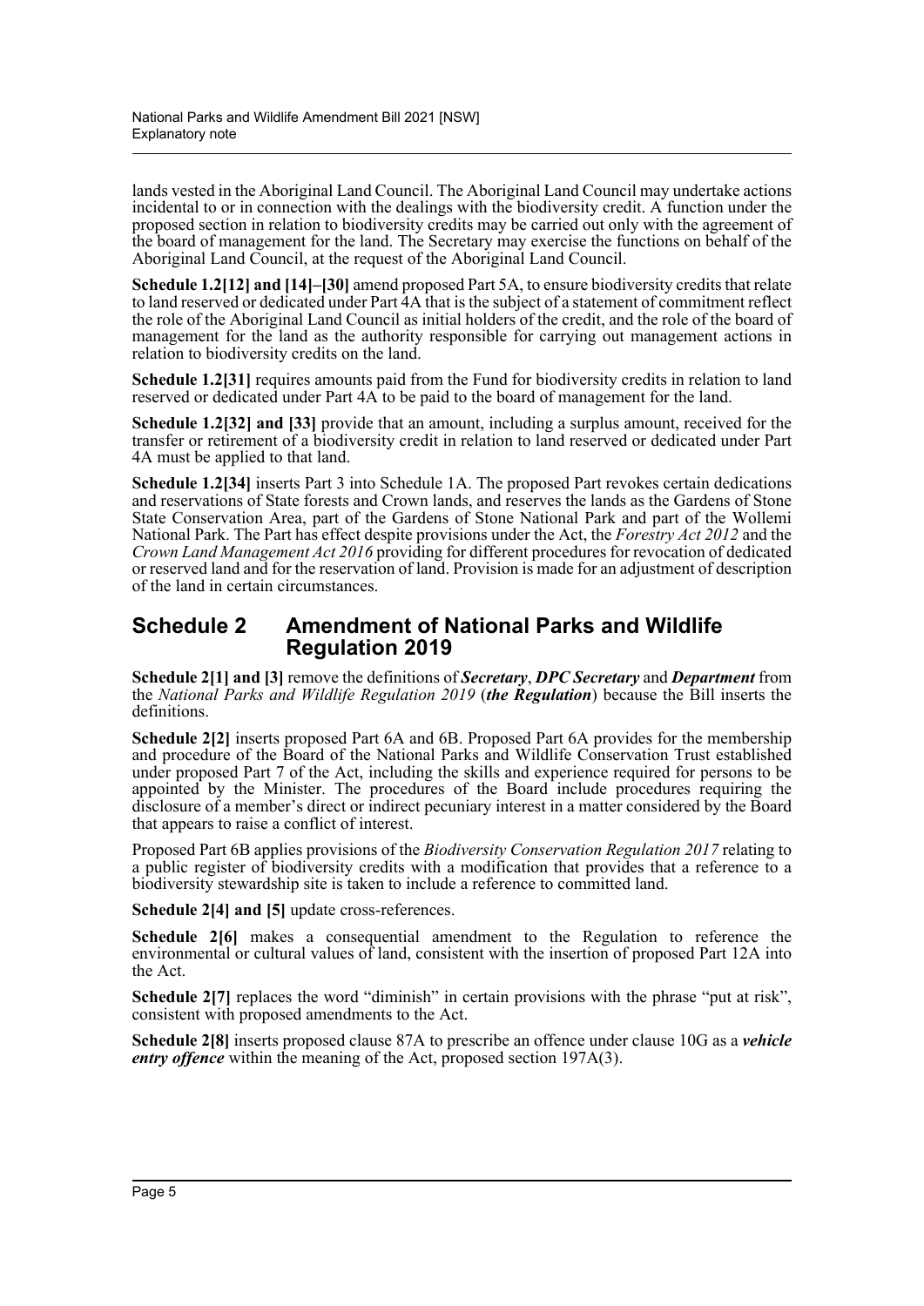lands vested in the Aboriginal Land Council. The Aboriginal Land Council may undertake actions incidental to or in connection with the dealings with the biodiversity credit. A function under the proposed section in relation to biodiversity credits may be carried out only with the agreement of the board of management for the land. The Secretary may exercise the functions on behalf of the Aboriginal Land Council, at the request of the Aboriginal Land Council.

**Schedule 1.2[12] and [14]–[30]** amend proposed Part 5A, to ensure biodiversity credits that relate to land reserved or dedicated under Part 4A that is the subject of a statement of commitment reflect the role of the Aboriginal Land Council as initial holders of the credit, and the role of the board of management for the land as the authority responsible for carrying out management actions in relation to biodiversity credits on the land.

**Schedule 1.2[31]** requires amounts paid from the Fund for biodiversity credits in relation to land reserved or dedicated under Part 4A to be paid to the board of management for the land.

**Schedule 1.2[32] and [33]** provide that an amount, including a surplus amount, received for the transfer or retirement of a biodiversity credit in relation to land reserved or dedicated under Part 4A must be applied to that land.

**Schedule 1.2[34]** inserts Part 3 into Schedule 1A. The proposed Part revokes certain dedications and reservations of State forests and Crown lands, and reserves the lands as the Gardens of Stone State Conservation Area, part of the Gardens of Stone National Park and part of the Wollemi National Park. The Part has effect despite provisions under the Act, the *Forestry Act 2012* and the *Crown Land Management Act 2016* providing for different procedures for revocation of dedicated or reserved land and for the reservation of land. Provision is made for an adjustment of description of the land in certain circumstances.

## Schedule 2 Amendment of National Parks and Wildlife Regulation 2019

**Schedule 2[1] and [3]** remove the definitions of ***Secretary***, ***DPC Secretary*** and ***Department*** from the *National Parks and Wildlife Regulation 2019* (***the Regulation***) because the Bill inserts the definitions.

**Schedule 2[2]** inserts proposed Part 6A and 6B. Proposed Part 6A provides for the membership and procedure of the Board of the National Parks and Wildlife Conservation Trust established under proposed Part 7 of the Act, including the skills and experience required for persons to be appointed by the Minister. The procedures of the Board include procedures requiring the disclosure of a member's direct or indirect pecuniary interest in a matter considered by the Board that appears to raise a conflict of interest.

Proposed Part 6B applies provisions of the *Biodiversity Conservation Regulation 2017* relating to a public register of biodiversity credits with a modification that provides that a reference to a biodiversity stewardship site is taken to include a reference to committed land.

**Schedule 2[4] and [5]** update cross-references.

**Schedule 2[6]** makes a consequential amendment to the Regulation to reference the environmental or cultural values of land, consistent with the insertion of proposed Part 12A into the Act.

**Schedule 2[7]** replaces the word "diminish" in certain provisions with the phrase "put at risk", consistent with proposed amendments to the Act.

**Schedule 2[8]** inserts proposed clause 87A to prescribe an offence under clause 10G as a ***vehicle entry offence*** within the meaning of the Act, proposed section 197A(3).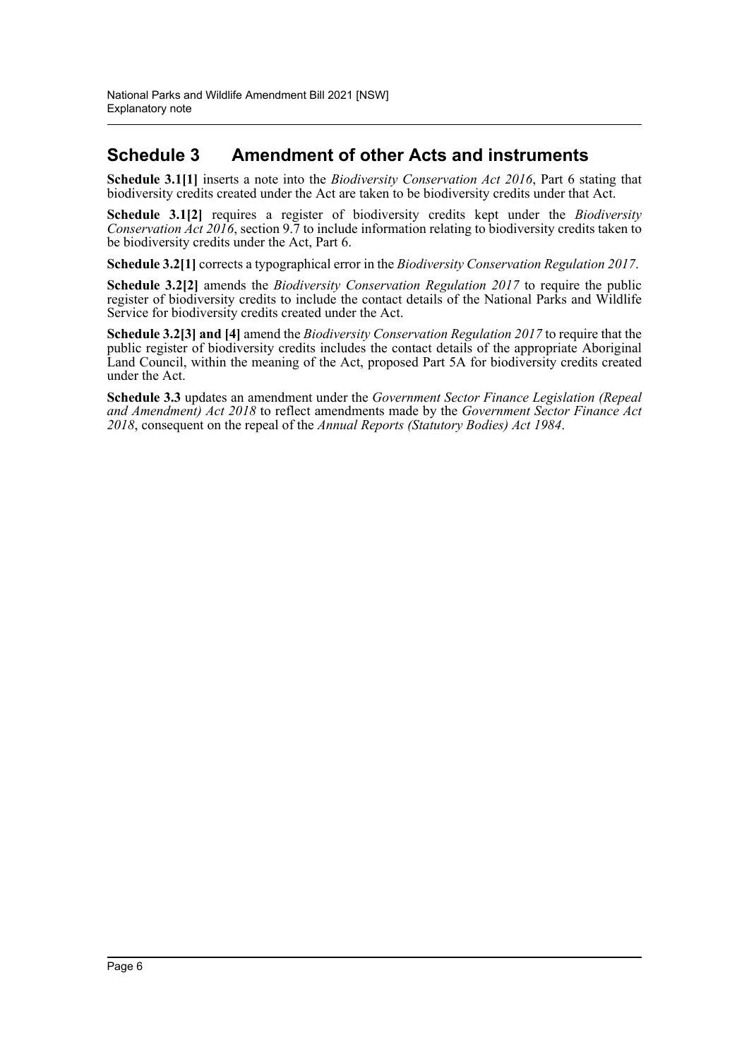## Schedule 3 Amendment of other Acts and instruments

**Schedule 3.1[1]** inserts a note into the *Biodiversity Conservation Act 2016*, Part 6 stating that biodiversity credits created under the Act are taken to be biodiversity credits under that Act.

**Schedule 3.1[2]** requires a register of biodiversity credits kept under the *Biodiversity Conservation Act 2016*, section 9.7 to include information relating to biodiversity credits taken to be biodiversity credits under the Act, Part 6.

**Schedule 3.2[1]** corrects a typographical error in the *Biodiversity Conservation Regulation 2017*.

**Schedule 3.2[2]** amends the *Biodiversity Conservation Regulation 2017* to require the public register of biodiversity credits to include the contact details of the National Parks and Wildlife Service for biodiversity credits created under the Act.

**Schedule 3.2[3] and [4]** amend the *Biodiversity Conservation Regulation 2017* to require that the public register of biodiversity credits includes the contact details of the appropriate Aboriginal Land Council, within the meaning of the Act, proposed Part 5A for biodiversity credits created under the Act.

**Schedule 3.3** updates an amendment under the *Government Sector Finance Legislation (Repeal and Amendment) Act 2018* to reflect amendments made by the *Government Sector Finance Act 2018*, consequent on the repeal of the *Annual Reports (Statutory Bodies) Act 1984*.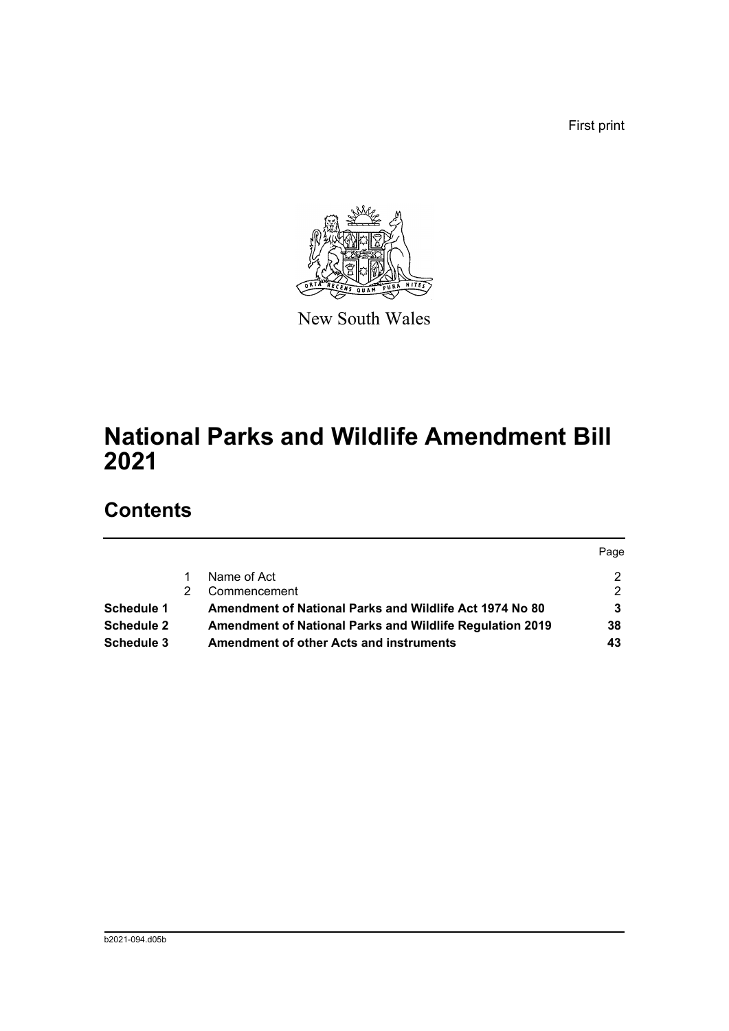First print

New South Wales

# National Parks and Wildlife Amendment Bill 2021

## Contents

| | | | Page |
|---|---|---|---|
| | 1 | Name of Act | 2 |
| | 2 | Commencement | 2 |
| **Schedule 1** | | **Amendment of National Parks and Wildlife Act 1974 No 80** | **3** |
| **Schedule 2** | | **Amendment of National Parks and Wildlife Regulation 2019** | **38** |
| **Schedule 3** | | **Amendment of other Acts and instruments** | **43** |

b2021-094.d05b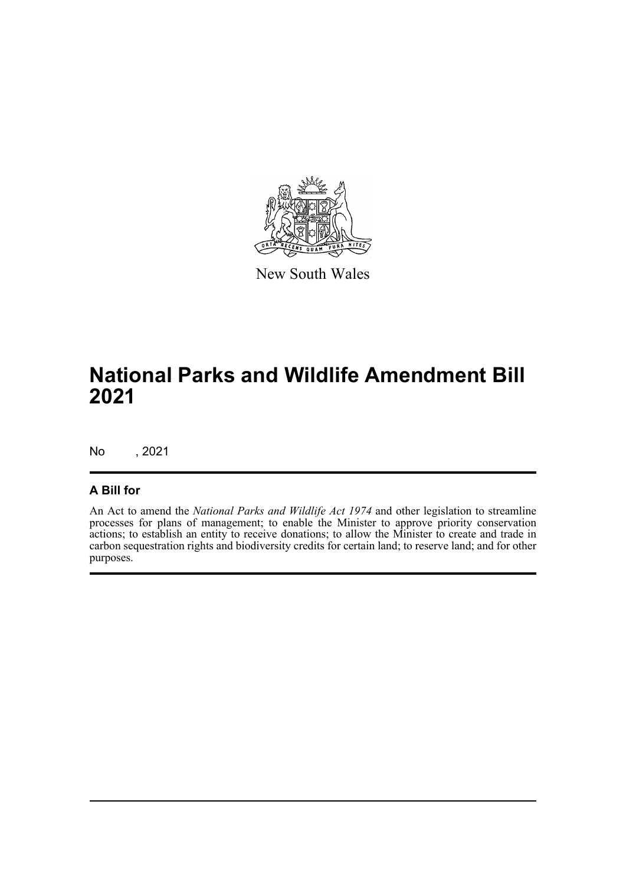New South Wales

# National Parks and Wildlife Amendment Bill 2021

No , 2021

## A Bill for

An Act to amend the *National Parks and Wildlife Act 1974* and other legislation to streamline processes for plans of management; to enable the Minister to approve priority conservation actions; to establish an entity to receive donations; to allow the Minister to create and trade in carbon sequestration rights and biodiversity credits for certain land; to reserve land; and for other purposes.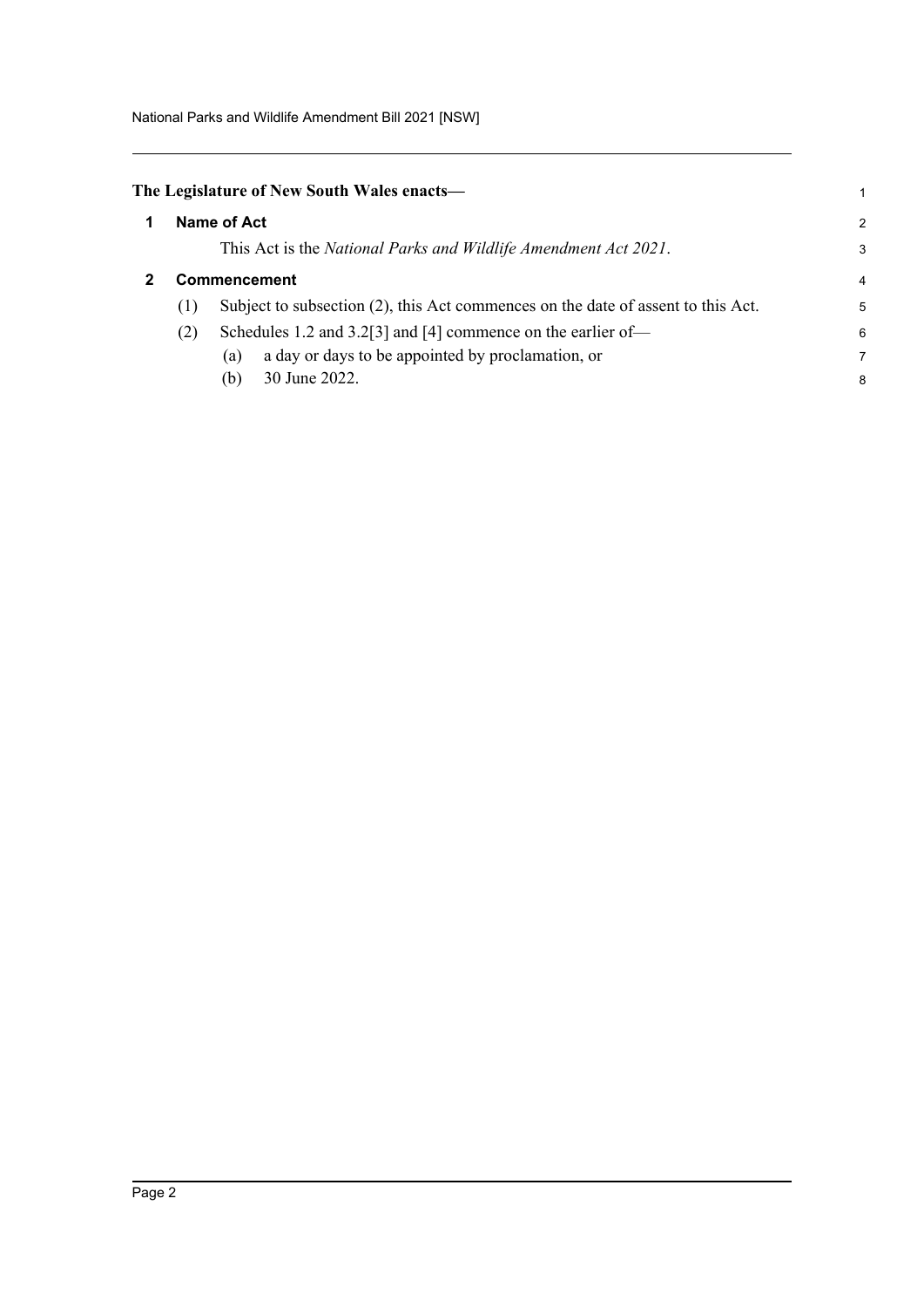**The Legislature of New South Wales enacts—**

## 1 Name of Act

This Act is the *National Parks and Wildlife Amendment Act 2021*.

## 2 Commencement

(1) Subject to subsection (2), this Act commences on the date of assent to this Act.

(2) Schedules 1.2 and 3.2[3] and [4] commence on the earlier of—

(a) a day or days to be appointed by proclamation, or

(b) 30 June 2022.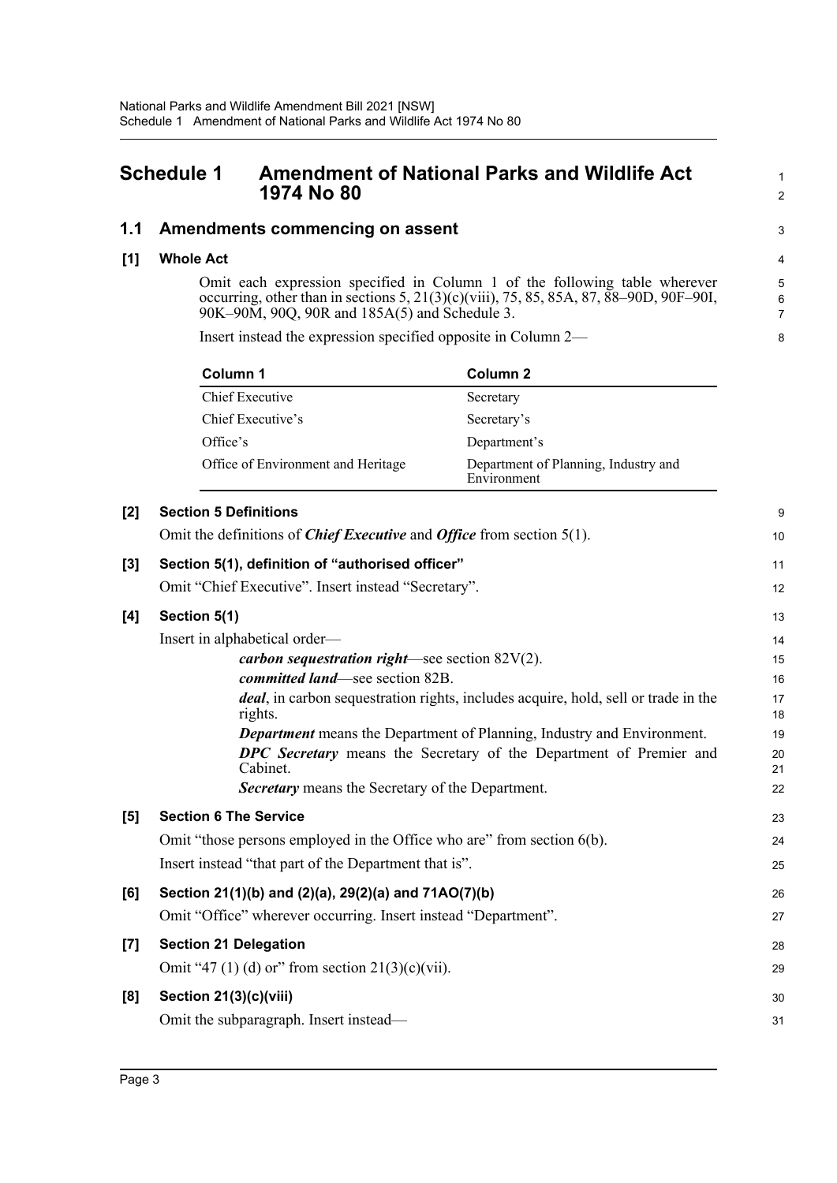## Schedule 1 Amendment of National Parks and Wildlife Act 1974 No 80

### 1.1 Amendments commencing on assent

**[1] Whole Act**

Omit each expression specified in Column 1 of the following table wherever occurring, other than in sections 5, 21(3)(c)(viii), 75, 85, 85A, 87, 88–90D, 90F–90I, 90K–90M, 90Q, 90R and 185A(5) and Schedule 3.

Insert instead the expression specified opposite in Column 2—

| Column 1 | Column 2 |
| --- | --- |
| Chief Executive | Secretary |
| Chief Executive's | Secretary's |
| Office's | Department's |
| Office of Environment and Heritage | Department of Planning, Industry and Environment |

**[2] Section 5 Definitions**

Omit the definitions of ***Chief Executive*** and ***Office*** from section 5(1).

**[3] Section 5(1), definition of "authorised officer"**

Omit "Chief Executive". Insert instead "Secretary".

**[4] Section 5(1)**

Insert in alphabetical order—

> ***carbon sequestration right***—see section 82V(2).
>
> ***committed land***—see section 82B.
>
> ***deal***, in carbon sequestration rights, includes acquire, hold, sell or trade in the rights.
>
> ***Department*** means the Department of Planning, Industry and Environment.
>
> ***DPC Secretary*** means the Secretary of the Department of Premier and Cabinet.
>
> ***Secretary*** means the Secretary of the Department.

**[5] Section 6 The Service**

Omit "those persons employed in the Office who are" from section 6(b).

Insert instead "that part of the Department that is".

**[6] Section 21(1)(b) and (2)(a), 29(2)(a) and 71AO(7)(b)**

Omit "Office" wherever occurring. Insert instead "Department".

**[7] Section 21 Delegation**

Omit "47 (1) (d) or" from section 21(3)(c)(vii).

**[8] Section 21(3)(c)(viii)**

Omit the subparagraph. Insert instead—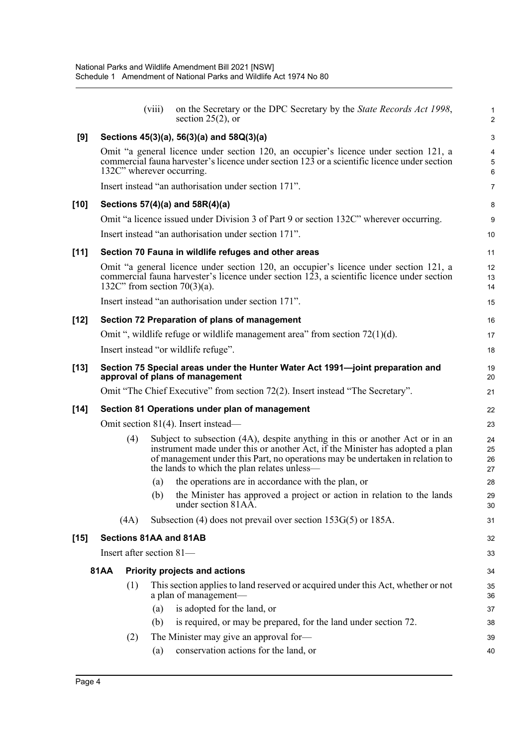(viii) on the Secretary or the DPC Secretary by the *State Records Act 1998*, section 25(2), or

**[9] Sections 45(3)(a), 56(3)(a) and 58Q(3)(a)**

Omit "a general licence under section 120, an occupier's licence under section 121, a commercial fauna harvester's licence under section 123 or a scientific licence under section 132C" wherever occurring.

Insert instead "an authorisation under section 171".

**[10] Sections 57(4)(a) and 58R(4)(a)**

Omit "a licence issued under Division 3 of Part 9 or section 132C" wherever occurring.

Insert instead "an authorisation under section 171".

**[11] Section 70 Fauna in wildlife refuges and other areas**

Omit "a general licence under section 120, an occupier's licence under section 121, a commercial fauna harvester's licence under section 123, a scientific licence under section 132C" from section 70(3)(a).

Insert instead "an authorisation under section 171".

**[12] Section 72 Preparation of plans of management**

Omit ", wildlife refuge or wildlife management area" from section 72(1)(d).

Insert instead "or wildlife refuge".

**[13] Section 75 Special areas under the Hunter Water Act 1991—joint preparation and approval of plans of management**

Omit "The Chief Executive" from section 72(2). Insert instead "The Secretary".

**[14] Section 81 Operations under plan of management**

Omit section 81(4). Insert instead—

(4) Subject to subsection (4A), despite anything in this or another Act or in an instrument made under this or another Act, if the Minister has adopted a plan of management under this Part, no operations may be undertaken in relation to the lands to which the plan relates unless—

(a) the operations are in accordance with the plan, or

(b) the Minister has approved a project or action in relation to the lands under section 81AA.

(4A) Subsection (4) does not prevail over section 153G(5) or 185A.

**[15] Sections 81AA and 81AB**

Insert after section 81—

**81AA Priority projects and actions**

(1) This section applies to land reserved or acquired under this Act, whether or not a plan of management—

(a) is adopted for the land, or

(b) is required, or may be prepared, for the land under section 72.

(2) The Minister may give an approval for—

(a) conservation actions for the land, or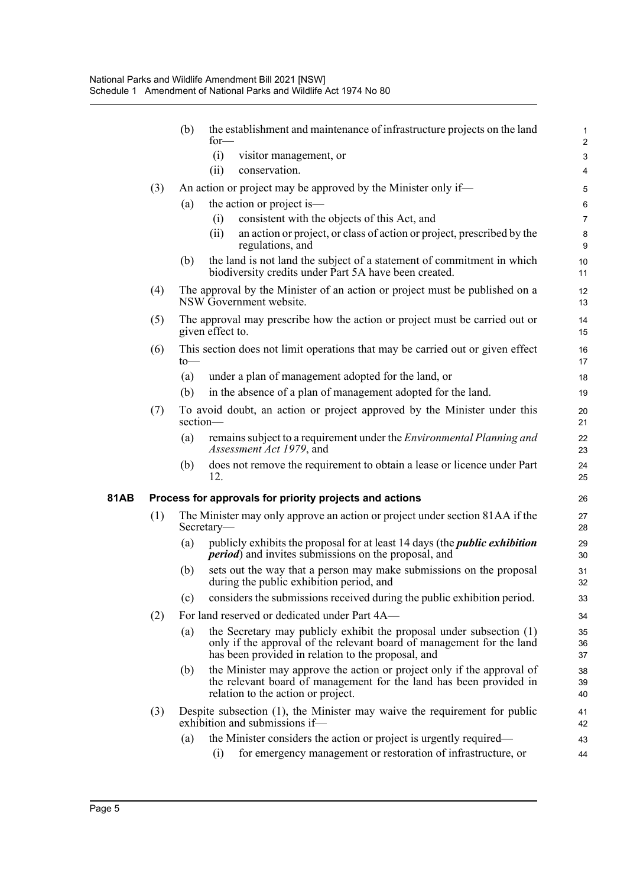(b) the establishment and maintenance of infrastructure projects on the land for—

(i) visitor management, or

(ii) conservation.

(3) An action or project may be approved by the Minister only if—

(a) the action or project is—

(i) consistent with the objects of this Act, and

(ii) an action or project, or class of action or project, prescribed by the regulations, and

(b) the land is not land the subject of a statement of commitment in which biodiversity credits under Part 5A have been created.

(4) The approval by the Minister of an action or project must be published on a NSW Government website.

(5) The approval may prescribe how the action or project must be carried out or given effect to.

(6) This section does not limit operations that may be carried out or given effect to—

(a) under a plan of management adopted for the land, or

(b) in the absence of a plan of management adopted for the land.

(7) To avoid doubt, an action or project approved by the Minister under this section—

(a) remains subject to a requirement under the *Environmental Planning and Assessment Act 1979*, and

(b) does not remove the requirement to obtain a lease or licence under Part 12.

**81AB Process for approvals for priority projects and actions**

(1) The Minister may only approve an action or project under section 81AA if the Secretary—

(a) publicly exhibits the proposal for at least 14 days (the ***public exhibition period***) and invites submissions on the proposal, and

(b) sets out the way that a person may make submissions on the proposal during the public exhibition period, and

(c) considers the submissions received during the public exhibition period.

(2) For land reserved or dedicated under Part 4A—

(a) the Secretary may publicly exhibit the proposal under subsection (1) only if the approval of the relevant board of management for the land has been provided in relation to the proposal, and

(b) the Minister may approve the action or project only if the approval of the relevant board of management for the land has been provided in relation to the action or project.

(3) Despite subsection (1), the Minister may waive the requirement for public exhibition and submissions if—

(a) the Minister considers the action or project is urgently required—

(i) for emergency management or restoration of infrastructure, or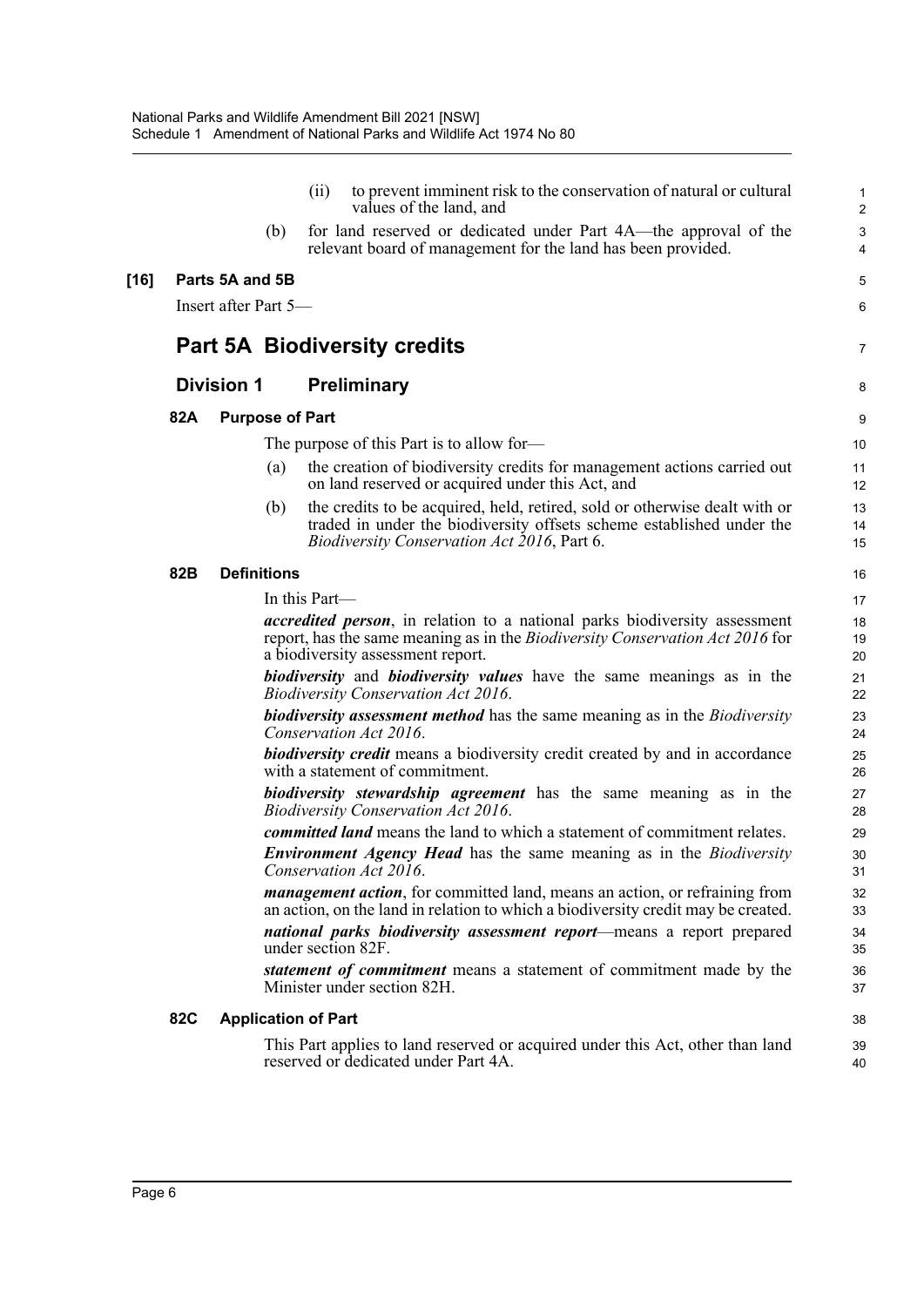(ii) to prevent imminent risk to the conservation of natural or cultural values of the land, and

(b) for land reserved or dedicated under Part 4A—the approval of the relevant board of management for the land has been provided.

**[16] Parts 5A and 5B**

Insert after Part 5—

## Part 5A Biodiversity credits

### Division 1 Preliminary

#### 82A Purpose of Part

The purpose of this Part is to allow for—

(a) the creation of biodiversity credits for management actions carried out on land reserved or acquired under this Act, and

(b) the credits to be acquired, held, retired, sold or otherwise dealt with or traded in under the biodiversity offsets scheme established under the *Biodiversity Conservation Act 2016*, Part 6.

#### 82B Definitions

In this Part—

***accredited person***, in relation to a national parks biodiversity assessment report, has the same meaning as in the *Biodiversity Conservation Act 2016* for a biodiversity assessment report.

***biodiversity*** and ***biodiversity values*** have the same meanings as in the *Biodiversity Conservation Act 2016*.

***biodiversity assessment method*** has the same meaning as in the *Biodiversity Conservation Act 2016*.

***biodiversity credit*** means a biodiversity credit created by and in accordance with a statement of commitment.

***biodiversity stewardship agreement*** has the same meaning as in the *Biodiversity Conservation Act 2016*.

***committed land*** means the land to which a statement of commitment relates.

***Environment Agency Head*** has the same meaning as in the *Biodiversity Conservation Act 2016*.

***management action***, for committed land, means an action, or refraining from an action, on the land in relation to which a biodiversity credit may be created.

***national parks biodiversity assessment report***—means a report prepared under section 82F.

***statement of commitment*** means a statement of commitment made by the Minister under section 82H.

#### 82C Application of Part

This Part applies to land reserved or acquired under this Act, other than land reserved or dedicated under Part 4A.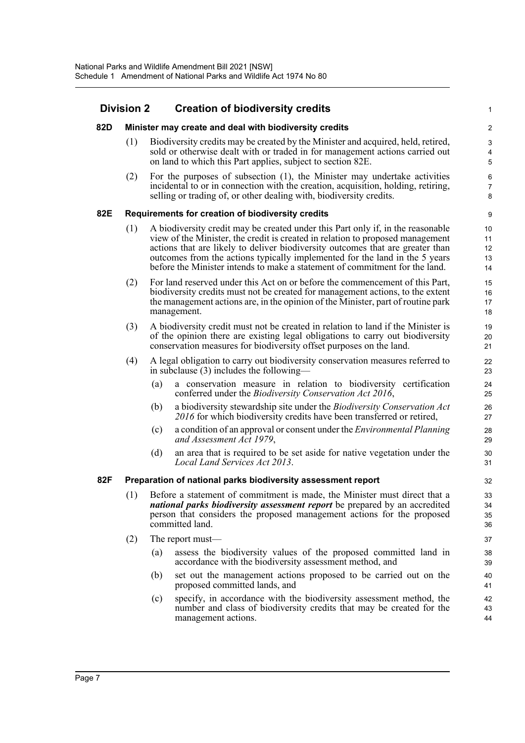## Division 2 Creation of biodiversity credits

### 82D Minister may create and deal with biodiversity credits

(1) Biodiversity credits may be created by the Minister and acquired, held, retired, sold or otherwise dealt with or traded in for management actions carried out on land to which this Part applies, subject to section 82E.

(2) For the purposes of subsection (1), the Minister may undertake activities incidental to or in connection with the creation, acquisition, holding, retiring, selling or trading of, or other dealing with, biodiversity credits.

### 82E Requirements for creation of biodiversity credits

(1) A biodiversity credit may be created under this Part only if, in the reasonable view of the Minister, the credit is created in relation to proposed management actions that are likely to deliver biodiversity outcomes that are greater than outcomes from the actions typically implemented for the land in the 5 years before the Minister intends to make a statement of commitment for the land.

(2) For land reserved under this Act on or before the commencement of this Part, biodiversity credits must not be created for management actions, to the extent the management actions are, in the opinion of the Minister, part of routine park management.

(3) A biodiversity credit must not be created in relation to land if the Minister is of the opinion there are existing legal obligations to carry out biodiversity conservation measures for biodiversity offset purposes on the land.

(4) A legal obligation to carry out biodiversity conservation measures referred to in subclause (3) includes the following—

(a) a conservation measure in relation to biodiversity certification conferred under the *Biodiversity Conservation Act 2016*,

(b) a biodiversity stewardship site under the *Biodiversity Conservation Act 2016* for which biodiversity credits have been transferred or retired,

(c) a condition of an approval or consent under the *Environmental Planning and Assessment Act 1979*,

(d) an area that is required to be set aside for native vegetation under the *Local Land Services Act 2013*.

### 82F Preparation of national parks biodiversity assessment report

(1) Before a statement of commitment is made, the Minister must direct that a ***national parks biodiversity assessment report*** be prepared by an accredited person that considers the proposed management actions for the proposed committed land.

(2) The report must—

(a) assess the biodiversity values of the proposed committed land in accordance with the biodiversity assessment method, and

(b) set out the management actions proposed to be carried out on the proposed committed lands, and

(c) specify, in accordance with the biodiversity assessment method, the number and class of biodiversity credits that may be created for the management actions.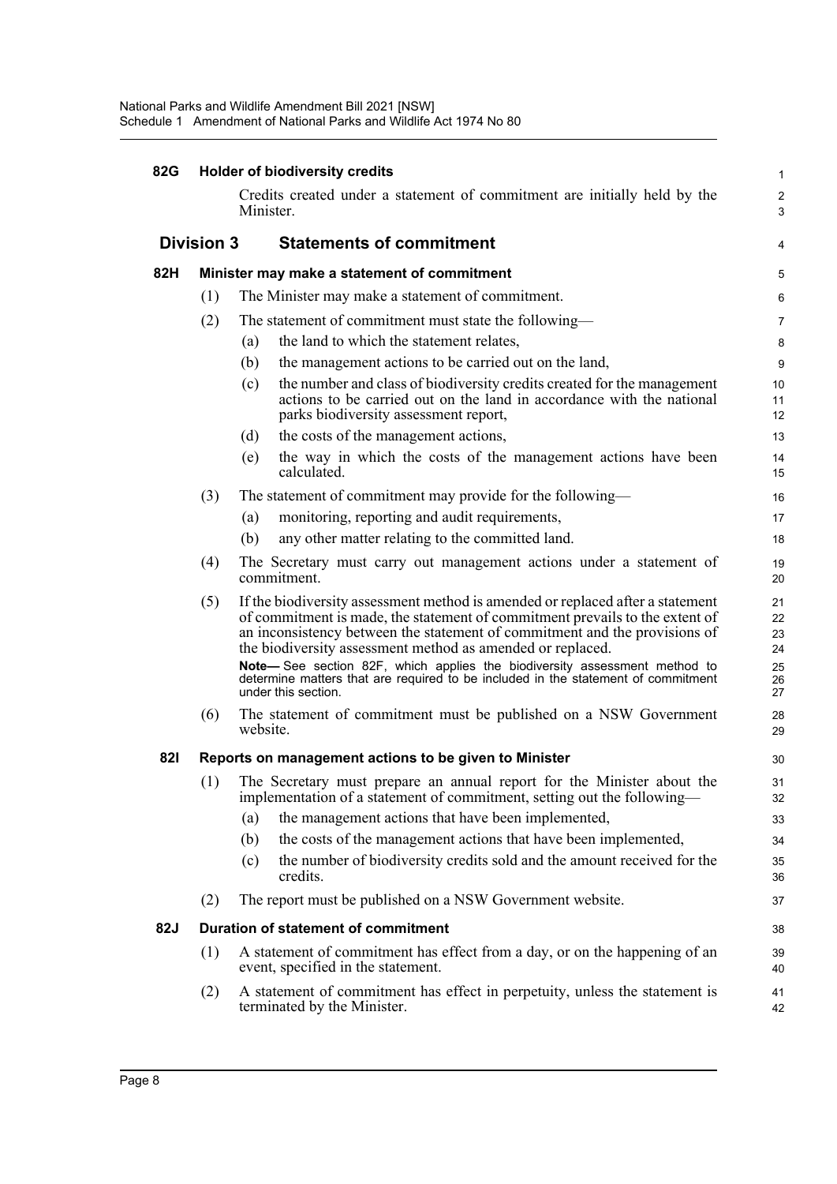**82G Holder of biodiversity credits**

Credits created under a statement of commitment are initially held by the Minister.

## Division 3 Statements of commitment

**82H Minister may make a statement of commitment**

(1) The Minister may make a statement of commitment.

(2) The statement of commitment must state the following—

(a) the land to which the statement relates,

(b) the management actions to be carried out on the land,

(c) the number and class of biodiversity credits created for the management actions to be carried out on the land in accordance with the national parks biodiversity assessment report,

(d) the costs of the management actions,

(e) the way in which the costs of the management actions have been calculated.

(3) The statement of commitment may provide for the following—

(a) monitoring, reporting and audit requirements,

(b) any other matter relating to the committed land.

(4) The Secretary must carry out management actions under a statement of commitment.

(5) If the biodiversity assessment method is amended or replaced after a statement of commitment is made, the statement of commitment prevails to the extent of an inconsistency between the statement of commitment and the provisions of the biodiversity assessment method as amended or replaced.

**Note—** See section 82F, which applies the biodiversity assessment method to determine matters that are required to be included in the statement of commitment under this section.

(6) The statement of commitment must be published on a NSW Government website.

**82I Reports on management actions to be given to Minister**

(1) The Secretary must prepare an annual report for the Minister about the implementation of a statement of commitment, setting out the following—

(a) the management actions that have been implemented,

(b) the costs of the management actions that have been implemented,

(c) the number of biodiversity credits sold and the amount received for the credits.

(2) The report must be published on a NSW Government website.

**82J Duration of statement of commitment**

(1) A statement of commitment has effect from a day, or on the happening of an event, specified in the statement.

(2) A statement of commitment has effect in perpetuity, unless the statement is terminated by the Minister.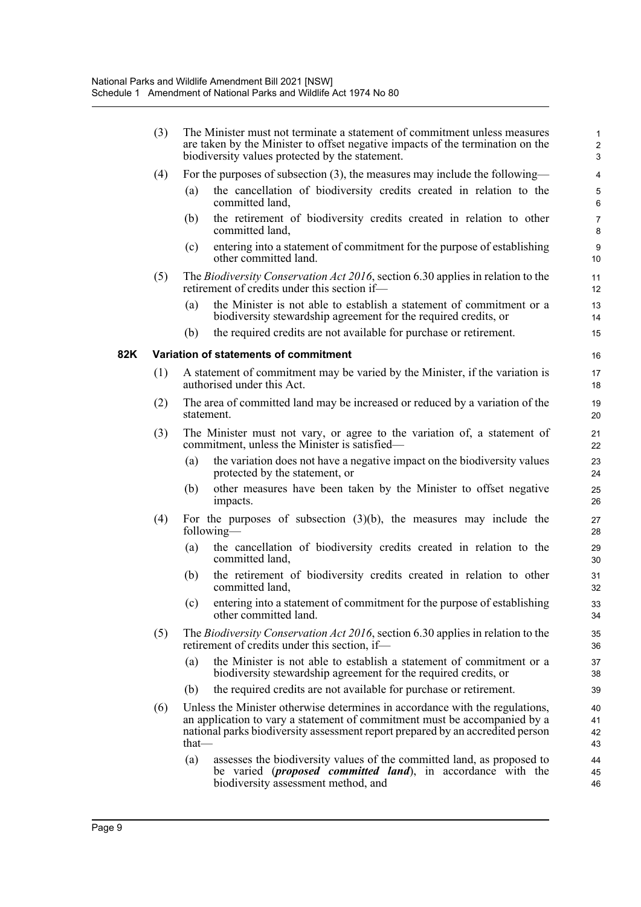(3) The Minister must not terminate a statement of commitment unless measures are taken by the Minister to offset negative impacts of the termination on the biodiversity values protected by the statement.

(4) For the purposes of subsection (3), the measures may include the following—

(a) the cancellation of biodiversity credits created in relation to the committed land,

(b) the retirement of biodiversity credits created in relation to other committed land,

(c) entering into a statement of commitment for the purpose of establishing other committed land.

(5) The *Biodiversity Conservation Act 2016*, section 6.30 applies in relation to the retirement of credits under this section if—

(a) the Minister is not able to establish a statement of commitment or a biodiversity stewardship agreement for the required credits, or

(b) the required credits are not available for purchase or retirement.

### 82K Variation of statements of commitment

(1) A statement of commitment may be varied by the Minister, if the variation is authorised under this Act.

(2) The area of committed land may be increased or reduced by a variation of the statement.

(3) The Minister must not vary, or agree to the variation of, a statement of commitment, unless the Minister is satisfied—

(a) the variation does not have a negative impact on the biodiversity values protected by the statement, or

(b) other measures have been taken by the Minister to offset negative impacts.

(4) For the purposes of subsection (3)(b), the measures may include the following—

(a) the cancellation of biodiversity credits created in relation to the committed land,

(b) the retirement of biodiversity credits created in relation to other committed land,

(c) entering into a statement of commitment for the purpose of establishing other committed land.

(5) The *Biodiversity Conservation Act 2016*, section 6.30 applies in relation to the retirement of credits under this section, if—

(a) the Minister is not able to establish a statement of commitment or a biodiversity stewardship agreement for the required credits, or

(b) the required credits are not available for purchase or retirement.

(6) Unless the Minister otherwise determines in accordance with the regulations, an application to vary a statement of commitment must be accompanied by a national parks biodiversity assessment report prepared by an accredited person that—

(a) assesses the biodiversity values of the committed land, as proposed to be varied (***proposed committed land***), in accordance with the biodiversity assessment method, and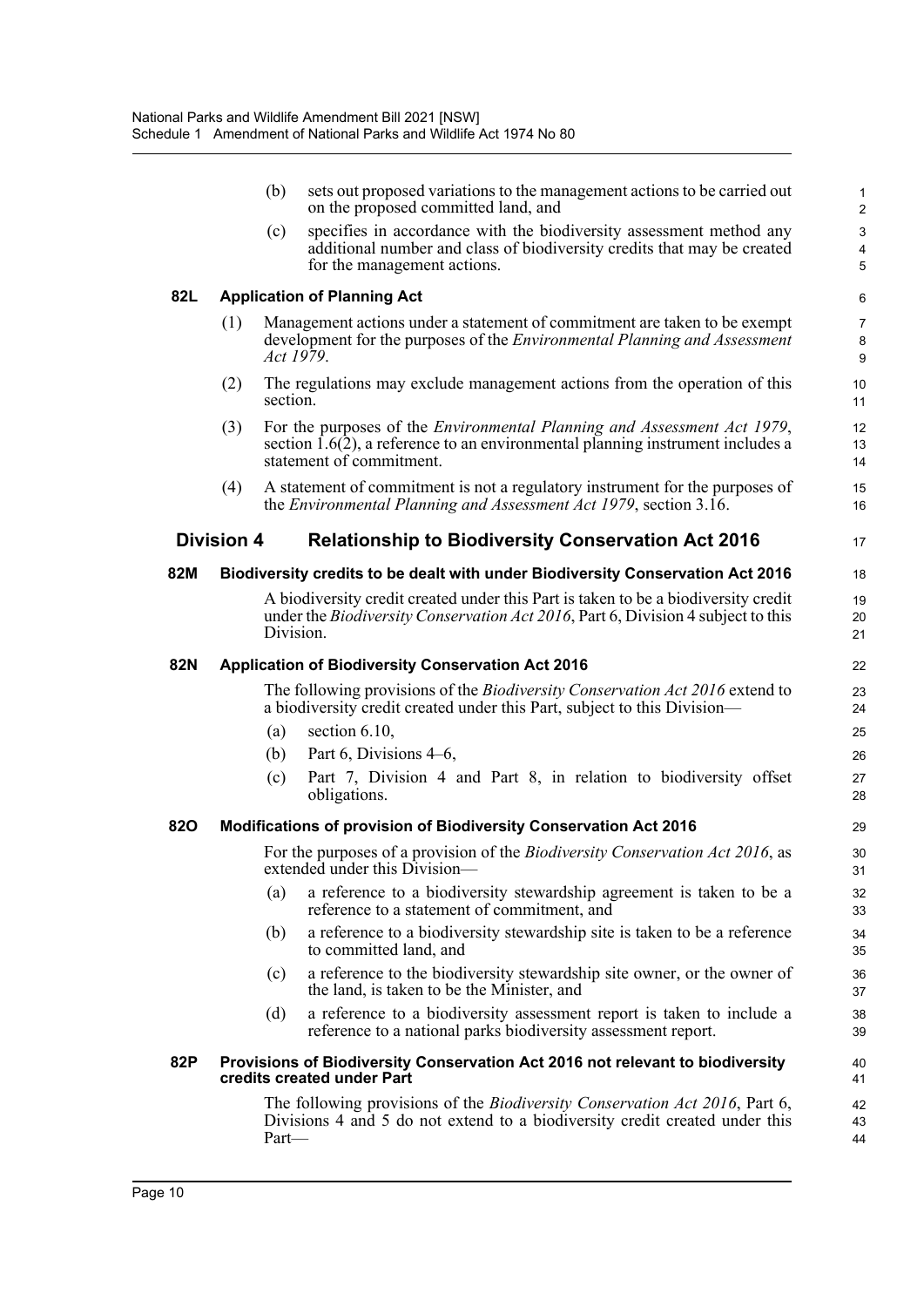(b) sets out proposed variations to the management actions to be carried out on the proposed committed land, and

(c) specifies in accordance with the biodiversity assessment method any additional number and class of biodiversity credits that may be created for the management actions.

**82L Application of Planning Act**

(1) Management actions under a statement of commitment are taken to be exempt development for the purposes of the *Environmental Planning and Assessment Act 1979*.

(2) The regulations may exclude management actions from the operation of this section.

(3) For the purposes of the *Environmental Planning and Assessment Act 1979*, section 1.6(2), a reference to an environmental planning instrument includes a statement of commitment.

(4) A statement of commitment is not a regulatory instrument for the purposes of the *Environmental Planning and Assessment Act 1979*, section 3.16.

## Division 4 Relationship to Biodiversity Conservation Act 2016

**82M Biodiversity credits to be dealt with under Biodiversity Conservation Act 2016**

A biodiversity credit created under this Part is taken to be a biodiversity credit under the *Biodiversity Conservation Act 2016*, Part 6, Division 4 subject to this Division.

**82N Application of Biodiversity Conservation Act 2016**

The following provisions of the *Biodiversity Conservation Act 2016* extend to a biodiversity credit created under this Part, subject to this Division—

(a) section 6.10,

(b) Part 6, Divisions 4–6,

(c) Part 7, Division 4 and Part 8, in relation to biodiversity offset obligations.

**82O Modifications of provision of Biodiversity Conservation Act 2016**

For the purposes of a provision of the *Biodiversity Conservation Act 2016*, as extended under this Division—

(a) a reference to a biodiversity stewardship agreement is taken to be a reference to a statement of commitment, and

(b) a reference to a biodiversity stewardship site is taken to be a reference to committed land, and

(c) a reference to the biodiversity stewardship site owner, or the owner of the land, is taken to be the Minister, and

(d) a reference to a biodiversity assessment report is taken to include a reference to a national parks biodiversity assessment report.

**82P Provisions of Biodiversity Conservation Act 2016 not relevant to biodiversity credits created under Part**

The following provisions of the *Biodiversity Conservation Act 2016*, Part 6, Divisions 4 and 5 do not extend to a biodiversity credit created under this Part—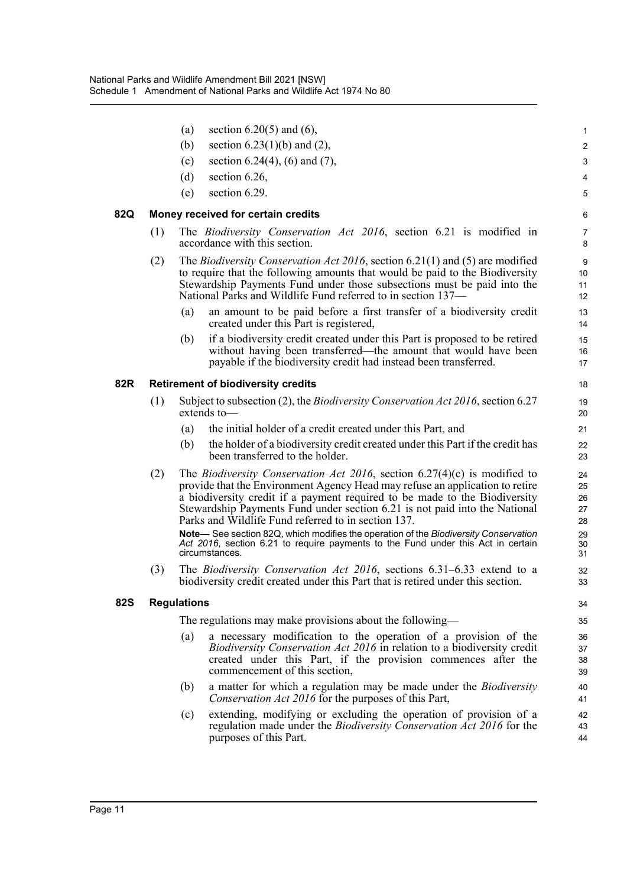(a) section 6.20(5) and (6),

(b) section 6.23(1)(b) and (2),

(c) section 6.24(4), (6) and (7),

(d) section 6.26,

(e) section 6.29.

### 82Q Money received for certain credits

(1) The *Biodiversity Conservation Act 2016*, section 6.21 is modified in accordance with this section.

(2) The *Biodiversity Conservation Act 2016*, section 6.21(1) and (5) are modified to require that the following amounts that would be paid to the Biodiversity Stewardship Payments Fund under those subsections must be paid into the National Parks and Wildlife Fund referred to in section 137—

(a) an amount to be paid before a first transfer of a biodiversity credit created under this Part is registered,

(b) if a biodiversity credit created under this Part is proposed to be retired without having been transferred—the amount that would have been payable if the biodiversity credit had instead been transferred.

### 82R Retirement of biodiversity credits

(1) Subject to subsection (2), the *Biodiversity Conservation Act 2016*, section 6.27 extends to—

(a) the initial holder of a credit created under this Part, and

(b) the holder of a biodiversity credit created under this Part if the credit has been transferred to the holder.

(2) The *Biodiversity Conservation Act 2016*, section 6.27(4)(c) is modified to provide that the Environment Agency Head may refuse an application to retire a biodiversity credit if a payment required to be made to the Biodiversity Stewardship Payments Fund under section 6.21 is not paid into the National Parks and Wildlife Fund referred to in section 137.

**Note—** See section 82Q, which modifies the operation of the *Biodiversity Conservation Act 2016*, section 6.21 to require payments to the Fund under this Act in certain circumstances.

(3) The *Biodiversity Conservation Act 2016*, sections 6.31–6.33 extend to a biodiversity credit created under this Part that is retired under this section.

### 82S Regulations

The regulations may make provisions about the following—

(a) a necessary modification to the operation of a provision of the *Biodiversity Conservation Act 2016* in relation to a biodiversity credit created under this Part, if the provision commences after the commencement of this section,

(b) a matter for which a regulation may be made under the *Biodiversity Conservation Act 2016* for the purposes of this Part,

(c) extending, modifying or excluding the operation of provision of a regulation made under the *Biodiversity Conservation Act 2016* for the purposes of this Part.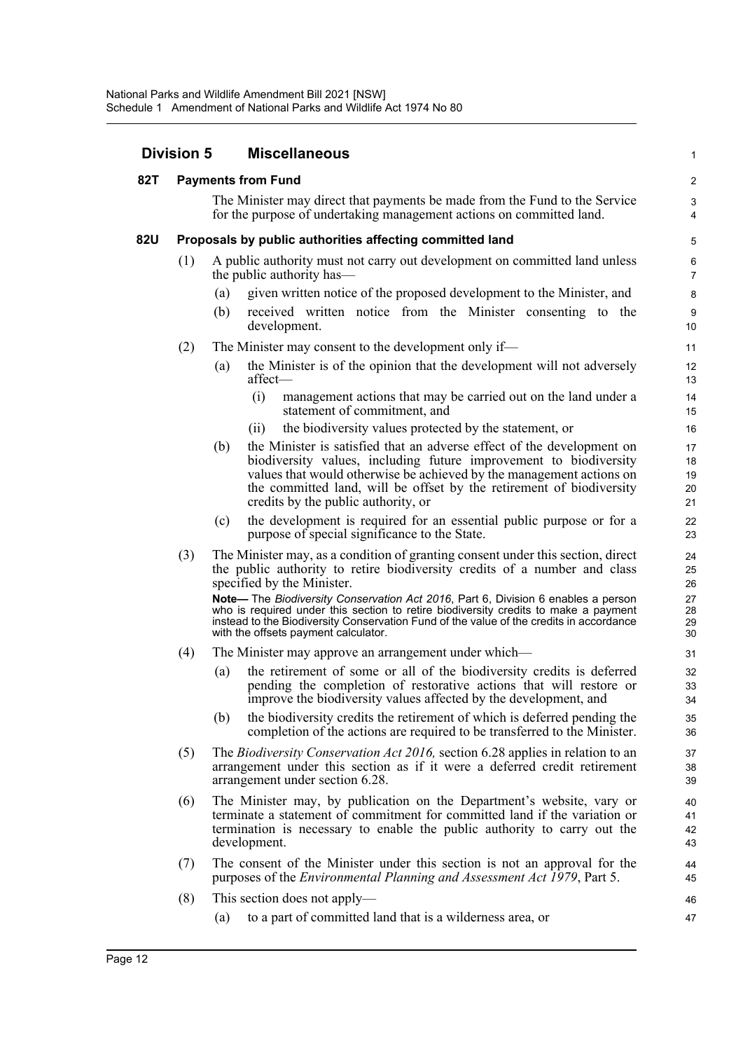## Division 5 Miscellaneous

### 82T Payments from Fund

The Minister may direct that payments be made from the Fund to the Service for the purpose of undertaking management actions on committed land.

### 82U Proposals by public authorities affecting committed land

(1) A public authority must not carry out development on committed land unless the public authority has—

(a) given written notice of the proposed development to the Minister, and

(b) received written notice from the Minister consenting to the development.

(2) The Minister may consent to the development only if—

(a) the Minister is of the opinion that the development will not adversely affect—

(i) management actions that may be carried out on the land under a statement of commitment, and

(ii) the biodiversity values protected by the statement, or

(b) the Minister is satisfied that an adverse effect of the development on biodiversity values, including future improvement to biodiversity values that would otherwise be achieved by the management actions on the committed land, will be offset by the retirement of biodiversity credits by the public authority, or

(c) the development is required for an essential public purpose or for a purpose of special significance to the State.

(3) The Minister may, as a condition of granting consent under this section, direct the public authority to retire biodiversity credits of a number and class specified by the Minister.

**Note—** The *Biodiversity Conservation Act 2016*, Part 6, Division 6 enables a person who is required under this section to retire biodiversity credits to make a payment instead to the Biodiversity Conservation Fund of the value of the credits in accordance with the offsets payment calculator.

(4) The Minister may approve an arrangement under which—

(a) the retirement of some or all of the biodiversity credits is deferred pending the completion of restorative actions that will restore or improve the biodiversity values affected by the development, and

(b) the biodiversity credits the retirement of which is deferred pending the completion of the actions are required to be transferred to the Minister.

(5) The *Biodiversity Conservation Act 2016,* section 6.28 applies in relation to an arrangement under this section as if it were a deferred credit retirement arrangement under section 6.28.

(6) The Minister may, by publication on the Department's website, vary or terminate a statement of commitment for committed land if the variation or termination is necessary to enable the public authority to carry out the development.

(7) The consent of the Minister under this section is not an approval for the purposes of the *Environmental Planning and Assessment Act 1979*, Part 5.

(8) This section does not apply—

(a) to a part of committed land that is a wilderness area, or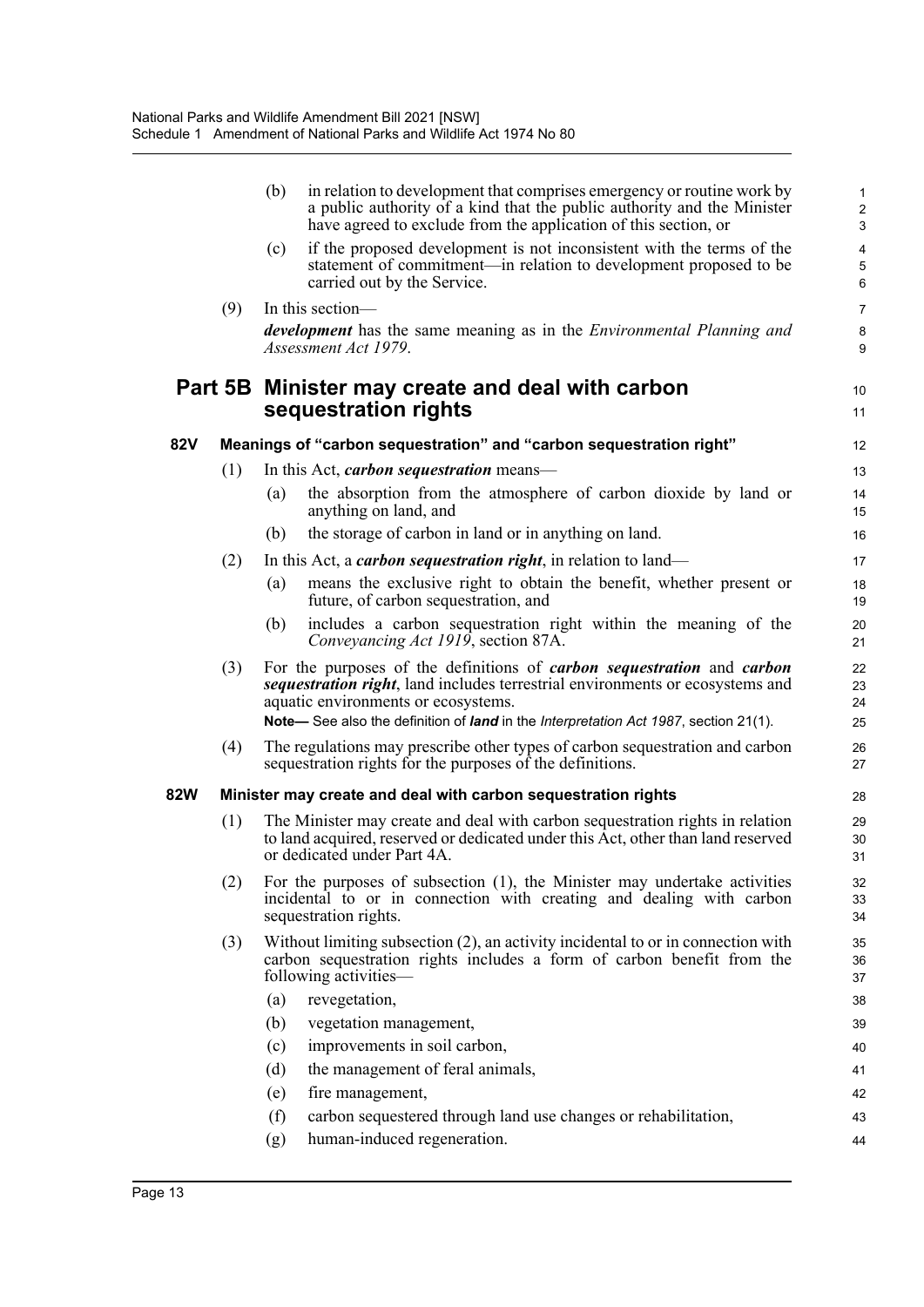(b) in relation to development that comprises emergency or routine work by a public authority of a kind that the public authority and the Minister have agreed to exclude from the application of this section, or

(c) if the proposed development is not inconsistent with the terms of the statement of commitment—in relation to development proposed to be carried out by the Service.

(9) In this section—

***development*** has the same meaning as in the *Environmental Planning and Assessment Act 1979*.

## Part 5B Minister may create and deal with carbon sequestration rights

### 82V Meanings of "carbon sequestration" and "carbon sequestration right"

(1) In this Act, ***carbon sequestration*** means—

(a) the absorption from the atmosphere of carbon dioxide by land or anything on land, and

(b) the storage of carbon in land or in anything on land.

(2) In this Act, a ***carbon sequestration right***, in relation to land—

(a) means the exclusive right to obtain the benefit, whether present or future, of carbon sequestration, and

(b) includes a carbon sequestration right within the meaning of the *Conveyancing Act 1919*, section 87A.

(3) For the purposes of the definitions of ***carbon sequestration*** and ***carbon sequestration right***, land includes terrestrial environments or ecosystems and aquatic environments or ecosystems.

**Note—** See also the definition of ***land*** in the *Interpretation Act 1987*, section 21(1).

(4) The regulations may prescribe other types of carbon sequestration and carbon sequestration rights for the purposes of the definitions.

### 82W Minister may create and deal with carbon sequestration rights

(1) The Minister may create and deal with carbon sequestration rights in relation to land acquired, reserved or dedicated under this Act, other than land reserved or dedicated under Part 4A.

(2) For the purposes of subsection (1), the Minister may undertake activities incidental to or in connection with creating and dealing with carbon sequestration rights.

(3) Without limiting subsection (2), an activity incidental to or in connection with carbon sequestration rights includes a form of carbon benefit from the following activities—

(a) revegetation,

(b) vegetation management,

(c) improvements in soil carbon,

(d) the management of feral animals,

(e) fire management,

(f) carbon sequestered through land use changes or rehabilitation,

(g) human-induced regeneration.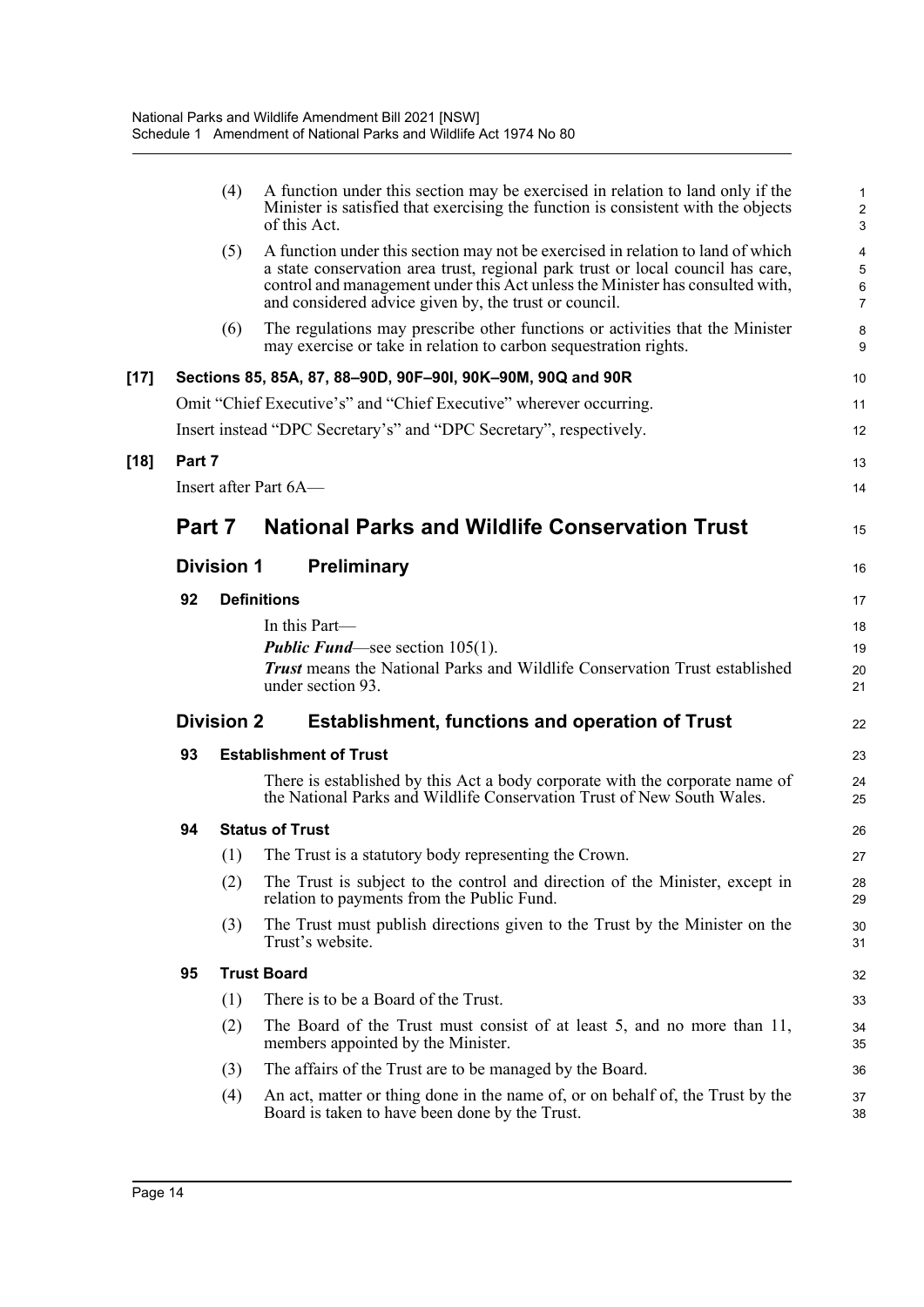(4) A function under this section may be exercised in relation to land only if the Minister is satisfied that exercising the function is consistent with the objects of this Act.

(5) A function under this section may not be exercised in relation to land of which a state conservation area trust, regional park trust or local council has care, control and management under this Act unless the Minister has consulted with, and considered advice given by, the trust or council.

(6) The regulations may prescribe other functions or activities that the Minister may exercise or take in relation to carbon sequestration rights.

**[17] Sections 85, 85A, 87, 88–90D, 90F–90I, 90K–90M, 90Q and 90R**

Omit "Chief Executive's" and "Chief Executive" wherever occurring.

Insert instead "DPC Secretary's" and "DPC Secretary", respectively.

**[18] Part 7**

Insert after Part 6A—

# Part 7 National Parks and Wildlife Conservation Trust

## Division 1 Preliminary

### 92 Definitions

In this Part—

***Public Fund***—see section 105(1).

***Trust*** means the National Parks and Wildlife Conservation Trust established under section 93.

## Division 2 Establishment, functions and operation of Trust

### 93 Establishment of Trust

There is established by this Act a body corporate with the corporate name of the National Parks and Wildlife Conservation Trust of New South Wales.

### 94 Status of Trust

(1) The Trust is a statutory body representing the Crown.

(2) The Trust is subject to the control and direction of the Minister, except in relation to payments from the Public Fund.

(3) The Trust must publish directions given to the Trust by the Minister on the Trust's website.

### 95 Trust Board

(1) There is to be a Board of the Trust.

(2) The Board of the Trust must consist of at least 5, and no more than 11, members appointed by the Minister.

(3) The affairs of the Trust are to be managed by the Board.

(4) An act, matter or thing done in the name of, or on behalf of, the Trust by the Board is taken to have been done by the Trust.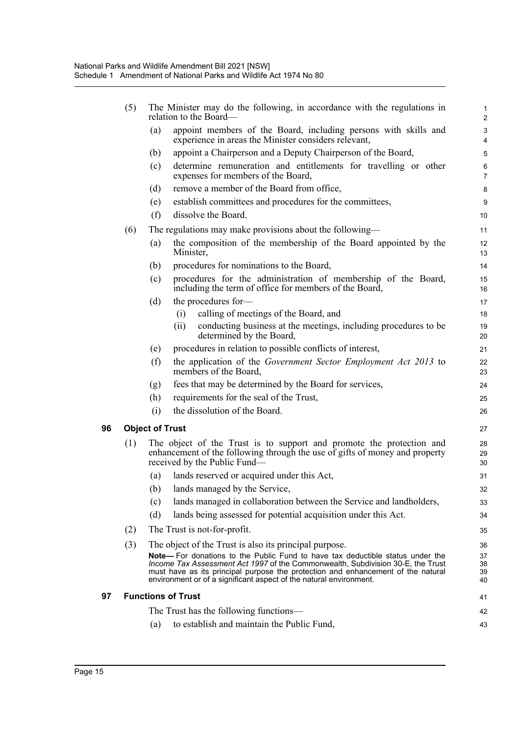(5) The Minister may do the following, in accordance with the regulations in relation to the Board—

(a) appoint members of the Board, including persons with skills and experience in areas the Minister considers relevant,

(b) appoint a Chairperson and a Deputy Chairperson of the Board,

(c) determine remuneration and entitlements for travelling or other expenses for members of the Board,

(d) remove a member of the Board from office,

(e) establish committees and procedures for the committees,

(f) dissolve the Board.

(6) The regulations may make provisions about the following—

(a) the composition of the membership of the Board appointed by the Minister,

(b) procedures for nominations to the Board,

(c) procedures for the administration of membership of the Board, including the term of office for members of the Board,

(d) the procedures for—

(i) calling of meetings of the Board, and

(ii) conducting business at the meetings, including procedures to be determined by the Board,

(e) procedures in relation to possible conflicts of interest,

(f) the application of the *Government Sector Employment Act 2013* to members of the Board,

(g) fees that may be determined by the Board for services,

(h) requirements for the seal of the Trust,

(i) the dissolution of the Board.

**96 Object of Trust**

(1) The object of the Trust is to support and promote the protection and enhancement of the following through the use of gifts of money and property received by the Public Fund—

(a) lands reserved or acquired under this Act,

(b) lands managed by the Service,

(c) lands managed in collaboration between the Service and landholders,

(d) lands being assessed for potential acquisition under this Act.

(2) The Trust is not-for-profit.

(3) The object of the Trust is also its principal purpose.

**Note—** For donations to the Public Fund to have tax deductible status under the *Income Tax Assessment Act 1997* of the Commonwealth, Subdivision 30-E, the Trust must have as its principal purpose the protection and enhancement of the natural environment or of a significant aspect of the natural environment.

**97 Functions of Trust**

The Trust has the following functions—

(a) to establish and maintain the Public Fund,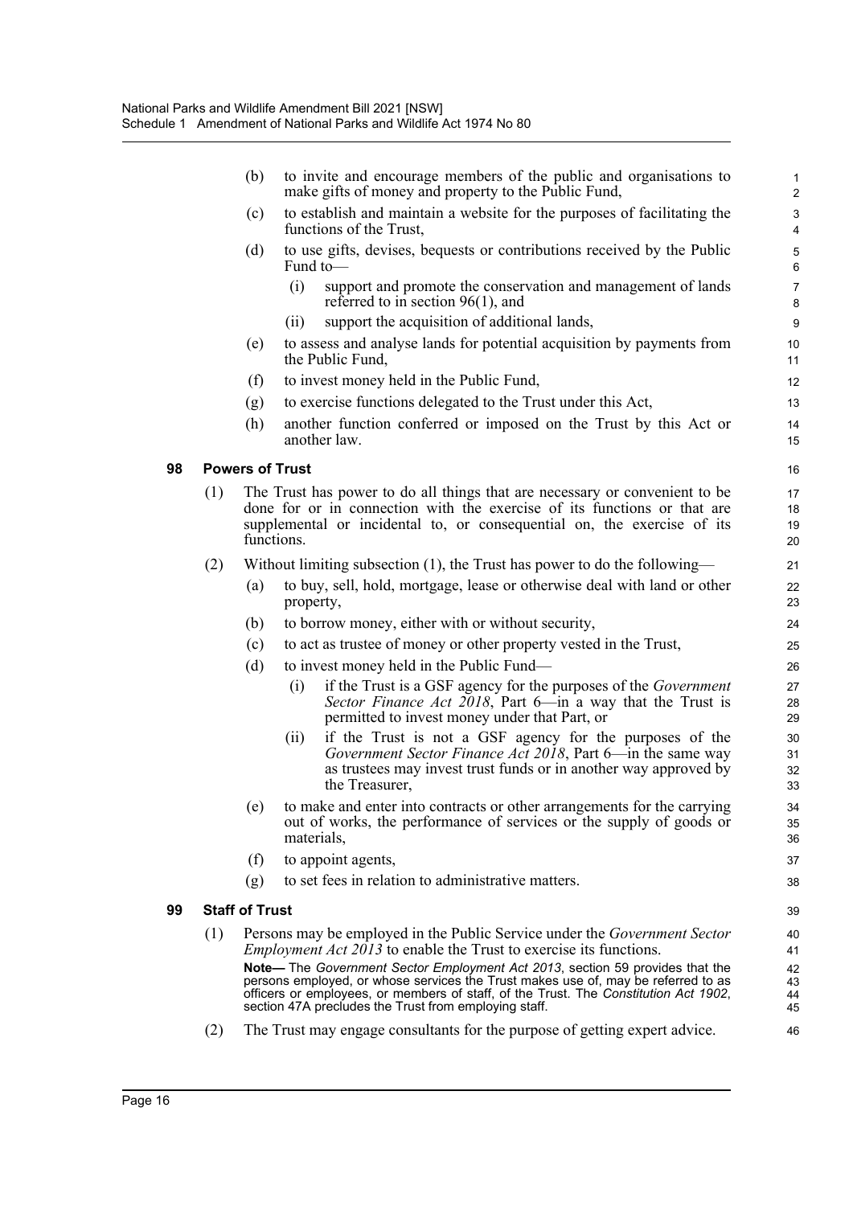(b) to invite and encourage members of the public and organisations to make gifts of money and property to the Public Fund,

(c) to establish and maintain a website for the purposes of facilitating the functions of the Trust,

(d) to use gifts, devises, bequests or contributions received by the Public Fund to—

(i) support and promote the conservation and management of lands referred to in section 96(1), and

(ii) support the acquisition of additional lands,

(e) to assess and analyse lands for potential acquisition by payments from the Public Fund,

(f) to invest money held in the Public Fund,

(g) to exercise functions delegated to the Trust under this Act,

(h) another function conferred or imposed on the Trust by this Act or another law.

### 98 Powers of Trust

(1) The Trust has power to do all things that are necessary or convenient to be done for or in connection with the exercise of its functions or that are supplemental or incidental to, or consequential on, the exercise of its functions.

(2) Without limiting subsection (1), the Trust has power to do the following—

(a) to buy, sell, hold, mortgage, lease or otherwise deal with land or other property,

(b) to borrow money, either with or without security,

(c) to act as trustee of money or other property vested in the Trust,

(d) to invest money held in the Public Fund—

(i) if the Trust is a GSF agency for the purposes of the *Government Sector Finance Act 2018*, Part 6—in a way that the Trust is permitted to invest money under that Part, or

(ii) if the Trust is not a GSF agency for the purposes of the *Government Sector Finance Act 2018*, Part 6—in the same way as trustees may invest trust funds or in another way approved by the Treasurer,

(e) to make and enter into contracts or other arrangements for the carrying out of works, the performance of services or the supply of goods or materials,

(f) to appoint agents,

(g) to set fees in relation to administrative matters.

### 99 Staff of Trust

(1) Persons may be employed in the Public Service under the *Government Sector Employment Act 2013* to enable the Trust to exercise its functions.

**Note—** The *Government Sector Employment Act 2013*, section 59 provides that the persons employed, or whose services the Trust makes use of, may be referred to as officers or employees, or members of staff, of the Trust. The *Constitution Act 1902*, section 47A precludes the Trust from employing staff.

(2) The Trust may engage consultants for the purpose of getting expert advice.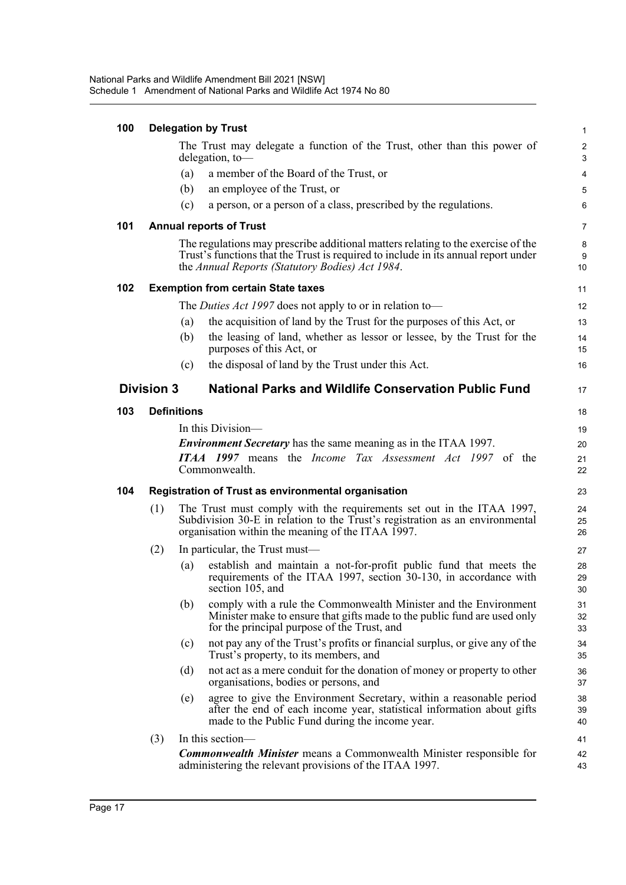### 100 Delegation by Trust

The Trust may delegate a function of the Trust, other than this power of delegation, to—

(a) a member of the Board of the Trust, or

(b) an employee of the Trust, or

(c) a person, or a person of a class, prescribed by the regulations.

### 101 Annual reports of Trust

The regulations may prescribe additional matters relating to the exercise of the Trust's functions that the Trust is required to include in its annual report under the *Annual Reports (Statutory Bodies) Act 1984*.

### 102 Exemption from certain State taxes

The *Duties Act 1997* does not apply to or in relation to—

(a) the acquisition of land by the Trust for the purposes of this Act, or

(b) the leasing of land, whether as lessor or lessee, by the Trust for the purposes of this Act, or

(c) the disposal of land by the Trust under this Act.

## Division 3 National Parks and Wildlife Conservation Public Fund

### 103 Definitions

In this Division—

***Environment Secretary*** has the same meaning as in the ITAA 1997.

***ITAA 1997*** means the *Income Tax Assessment Act 1997* of the Commonwealth.

### 104 Registration of Trust as environmental organisation

(1) The Trust must comply with the requirements set out in the ITAA 1997, Subdivision 30-E in relation to the Trust's registration as an environmental organisation within the meaning of the ITAA 1997.

(2) In particular, the Trust must—

(a) establish and maintain a not-for-profit public fund that meets the requirements of the ITAA 1997, section 30-130, in accordance with section 105, and

(b) comply with a rule the Commonwealth Minister and the Environment Minister make to ensure that gifts made to the public fund are used only for the principal purpose of the Trust, and

(c) not pay any of the Trust's profits or financial surplus, or give any of the Trust's property, to its members, and

(d) not act as a mere conduit for the donation of money or property to other organisations, bodies or persons, and

(e) agree to give the Environment Secretary, within a reasonable period after the end of each income year, statistical information about gifts made to the Public Fund during the income year.

(3) In this section—

***Commonwealth Minister*** means a Commonwealth Minister responsible for administering the relevant provisions of the ITAA 1997.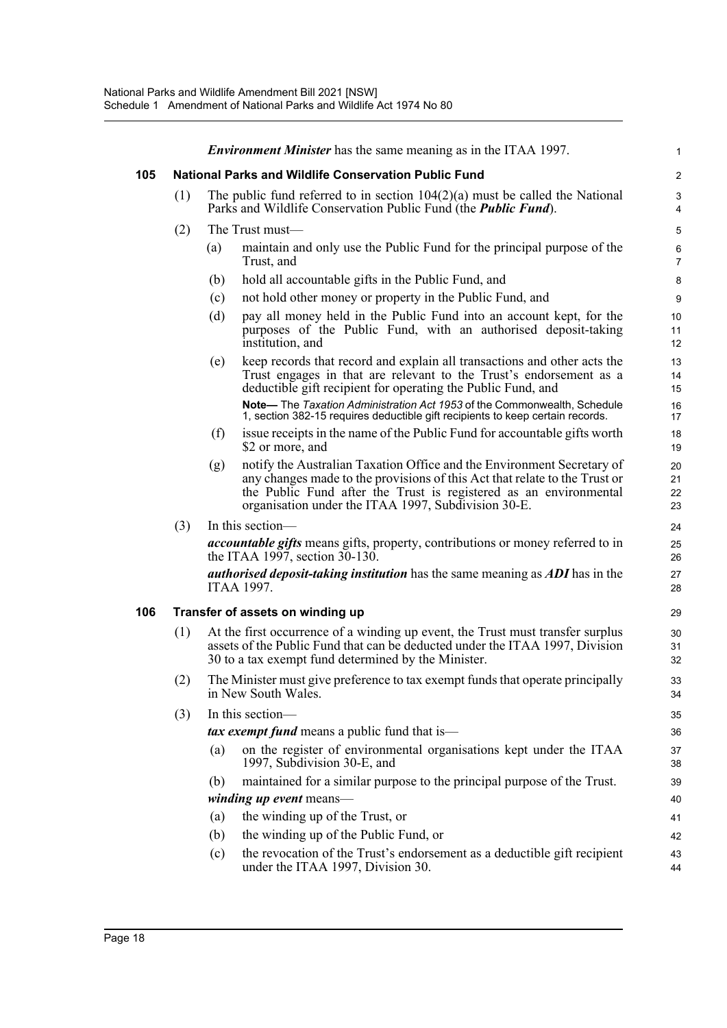***Environment Minister*** has the same meaning as in the ITAA 1997.

### 105 National Parks and Wildlife Conservation Public Fund

(1) The public fund referred to in section 104(2)(a) must be called the National Parks and Wildlife Conservation Public Fund (the ***Public Fund***).

(2) The Trust must—

(a) maintain and only use the Public Fund for the principal purpose of the Trust, and

(b) hold all accountable gifts in the Public Fund, and

(c) not hold other money or property in the Public Fund, and

(d) pay all money held in the Public Fund into an account kept, for the purposes of the Public Fund, with an authorised deposit-taking institution, and

(e) keep records that record and explain all transactions and other acts the Trust engages in that are relevant to the Trust's endorsement as a deductible gift recipient for operating the Public Fund, and

**Note—** The *Taxation Administration Act 1953* of the Commonwealth, Schedule 1, section 382-15 requires deductible gift recipients to keep certain records.

(f) issue receipts in the name of the Public Fund for accountable gifts worth $2 or more, and

(g) notify the Australian Taxation Office and the Environment Secretary of any changes made to the provisions of this Act that relate to the Trust or the Public Fund after the Trust is registered as an environmental organisation under the ITAA 1997, Subdivision 30-E.

(3) In this section—

***accountable gifts*** means gifts, property, contributions or money referred to in the ITAA 1997, section 30-130.

***authorised deposit-taking institution*** has the same meaning as ***ADI*** has in the ITAA 1997.

### 106 Transfer of assets on winding up

(1) At the first occurrence of a winding up event, the Trust must transfer surplus assets of the Public Fund that can be deducted under the ITAA 1997, Division 30 to a tax exempt fund determined by the Minister.

(2) The Minister must give preference to tax exempt funds that operate principally in New South Wales.

(3) In this section—

***tax exempt fund*** means a public fund that is—

(a) on the register of environmental organisations kept under the ITAA 1997, Subdivision 30-E, and

(b) maintained for a similar purpose to the principal purpose of the Trust.

***winding up event*** means—

(a) the winding up of the Trust, or

(b) the winding up of the Public Fund, or

(c) the revocation of the Trust's endorsement as a deductible gift recipient under the ITAA 1997, Division 30.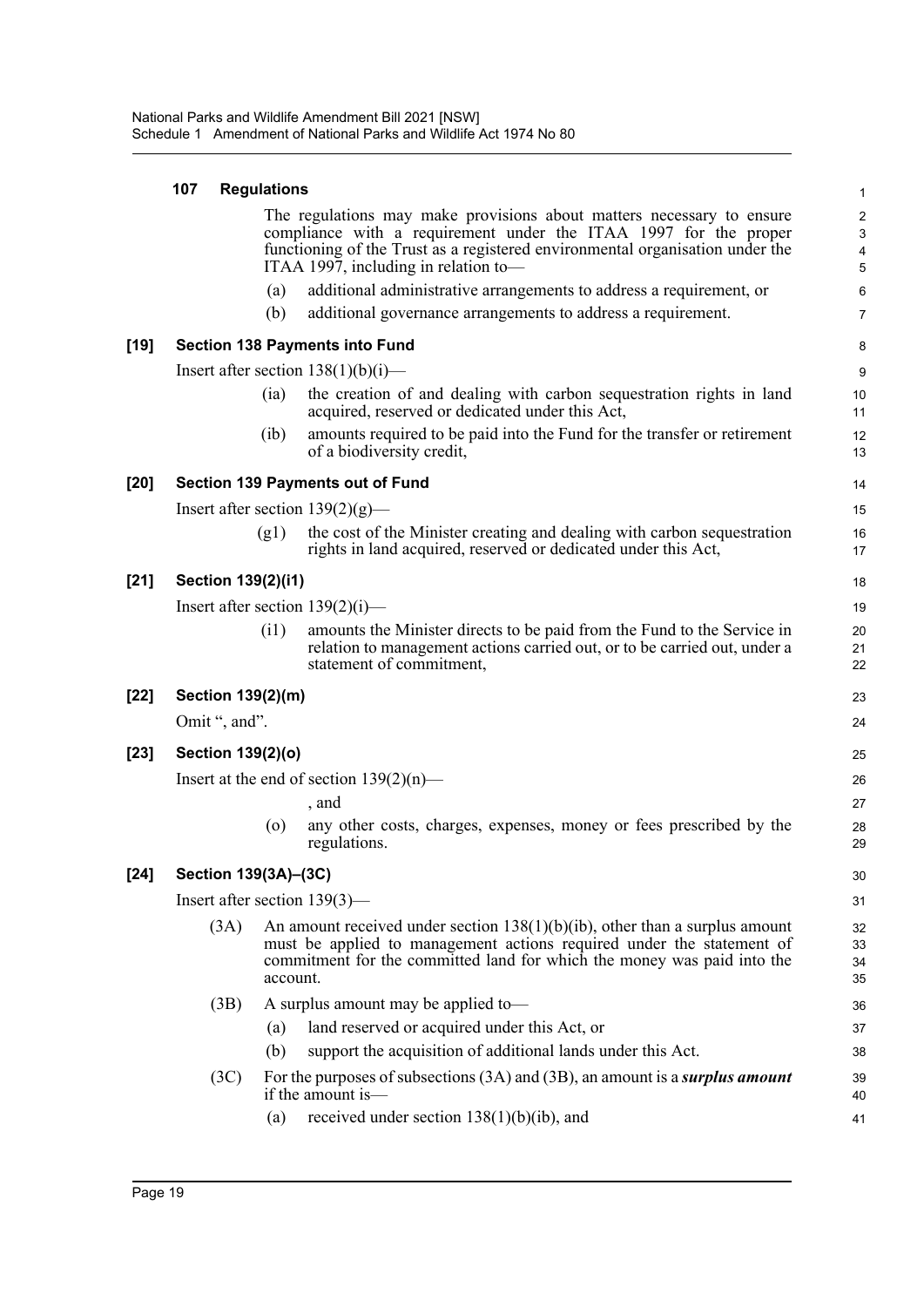**107 Regulations**

The regulations may make provisions about matters necessary to ensure compliance with a requirement under the ITAA 1997 for the proper functioning of the Trust as a registered environmental organisation under the ITAA 1997, including in relation to—

(a) additional administrative arrangements to address a requirement, or

(b) additional governance arrangements to address a requirement.

**[19] Section 138 Payments into Fund**

Insert after section 138(1)(b)(i)—

(ia) the creation of and dealing with carbon sequestration rights in land acquired, reserved or dedicated under this Act,

(ib) amounts required to be paid into the Fund for the transfer or retirement of a biodiversity credit,

**[20] Section 139 Payments out of Fund**

Insert after section 139(2)(g)—

(g1) the cost of the Minister creating and dealing with carbon sequestration rights in land acquired, reserved or dedicated under this Act,

**[21] Section 139(2)(i1)**

Insert after section 139(2)(i)—

(i1) amounts the Minister directs to be paid from the Fund to the Service in relation to management actions carried out, or to be carried out, under a statement of commitment,

**[22] Section 139(2)(m)**

Omit ", and".

**[23] Section 139(2)(o)**

Insert at the end of section 139(2)(n)—

, and

(o) any other costs, charges, expenses, money or fees prescribed by the regulations.

**[24] Section 139(3A)–(3C)**

Insert after section 139(3)—

(3A) An amount received under section 138(1)(b)(ib), other than a surplus amount must be applied to management actions required under the statement of commitment for the committed land for which the money was paid into the account.

(3B) A surplus amount may be applied to—

(a) land reserved or acquired under this Act, or

(b) support the acquisition of additional lands under this Act.

(3C) For the purposes of subsections (3A) and (3B), an amount is a ***surplus amount*** if the amount is—

(a) received under section 138(1)(b)(ib), and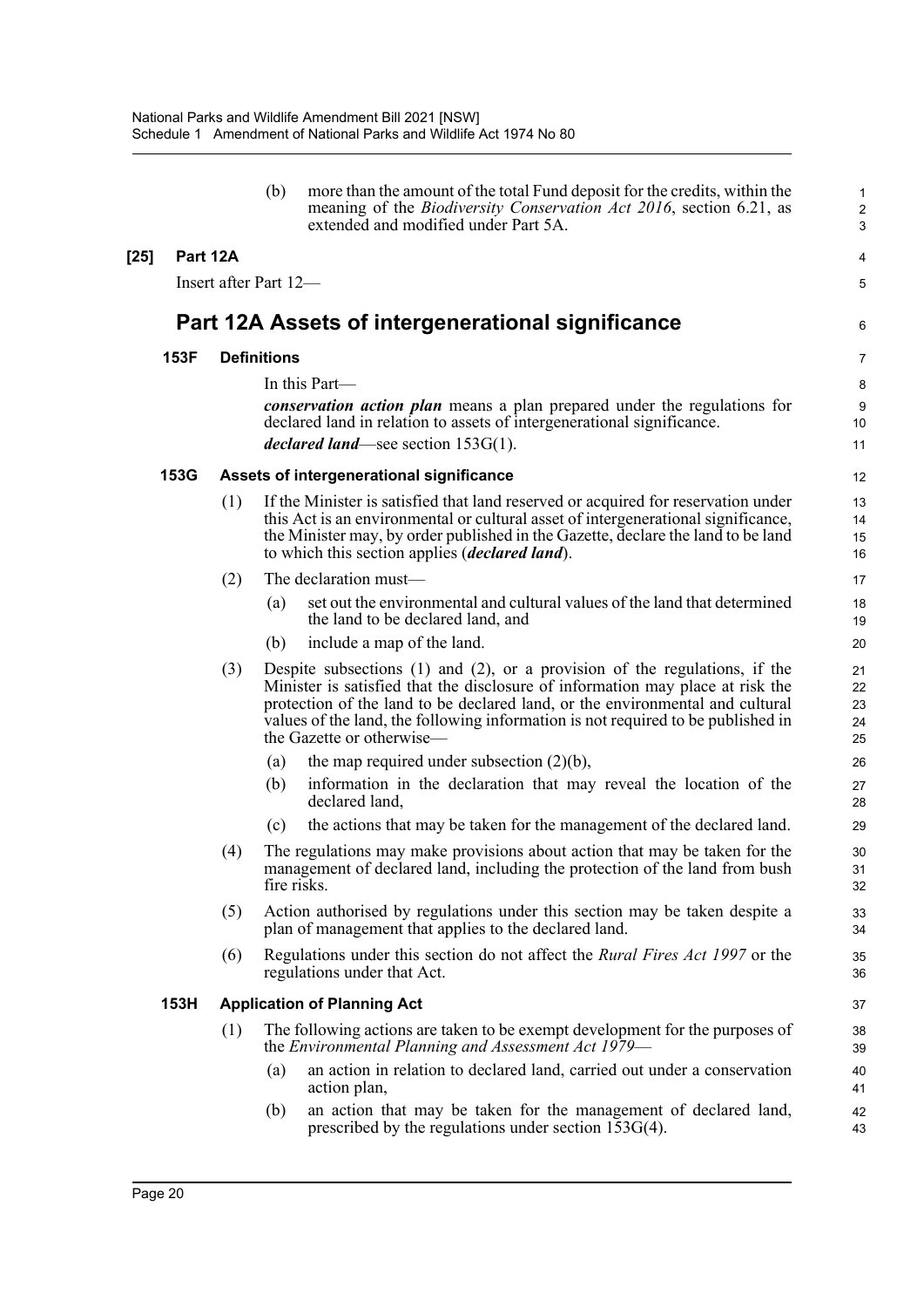(b) more than the amount of the total Fund deposit for the credits, within the meaning of the *Biodiversity Conservation Act 2016*, section 6.21, as extended and modified under Part 5A.

**[25] Part 12A**

Insert after Part 12—

# Part 12A Assets of intergenerational significance

### 153F Definitions

In this Part—

***conservation action plan*** means a plan prepared under the regulations for declared land in relation to assets of intergenerational significance.

***declared land***—see section 153G(1).

### 153G Assets of intergenerational significance

(1) If the Minister is satisfied that land reserved or acquired for reservation under this Act is an environmental or cultural asset of intergenerational significance, the Minister may, by order published in the Gazette, declare the land to be land to which this section applies (***declared land***).

(2) The declaration must—

(a) set out the environmental and cultural values of the land that determined the land to be declared land, and

(b) include a map of the land.

(3) Despite subsections (1) and (2), or a provision of the regulations, if the Minister is satisfied that the disclosure of information may place at risk the protection of the land to be declared land, or the environmental and cultural values of the land, the following information is not required to be published in the Gazette or otherwise—

(a) the map required under subsection (2)(b),

(b) information in the declaration that may reveal the location of the declared land,

(c) the actions that may be taken for the management of the declared land.

(4) The regulations may make provisions about action that may be taken for the management of declared land, including the protection of the land from bush fire risks.

(5) Action authorised by regulations under this section may be taken despite a plan of management that applies to the declared land.

(6) Regulations under this section do not affect the *Rural Fires Act 1997* or the regulations under that Act.

### 153H Application of Planning Act

(1) The following actions are taken to be exempt development for the purposes of the *Environmental Planning and Assessment Act 1979*—

(a) an action in relation to declared land, carried out under a conservation action plan,

(b) an action that may be taken for the management of declared land, prescribed by the regulations under section 153G(4).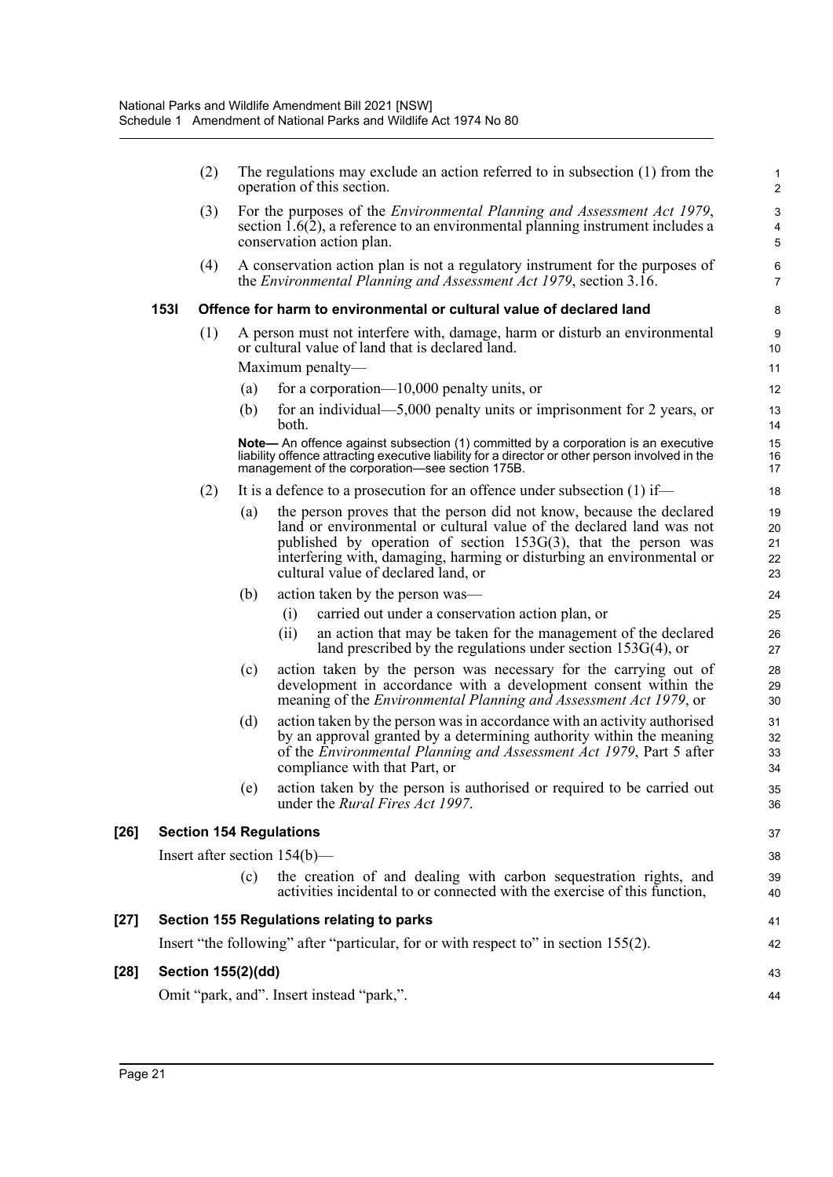(2) The regulations may exclude an action referred to in subsection (1) from the operation of this section.

(3) For the purposes of the *Environmental Planning and Assessment Act 1979*, section 1.6(2), a reference to an environmental planning instrument includes a conservation action plan.

(4) A conservation action plan is not a regulatory instrument for the purposes of the *Environmental Planning and Assessment Act 1979*, section 3.16.

**153I Offence for harm to environmental or cultural value of declared land**

(1) A person must not interfere with, damage, harm or disturb an environmental or cultural value of land that is declared land.

Maximum penalty—

(a) for a corporation—10,000 penalty units, or

(b) for an individual—5,000 penalty units or imprisonment for 2 years, or both.

**Note—** An offence against subsection (1) committed by a corporation is an executive liability offence attracting executive liability for a director or other person involved in the management of the corporation—see section 175B.

(2) It is a defence to a prosecution for an offence under subsection (1) if—

(a) the person proves that the person did not know, because the declared land or environmental or cultural value of the declared land was not published by operation of section 153G(3), that the person was interfering with, damaging, harming or disturbing an environmental or cultural value of declared land, or

(b) action taken by the person was—

(i) carried out under a conservation action plan, or

(ii) an action that may be taken for the management of the declared land prescribed by the regulations under section 153G(4), or

(c) action taken by the person was necessary for the carrying out of development in accordance with a development consent within the meaning of the *Environmental Planning and Assessment Act 1979*, or

(d) action taken by the person was in accordance with an activity authorised by an approval granted by a determining authority within the meaning of the *Environmental Planning and Assessment Act 1979*, Part 5 after compliance with that Part, or

(e) action taken by the person is authorised or required to be carried out under the *Rural Fires Act 1997*.

**[26] Section 154 Regulations**

Insert after section 154(b)—

(c) the creation of and dealing with carbon sequestration rights, and activities incidental to or connected with the exercise of this function,

**[27] Section 155 Regulations relating to parks**

Insert "the following" after "particular, for or with respect to" in section 155(2).

**[28] Section 155(2)(dd)**

Omit "park, and". Insert instead "park,".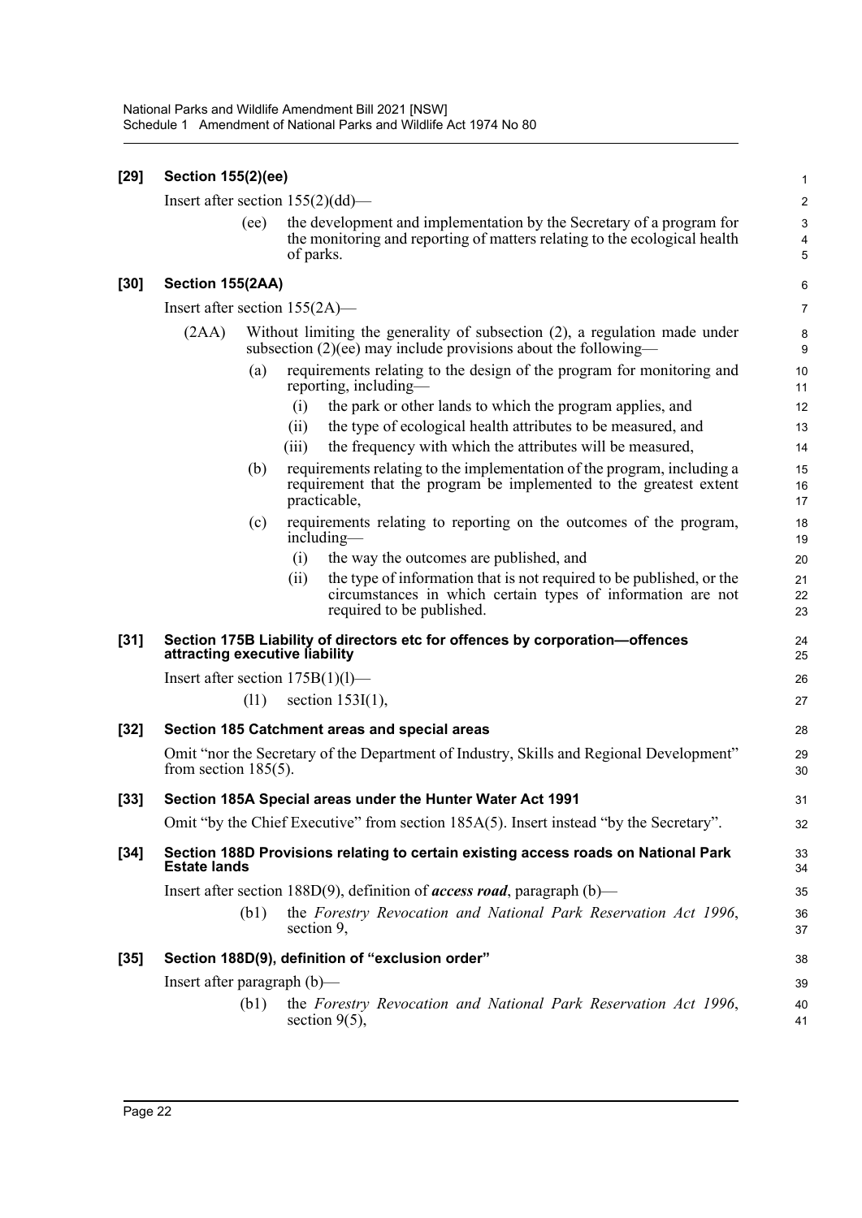**[29] Section 155(2)(ee)**

Insert after section 155(2)(dd)—

(ee) the development and implementation by the Secretary of a program for the monitoring and reporting of matters relating to the ecological health of parks.

**[30] Section 155(2AA)**

Insert after section 155(2A)—

(2AA) Without limiting the generality of subsection (2), a regulation made under subsection (2)(ee) may include provisions about the following—

(a) requirements relating to the design of the program for monitoring and reporting, including—

(i) the park or other lands to which the program applies, and

(ii) the type of ecological health attributes to be measured, and

(iii) the frequency with which the attributes will be measured,

(b) requirements relating to the implementation of the program, including a requirement that the program be implemented to the greatest extent practicable,

(c) requirements relating to reporting on the outcomes of the program, including—

(i) the way the outcomes are published, and

(ii) the type of information that is not required to be published, or the circumstances in which certain types of information are not required to be published.

**[31] Section 175B Liability of directors etc for offences by corporation—offences attracting executive liability**

Insert after section 175B(1)(l)—

(l1) section 153I(1),

**[32] Section 185 Catchment areas and special areas**

Omit "nor the Secretary of the Department of Industry, Skills and Regional Development" from section 185(5).

**[33] Section 185A Special areas under the Hunter Water Act 1991**

Omit "by the Chief Executive" from section 185A(5). Insert instead "by the Secretary".

**[34] Section 188D Provisions relating to certain existing access roads on National Park Estate lands**

Insert after section 188D(9), definition of ***access road***, paragraph (b)—

(b1) the *Forestry Revocation and National Park Reservation Act 1996*, section 9,

**[35] Section 188D(9), definition of "exclusion order"**

Insert after paragraph (b)—

(b1) the *Forestry Revocation and National Park Reservation Act 1996*, section 9(5),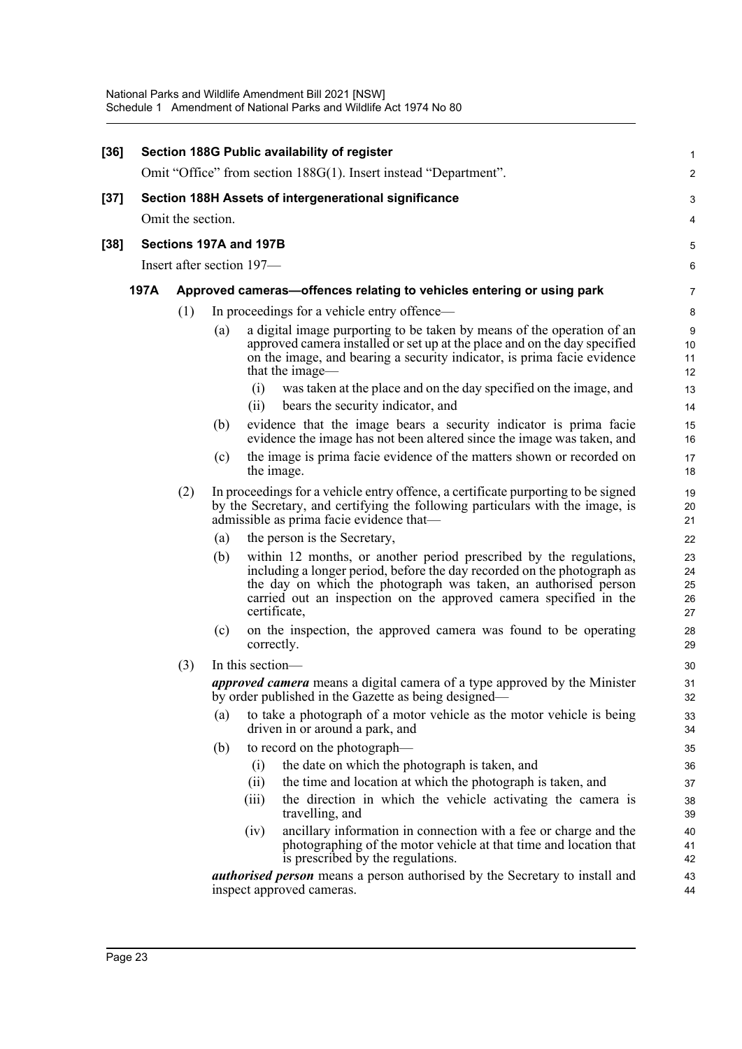**[36] Section 188G Public availability of register**

Omit "Office" from section 188G(1). Insert instead "Department".

**[37] Section 188H Assets of intergenerational significance**

Omit the section.

**[38] Sections 197A and 197B**

Insert after section 197—

**197A Approved cameras—offences relating to vehicles entering or using park**

(1) In proceedings for a vehicle entry offence—

(a) a digital image purporting to be taken by means of the operation of an approved camera installed or set up at the place and on the day specified on the image, and bearing a security indicator, is prima facie evidence that the image—

(i) was taken at the place and on the day specified on the image, and

(ii) bears the security indicator, and

(b) evidence that the image bears a security indicator is prima facie evidence the image has not been altered since the image was taken, and

(c) the image is prima facie evidence of the matters shown or recorded on the image.

(2) In proceedings for a vehicle entry offence, a certificate purporting to be signed by the Secretary, and certifying the following particulars with the image, is admissible as prima facie evidence that—

(a) the person is the Secretary,

(b) within 12 months, or another period prescribed by the regulations, including a longer period, before the day recorded on the photograph as the day on which the photograph was taken, an authorised person carried out an inspection on the approved camera specified in the certificate,

(c) on the inspection, the approved camera was found to be operating correctly.

(3) In this section—

***approved camera*** means a digital camera of a type approved by the Minister by order published in the Gazette as being designed—

(a) to take a photograph of a motor vehicle as the motor vehicle is being driven in or around a park, and

(b) to record on the photograph—

(i) the date on which the photograph is taken, and

(ii) the time and location at which the photograph is taken, and

(iii) the direction in which the vehicle activating the camera is travelling, and

(iv) ancillary information in connection with a fee or charge and the photographing of the motor vehicle at that time and location that is prescribed by the regulations.

***authorised person*** means a person authorised by the Secretary to install and inspect approved cameras.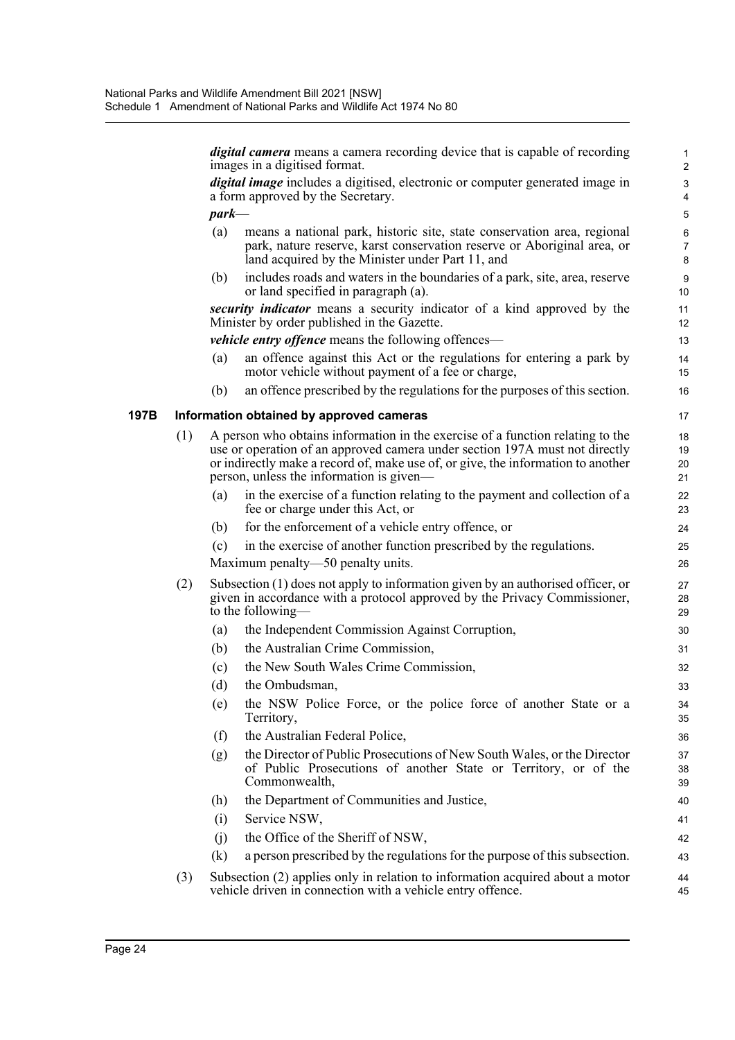***digital camera*** means a camera recording device that is capable of recording images in a digitised format.

***digital image*** includes a digitised, electronic or computer generated image in a form approved by the Secretary.

***park***—

(a) means a national park, historic site, state conservation area, regional park, nature reserve, karst conservation reserve or Aboriginal area, or land acquired by the Minister under Part 11, and

(b) includes roads and waters in the boundaries of a park, site, area, reserve or land specified in paragraph (a).

***security indicator*** means a security indicator of a kind approved by the Minister by order published in the Gazette.

***vehicle entry offence*** means the following offences—

(a) an offence against this Act or the regulations for entering a park by motor vehicle without payment of a fee or charge,

(b) an offence prescribed by the regulations for the purposes of this section.

**197B Information obtained by approved cameras**

(1) A person who obtains information in the exercise of a function relating to the use or operation of an approved camera under section 197A must not directly or indirectly make a record of, make use of, or give, the information to another person, unless the information is given—

(a) in the exercise of a function relating to the payment and collection of a fee or charge under this Act, or

(b) for the enforcement of a vehicle entry offence, or

(c) in the exercise of another function prescribed by the regulations.

Maximum penalty—50 penalty units.

(2) Subsection (1) does not apply to information given by an authorised officer, or given in accordance with a protocol approved by the Privacy Commissioner, to the following—

(a) the Independent Commission Against Corruption,

(b) the Australian Crime Commission,

(c) the New South Wales Crime Commission,

(d) the Ombudsman,

(e) the NSW Police Force, or the police force of another State or a Territory,

(f) the Australian Federal Police,

(g) the Director of Public Prosecutions of New South Wales, or the Director of Public Prosecutions of another State or Territory, or of the Commonwealth,

(h) the Department of Communities and Justice,

(i) Service NSW,

(j) the Office of the Sheriff of NSW,

(k) a person prescribed by the regulations for the purpose of this subsection.

(3) Subsection (2) applies only in relation to information acquired about a motor vehicle driven in connection with a vehicle entry offence.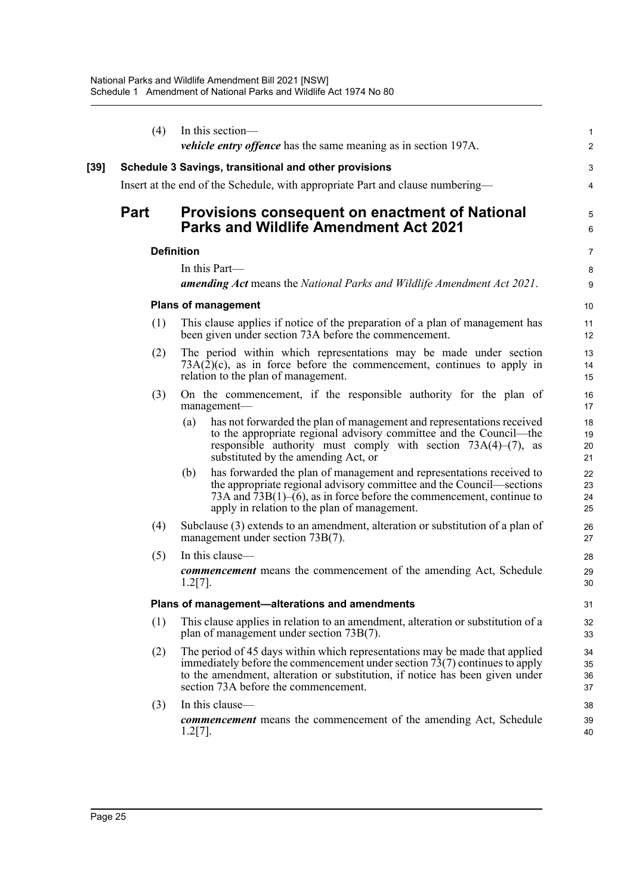(4) In this section—

***vehicle entry offence*** has the same meaning as in section 197A.

**[39] Schedule 3 Savings, transitional and other provisions**

Insert at the end of the Schedule, with appropriate Part and clause numbering—

## Part Provisions consequent on enactment of National Parks and Wildlife Amendment Act 2021

#### Definition

In this Part—

***amending Act*** means the *National Parks and Wildlife Amendment Act 2021*.

#### Plans of management

(1) This clause applies if notice of the preparation of a plan of management has been given under section 73A before the commencement.

(2) The period within which representations may be made under section 73A(2)(c), as in force before the commencement, continues to apply in relation to the plan of management.

(3) On the commencement, if the responsible authority for the plan of management—

(a) has not forwarded the plan of management and representations received to the appropriate regional advisory committee and the Council—the responsible authority must comply with section 73A(4)–(7), as substituted by the amending Act, or

(b) has forwarded the plan of management and representations received to the appropriate regional advisory committee and the Council—sections 73A and 73B(1)–(6), as in force before the commencement, continue to apply in relation to the plan of management.

(4) Subclause (3) extends to an amendment, alteration or substitution of a plan of management under section 73B(7).

(5) In this clause—

***commencement*** means the commencement of the amending Act, Schedule 1.2[7].

#### Plans of management—alterations and amendments

(1) This clause applies in relation to an amendment, alteration or substitution of a plan of management under section 73B(7).

(2) The period of 45 days within which representations may be made that applied immediately before the commencement under section 73(7) continues to apply to the amendment, alteration or substitution, if notice has been given under section 73A before the commencement.

(3) In this clause—

***commencement*** means the commencement of the amending Act, Schedule 1.2[7].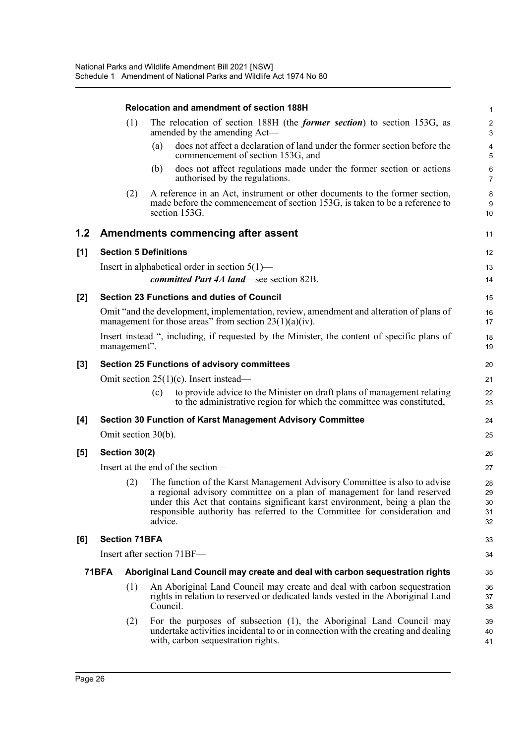**Relocation and amendment of section 188H**

(1) The relocation of section 188H (the ***former section***) to section 153G, as amended by the amending Act—

(a) does not affect a declaration of land under the former section before the commencement of section 153G, and

(b) does not affect regulations made under the former section or actions authorised by the regulations.

(2) A reference in an Act, instrument or other documents to the former section, made before the commencement of section 153G, is taken to be a reference to section 153G.

## 1.2 Amendments commencing after assent

### [1] Section 5 Definitions

Insert in alphabetical order in section 5(1)—

> ***committed Part 4A land***—see section 82B.

### [2] Section 23 Functions and duties of Council

Omit "and the development, implementation, review, amendment and alteration of plans of management for those areas" from section 23(1)(a)(iv).

Insert instead ", including, if requested by the Minister, the content of specific plans of management".

### [3] Section 25 Functions of advisory committees

Omit section 25(1)(c). Insert instead—

> (c) to provide advice to the Minister on draft plans of management relating to the administrative region for which the committee was constituted,

### [4] Section 30 Function of Karst Management Advisory Committee

Omit section 30(b).

### [5] Section 30(2)

Insert at the end of the section—

> (2) The function of the Karst Management Advisory Committee is also to advise a regional advisory committee on a plan of management for land reserved under this Act that contains significant karst environment, being a plan the responsible authority has referred to the Committee for consideration and advice.

### [6] Section 71BFA

Insert after section 71BF—

**71BFA Aboriginal Land Council may create and deal with carbon sequestration rights**

(1) An Aboriginal Land Council may create and deal with carbon sequestration rights in relation to reserved or dedicated lands vested in the Aboriginal Land Council.

(2) For the purposes of subsection (1), the Aboriginal Land Council may undertake activities incidental to or in connection with the creating and dealing with, carbon sequestration rights.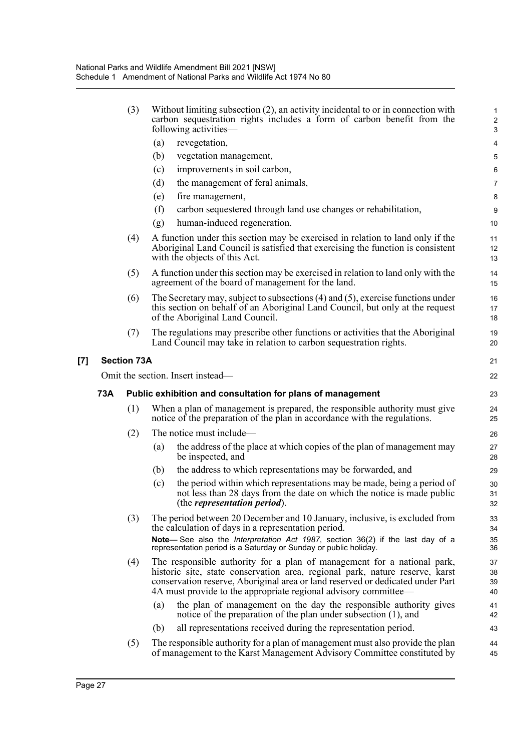(3) Without limiting subsection (2), an activity incidental to or in connection with carbon sequestration rights includes a form of carbon benefit from the following activities—

(a) revegetation,

(b) vegetation management,

(c) improvements in soil carbon,

(d) the management of feral animals,

(e) fire management,

(f) carbon sequestered through land use changes or rehabilitation,

(g) human-induced regeneration.

(4) A function under this section may be exercised in relation to land only if the Aboriginal Land Council is satisfied that exercising the function is consistent with the objects of this Act.

(5) A function under this section may be exercised in relation to land only with the agreement of the board of management for the land.

(6) The Secretary may, subject to subsections (4) and (5), exercise functions under this section on behalf of an Aboriginal Land Council, but only at the request of the Aboriginal Land Council.

(7) The regulations may prescribe other functions or activities that the Aboriginal Land Council may take in relation to carbon sequestration rights.

**[7] Section 73A**

Omit the section. Insert instead—

**73A Public exhibition and consultation for plans of management**

(1) When a plan of management is prepared, the responsible authority must give notice of the preparation of the plan in accordance with the regulations.

(2) The notice must include—

(a) the address of the place at which copies of the plan of management may be inspected, and

(b) the address to which representations may be forwarded, and

(c) the period within which representations may be made, being a period of not less than 28 days from the date on which the notice is made public (the ***representation period***).

(3) The period between 20 December and 10 January, inclusive, is excluded from the calculation of days in a representation period.

**Note—** See also the *Interpretation Act 1987*, section 36(2) if the last day of a representation period is a Saturday or Sunday or public holiday.

(4) The responsible authority for a plan of management for a national park, historic site, state conservation area, regional park, nature reserve, karst conservation reserve, Aboriginal area or land reserved or dedicated under Part 4A must provide to the appropriate regional advisory committee—

(a) the plan of management on the day the responsible authority gives notice of the preparation of the plan under subsection (1), and

(b) all representations received during the representation period.

(5) The responsible authority for a plan of management must also provide the plan of management to the Karst Management Advisory Committee constituted by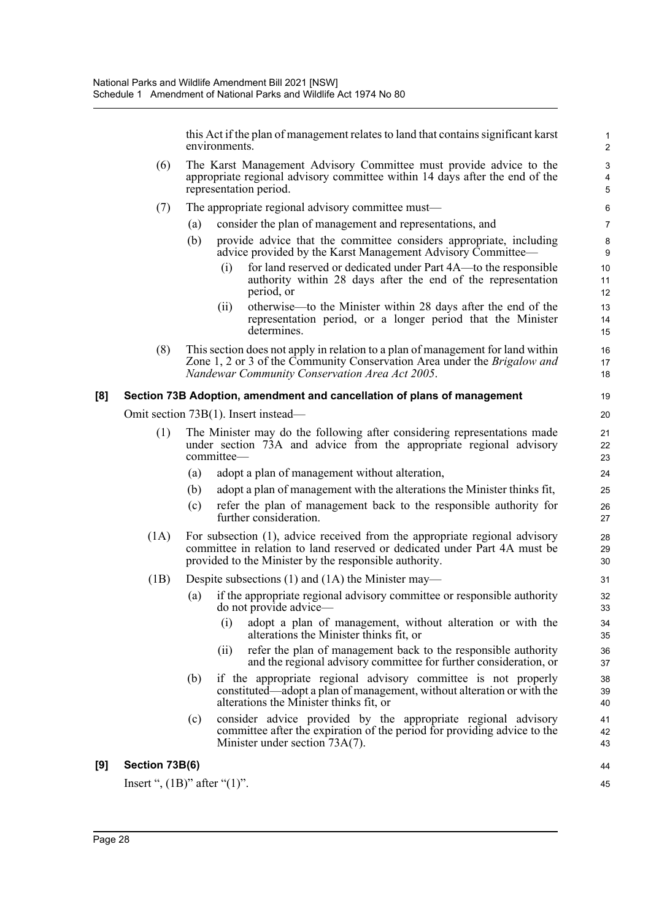this Act if the plan of management relates to land that contains significant karst environments.

(6) The Karst Management Advisory Committee must provide advice to the appropriate regional advisory committee within 14 days after the end of the representation period.

(7) The appropriate regional advisory committee must—

(a) consider the plan of management and representations, and

(b) provide advice that the committee considers appropriate, including advice provided by the Karst Management Advisory Committee—

(i) for land reserved or dedicated under Part 4A—to the responsible authority within 28 days after the end of the representation period, or

(ii) otherwise—to the Minister within 28 days after the end of the representation period, or a longer period that the Minister determines.

(8) This section does not apply in relation to a plan of management for land within Zone 1, 2 or 3 of the Community Conservation Area under the *Brigalow and Nandewar Community Conservation Area Act 2005*.

### [8] Section 73B Adoption, amendment and cancellation of plans of management

Omit section 73B(1). Insert instead—

(1) The Minister may do the following after considering representations made under section 73A and advice from the appropriate regional advisory committee—

(a) adopt a plan of management without alteration,

(b) adopt a plan of management with the alterations the Minister thinks fit,

(c) refer the plan of management back to the responsible authority for further consideration.

(1A) For subsection (1), advice received from the appropriate regional advisory committee in relation to land reserved or dedicated under Part 4A must be provided to the Minister by the responsible authority.

(1B) Despite subsections (1) and (1A) the Minister may—

(a) if the appropriate regional advisory committee or responsible authority do not provide advice—

(i) adopt a plan of management, without alteration or with the alterations the Minister thinks fit, or

(ii) refer the plan of management back to the responsible authority and the regional advisory committee for further consideration, or

(b) if the appropriate regional advisory committee is not properly constituted—adopt a plan of management, without alteration or with the alterations the Minister thinks fit, or

(c) consider advice provided by the appropriate regional advisory committee after the expiration of the period for providing advice to the Minister under section 73A(7).

### [9] Section 73B(6)

Insert ", (1B)" after "(1)".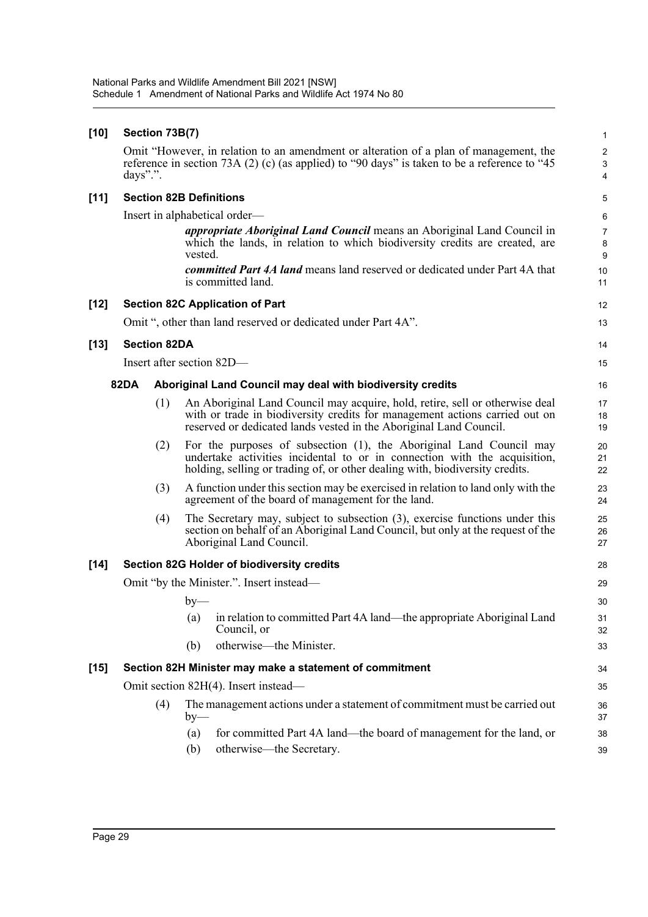**[10] Section 73B(7)**

Omit "However, in relation to an amendment or alteration of a plan of management, the reference in section 73A (2) (c) (as applied) to "90 days" is taken to be a reference to "45 days".".

**[11] Section 82B Definitions**

Insert in alphabetical order—

> ***appropriate Aboriginal Land Council*** means an Aboriginal Land Council in which the lands, in relation to which biodiversity credits are created, are vested.
>
> ***committed Part 4A land*** means land reserved or dedicated under Part 4A that is committed land.

**[12] Section 82C Application of Part**

Omit ", other than land reserved or dedicated under Part 4A".

**[13] Section 82DA**

Insert after section 82D—

**82DA Aboriginal Land Council may deal with biodiversity credits**

(1) An Aboriginal Land Council may acquire, hold, retire, sell or otherwise deal with or trade in biodiversity credits for management actions carried out on reserved or dedicated lands vested in the Aboriginal Land Council.

(2) For the purposes of subsection (1), the Aboriginal Land Council may undertake activities incidental to or in connection with the acquisition, holding, selling or trading of, or other dealing with, biodiversity credits.

(3) A function under this section may be exercised in relation to land only with the agreement of the board of management for the land.

(4) The Secretary may, subject to subsection (3), exercise functions under this section on behalf of an Aboriginal Land Council, but only at the request of the Aboriginal Land Council.

**[14] Section 82G Holder of biodiversity credits**

Omit "by the Minister.". Insert instead—

> by—
>
> (a) in relation to committed Part 4A land—the appropriate Aboriginal Land Council, or
>
> (b) otherwise—the Minister.

**[15] Section 82H Minister may make a statement of commitment**

Omit section 82H(4). Insert instead—

> (4) The management actions under a statement of commitment must be carried out by—
>
> (a) for committed Part 4A land—the board of management for the land, or
>
> (b) otherwise—the Secretary.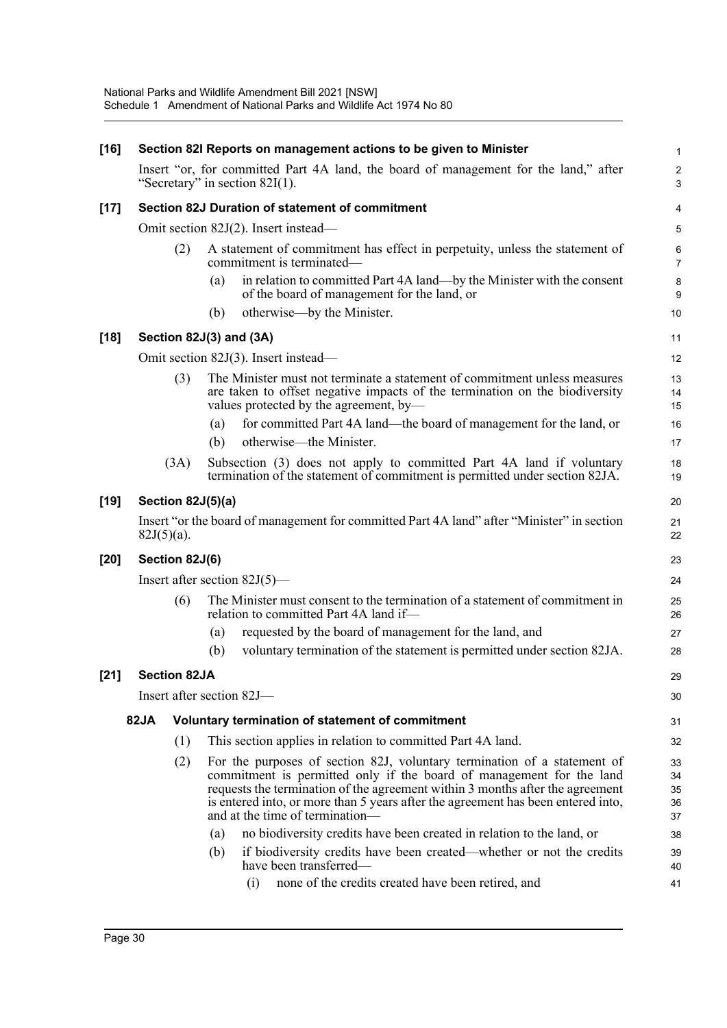**[16] Section 82I Reports on management actions to be given to Minister**

Insert "or, for committed Part 4A land, the board of management for the land," after "Secretary" in section 82I(1).

**[17] Section 82J Duration of statement of commitment**

Omit section 82J(2). Insert instead—

(2) A statement of commitment has effect in perpetuity, unless the statement of commitment is terminated—

(a) in relation to committed Part 4A land—by the Minister with the consent of the board of management for the land, or

(b) otherwise—by the Minister.

**[18] Section 82J(3) and (3A)**

Omit section 82J(3). Insert instead—

(3) The Minister must not terminate a statement of commitment unless measures are taken to offset negative impacts of the termination on the biodiversity values protected by the agreement, by—

(a) for committed Part 4A land—the board of management for the land, or

(b) otherwise—the Minister.

(3A) Subsection (3) does not apply to committed Part 4A land if voluntary termination of the statement of commitment is permitted under section 82JA.

**[19] Section 82J(5)(a)**

Insert "or the board of management for committed Part 4A land" after "Minister" in section 82J(5)(a).

**[20] Section 82J(6)**

Insert after section 82J(5)—

(6) The Minister must consent to the termination of a statement of commitment in relation to committed Part 4A land if—

(a) requested by the board of management for the land, and

(b) voluntary termination of the statement is permitted under section 82JA.

**[21] Section 82JA**

Insert after section 82J—

**82JA Voluntary termination of statement of commitment**

(1) This section applies in relation to committed Part 4A land.

(2) For the purposes of section 82J, voluntary termination of a statement of commitment is permitted only if the board of management for the land requests the termination of the agreement within 3 months after the agreement is entered into, or more than 5 years after the agreement has been entered into, and at the time of termination—

(a) no biodiversity credits have been created in relation to the land, or

(b) if biodiversity credits have been created—whether or not the credits have been transferred—

(i) none of the credits created have been retired, and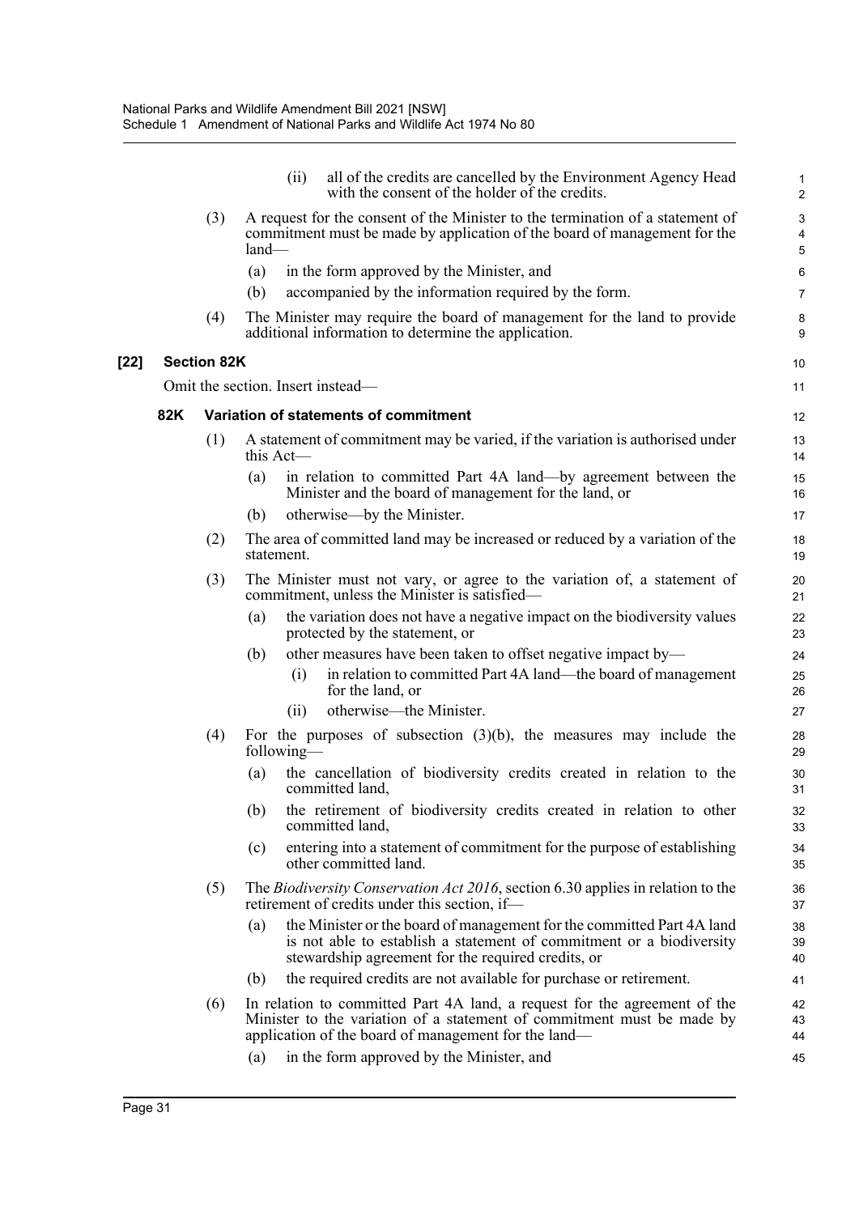(ii) all of the credits are cancelled by the Environment Agency Head with the consent of the holder of the credits.

(3) A request for the consent of the Minister to the termination of a statement of commitment must be made by application of the board of management for the land—

(a) in the form approved by the Minister, and

(b) accompanied by the information required by the form.

(4) The Minister may require the board of management for the land to provide additional information to determine the application.

**[22] Section 82K**

Omit the section. Insert instead—

**82K Variation of statements of commitment**

(1) A statement of commitment may be varied, if the variation is authorised under this Act—

(a) in relation to committed Part 4A land—by agreement between the Minister and the board of management for the land, or

(b) otherwise—by the Minister.

(2) The area of committed land may be increased or reduced by a variation of the statement.

(3) The Minister must not vary, or agree to the variation of, a statement of commitment, unless the Minister is satisfied—

(a) the variation does not have a negative impact on the biodiversity values protected by the statement, or

(b) other measures have been taken to offset negative impact by—

(i) in relation to committed Part 4A land—the board of management for the land, or

(ii) otherwise—the Minister.

(4) For the purposes of subsection (3)(b), the measures may include the following—

(a) the cancellation of biodiversity credits created in relation to the committed land,

(b) the retirement of biodiversity credits created in relation to other committed land,

(c) entering into a statement of commitment for the purpose of establishing other committed land.

(5) The *Biodiversity Conservation Act 2016*, section 6.30 applies in relation to the retirement of credits under this section, if—

(a) the Minister or the board of management for the committed Part 4A land is not able to establish a statement of commitment or a biodiversity stewardship agreement for the required credits, or

(b) the required credits are not available for purchase or retirement.

(6) In relation to committed Part 4A land, a request for the agreement of the Minister to the variation of a statement of commitment must be made by application of the board of management for the land—

(a) in the form approved by the Minister, and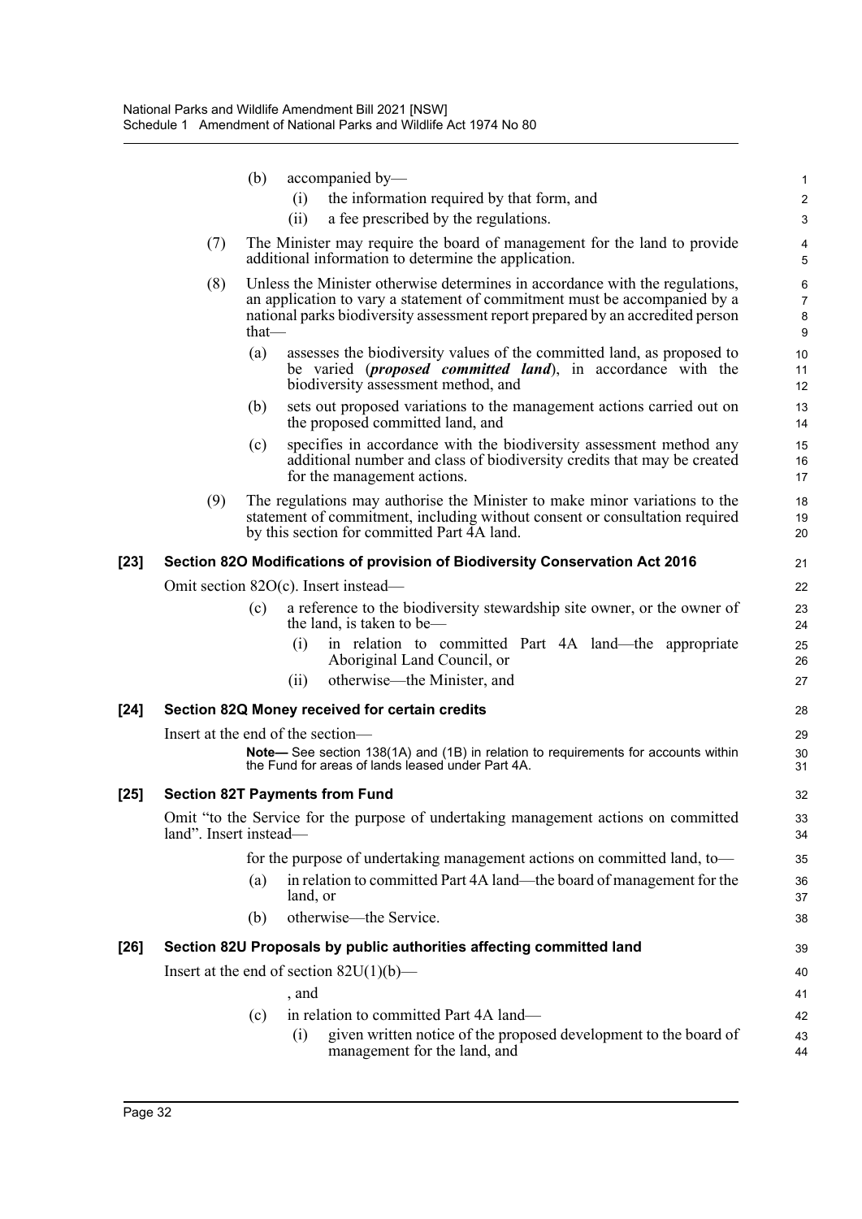(b) accompanied by—

(i) the information required by that form, and

(ii) a fee prescribed by the regulations.

(7) The Minister may require the board of management for the land to provide additional information to determine the application.

(8) Unless the Minister otherwise determines in accordance with the regulations, an application to vary a statement of commitment must be accompanied by a national parks biodiversity assessment report prepared by an accredited person that—

(a) assesses the biodiversity values of the committed land, as proposed to be varied (***proposed committed land***), in accordance with the biodiversity assessment method, and

(b) sets out proposed variations to the management actions carried out on the proposed committed land, and

(c) specifies in accordance with the biodiversity assessment method any additional number and class of biodiversity credits that may be created for the management actions.

(9) The regulations may authorise the Minister to make minor variations to the statement of commitment, including without consent or consultation required by this section for committed Part 4A land.

### [23] Section 82O Modifications of provision of Biodiversity Conservation Act 2016

Omit section 82O(c). Insert instead—

(c) a reference to the biodiversity stewardship site owner, or the owner of the land, is taken to be—

(i) in relation to committed Part 4A land—the appropriate Aboriginal Land Council, or

(ii) otherwise—the Minister, and

### [24] Section 82Q Money received for certain credits

Insert at the end of the section—

**Note—** See section 138(1A) and (1B) in relation to requirements for accounts within the Fund for areas of lands leased under Part 4A.

### [25] Section 82T Payments from Fund

Omit "to the Service for the purpose of undertaking management actions on committed land". Insert instead—

for the purpose of undertaking management actions on committed land, to—

(a) in relation to committed Part 4A land—the board of management for the land, or

(b) otherwise—the Service.

### [26] Section 82U Proposals by public authorities affecting committed land

Insert at the end of section 82U(1)(b)—

, and

(c) in relation to committed Part 4A land—

(i) given written notice of the proposed development to the board of management for the land, and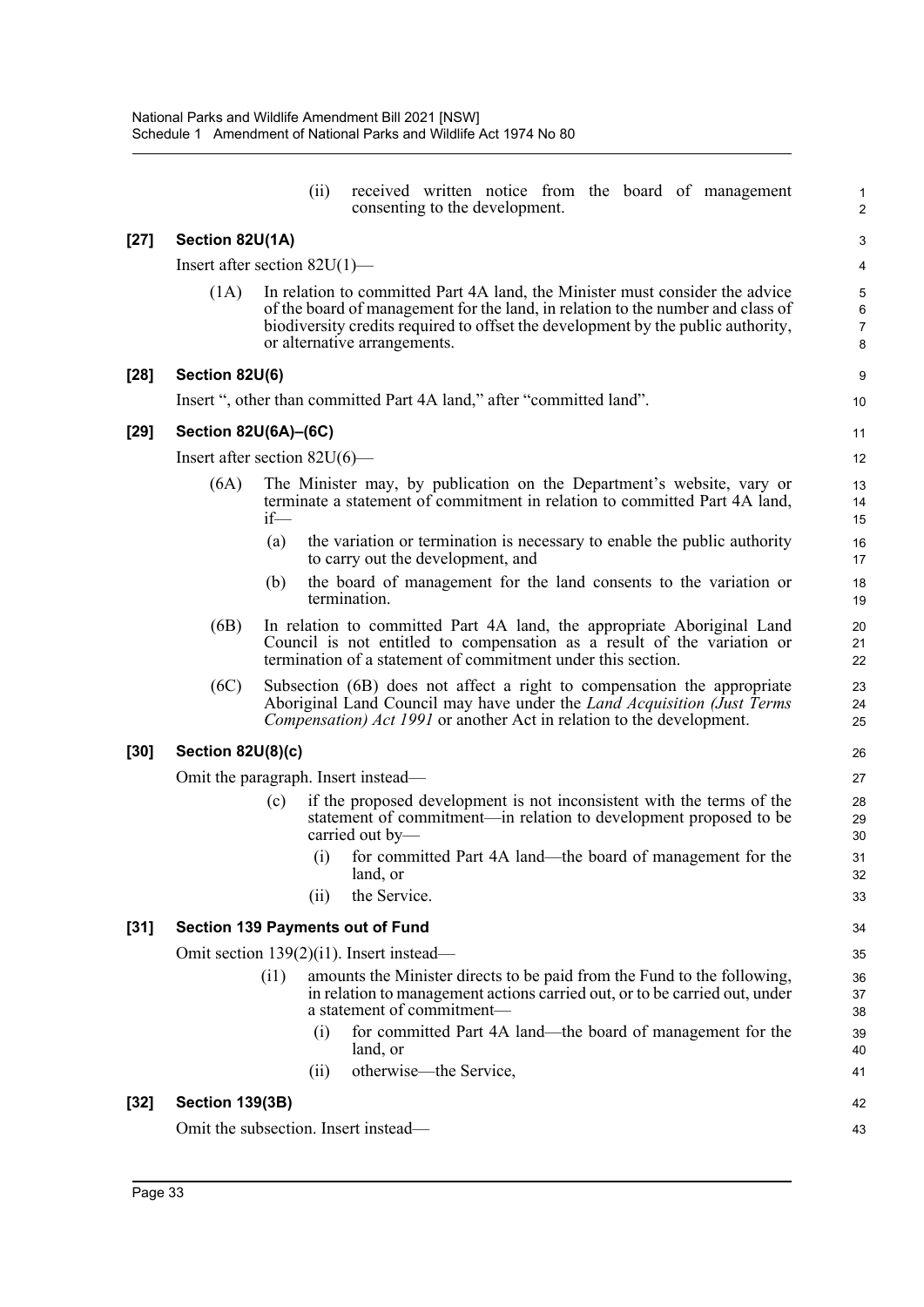(ii) received written notice from the board of management consenting to the development.

### [27] Section 82U(1A)

Insert after section 82U(1)—

(1A) In relation to committed Part 4A land, the Minister must consider the advice of the board of management for the land, in relation to the number and class of biodiversity credits required to offset the development by the public authority, or alternative arrangements.

### [28] Section 82U(6)

Insert ", other than committed Part 4A land," after "committed land".

### [29] Section 82U(6A)–(6C)

Insert after section 82U(6)—

(6A) The Minister may, by publication on the Department's website, vary or terminate a statement of commitment in relation to committed Part 4A land, if—

(a) the variation or termination is necessary to enable the public authority to carry out the development, and

(b) the board of management for the land consents to the variation or termination.

(6B) In relation to committed Part 4A land, the appropriate Aboriginal Land Council is not entitled to compensation as a result of the variation or termination of a statement of commitment under this section.

(6C) Subsection (6B) does not affect a right to compensation the appropriate Aboriginal Land Council may have under the *Land Acquisition (Just Terms Compensation) Act 1991* or another Act in relation to the development.

### [30] Section 82U(8)(c)

Omit the paragraph. Insert instead—

(c) if the proposed development is not inconsistent with the terms of the statement of commitment—in relation to development proposed to be carried out by—

(i) for committed Part 4A land—the board of management for the land, or

(ii) the Service.

### [31] Section 139 Payments out of Fund

Omit section 139(2)(i1). Insert instead—

(i1) amounts the Minister directs to be paid from the Fund to the following, in relation to management actions carried out, or to be carried out, under a statement of commitment—

(i) for committed Part 4A land—the board of management for the land, or

(ii) otherwise—the Service,

### [32] Section 139(3B)

Omit the subsection. Insert instead—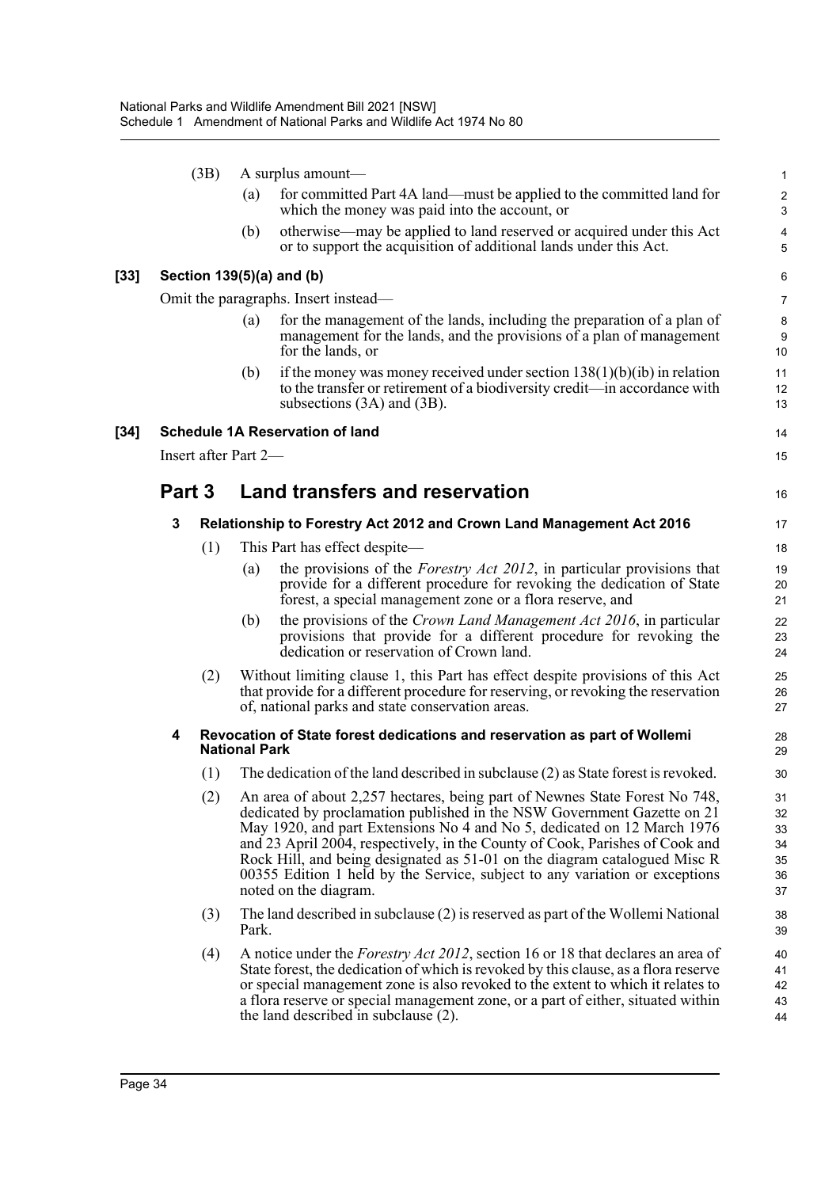(3B) A surplus amount—

(a) for committed Part 4A land—must be applied to the committed land for which the money was paid into the account, or

(b) otherwise—may be applied to land reserved or acquired under this Act or to support the acquisition of additional lands under this Act.

**[33] Section 139(5)(a) and (b)**

Omit the paragraphs. Insert instead—

(a) for the management of the lands, including the preparation of a plan of management for the lands, and the provisions of a plan of management for the lands, or

(b) if the money was money received under section 138(1)(b)(ib) in relation to the transfer or retirement of a biodiversity credit—in accordance with subsections (3A) and (3B).

**[34] Schedule 1A Reservation of land**

Insert after Part 2—

## Part 3 Land transfers and reservation

### 3 Relationship to Forestry Act 2012 and Crown Land Management Act 2016

(1) This Part has effect despite—

(a) the provisions of the *Forestry Act 2012*, in particular provisions that provide for a different procedure for revoking the dedication of State forest, a special management zone or a flora reserve, and

(b) the provisions of the *Crown Land Management Act 2016*, in particular provisions that provide for a different procedure for revoking the dedication or reservation of Crown land.

(2) Without limiting clause 1, this Part has effect despite provisions of this Act that provide for a different procedure for reserving, or revoking the reservation of, national parks and state conservation areas.

### 4 Revocation of State forest dedications and reservation as part of Wollemi National Park

(1) The dedication of the land described in subclause (2) as State forest is revoked.

(2) An area of about 2,257 hectares, being part of Newnes State Forest No 748, dedicated by proclamation published in the NSW Government Gazette on 21 May 1920, and part Extensions No 4 and No 5, dedicated on 12 March 1976 and 23 April 2004, respectively, in the County of Cook, Parishes of Cook and Rock Hill, and being designated as 51-01 on the diagram catalogued Misc R 00355 Edition 1 held by the Service, subject to any variation or exceptions noted on the diagram.

(3) The land described in subclause (2) is reserved as part of the Wollemi National Park.

(4) A notice under the *Forestry Act 2012*, section 16 or 18 that declares an area of State forest, the dedication of which is revoked by this clause, as a flora reserve or special management zone is also revoked to the extent to which it relates to a flora reserve or special management zone, or a part of either, situated within the land described in subclause (2).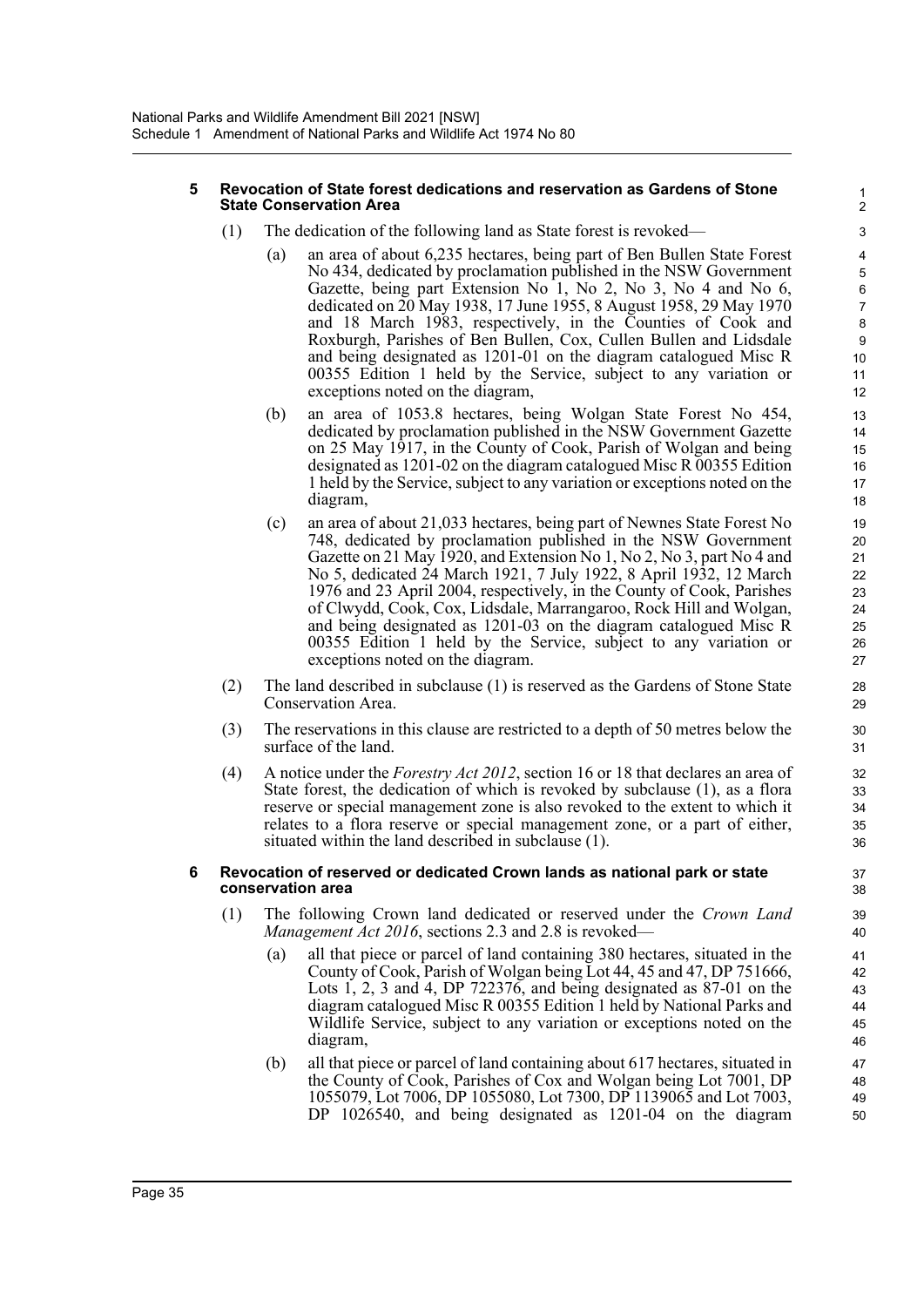**5 Revocation of State forest dedications and reservation as Gardens of Stone State Conservation Area**

(1) The dedication of the following land as State forest is revoked—

(a) an area of about 6,235 hectares, being part of Ben Bullen State Forest No 434, dedicated by proclamation published in the NSW Government Gazette, being part Extension No 1, No 2, No 3, No 4 and No 6, dedicated on 20 May 1938, 17 June 1955, 8 August 1958, 29 May 1970 and 18 March 1983, respectively, in the Counties of Cook and Roxburgh, Parishes of Ben Bullen, Cox, Cullen Bullen and Lidsdale and being designated as 1201-01 on the diagram catalogued Misc R 00355 Edition 1 held by the Service, subject to any variation or exceptions noted on the diagram,

(b) an area of 1053.8 hectares, being Wolgan State Forest No 454, dedicated by proclamation published in the NSW Government Gazette on 25 May 1917, in the County of Cook, Parish of Wolgan and being designated as 1201-02 on the diagram catalogued Misc R 00355 Edition 1 held by the Service, subject to any variation or exceptions noted on the diagram,

(c) an area of about 21,033 hectares, being part of Newnes State Forest No 748, dedicated by proclamation published in the NSW Government Gazette on 21 May 1920, and Extension No 1, No 2, No 3, part No 4 and No 5, dedicated 24 March 1921, 7 July 1922, 8 April 1932, 12 March 1976 and 23 April 2004, respectively, in the County of Cook, Parishes of Clwydd, Cook, Cox, Lidsdale, Marrangaroo, Rock Hill and Wolgan, and being designated as 1201-03 on the diagram catalogued Misc R 00355 Edition 1 held by the Service, subject to any variation or exceptions noted on the diagram.

(2) The land described in subclause (1) is reserved as the Gardens of Stone State Conservation Area.

(3) The reservations in this clause are restricted to a depth of 50 metres below the surface of the land.

(4) A notice under the *Forestry Act 2012*, section 16 or 18 that declares an area of State forest, the dedication of which is revoked by subclause (1), as a flora reserve or special management zone is also revoked to the extent to which it relates to a flora reserve or special management zone, or a part of either, situated within the land described in subclause (1).

**6 Revocation of reserved or dedicated Crown lands as national park or state conservation area**

(1) The following Crown land dedicated or reserved under the *Crown Land Management Act 2016*, sections 2.3 and 2.8 is revoked—

(a) all that piece or parcel of land containing 380 hectares, situated in the County of Cook, Parish of Wolgan being Lot 44, 45 and 47, DP 751666, Lots 1, 2, 3 and 4, DP 722376, and being designated as 87-01 on the diagram catalogued Misc R 00355 Edition 1 held by National Parks and Wildlife Service, subject to any variation or exceptions noted on the diagram,

(b) all that piece or parcel of land containing about 617 hectares, situated in the County of Cook, Parishes of Cox and Wolgan being Lot 7001, DP 1055079, Lot 7006, DP 1055080, Lot 7300, DP 1139065 and Lot 7003, DP 1026540, and being designated as 1201-04 on the diagram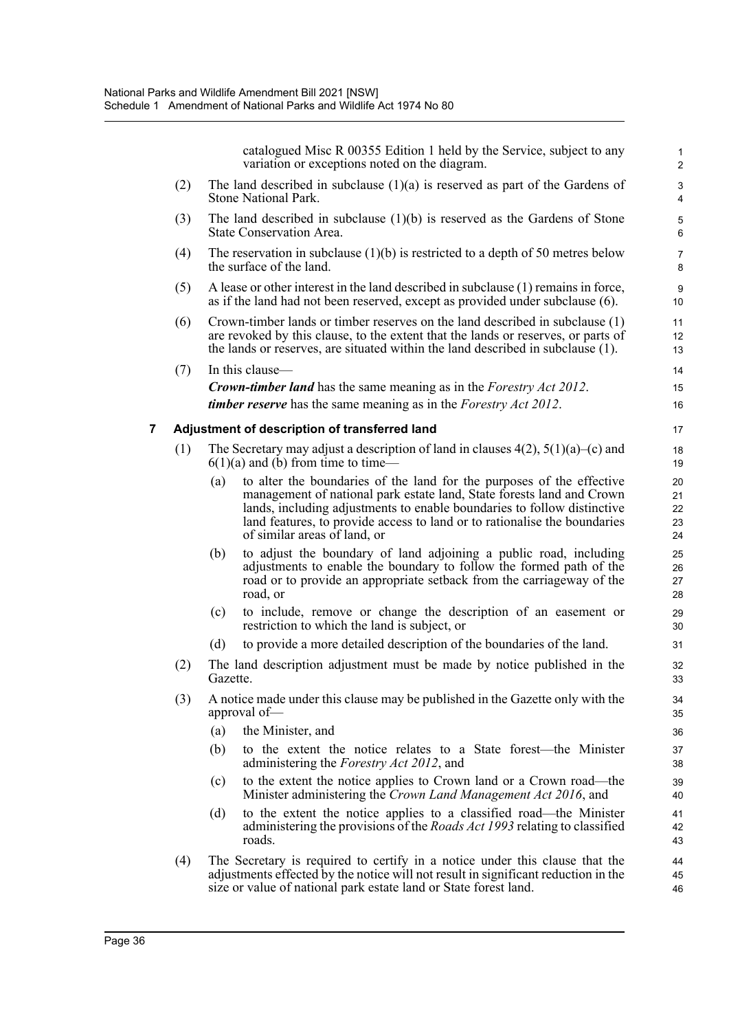catalogued Misc R 00355 Edition 1 held by the Service, subject to any variation or exceptions noted on the diagram.

(2) The land described in subclause (1)(a) is reserved as part of the Gardens of Stone National Park.

(3) The land described in subclause (1)(b) is reserved as the Gardens of Stone State Conservation Area.

(4) The reservation in subclause (1)(b) is restricted to a depth of 50 metres below the surface of the land.

(5) A lease or other interest in the land described in subclause (1) remains in force, as if the land had not been reserved, except as provided under subclause (6).

(6) Crown-timber lands or timber reserves on the land described in subclause (1) are revoked by this clause, to the extent that the lands or reserves, or parts of the lands or reserves, are situated within the land described in subclause (1).

(7) In this clause—

***Crown-timber land*** has the same meaning as in the *Forestry Act 2012*.

***timber reserve*** has the same meaning as in the *Forestry Act 2012*.

### 7 Adjustment of description of transferred land

(1) The Secretary may adjust a description of land in clauses 4(2), 5(1)(a)–(c) and 6(1)(a) and (b) from time to time—

- (a) to alter the boundaries of the land for the purposes of the effective management of national park estate land, State forests land and Crown lands, including adjustments to enable boundaries to follow distinctive land features, to provide access to land or to rationalise the boundaries of similar areas of land, or
- (b) to adjust the boundary of land adjoining a public road, including adjustments to enable the boundary to follow the formed path of the road or to provide an appropriate setback from the carriageway of the road, or
- (c) to include, remove or change the description of an easement or restriction to which the land is subject, or
- (d) to provide a more detailed description of the boundaries of the land.

(2) The land description adjustment must be made by notice published in the Gazette.

(3) A notice made under this clause may be published in the Gazette only with the approval of—

- (a) the Minister, and
- (b) to the extent the notice relates to a State forest—the Minister administering the *Forestry Act 2012*, and
- (c) to the extent the notice applies to Crown land or a Crown road—the Minister administering the *Crown Land Management Act 2016*, and
- (d) to the extent the notice applies to a classified road—the Minister administering the provisions of the *Roads Act 1993* relating to classified roads.

(4) The Secretary is required to certify in a notice under this clause that the adjustments effected by the notice will not result in significant reduction in the size or value of national park estate land or State forest land.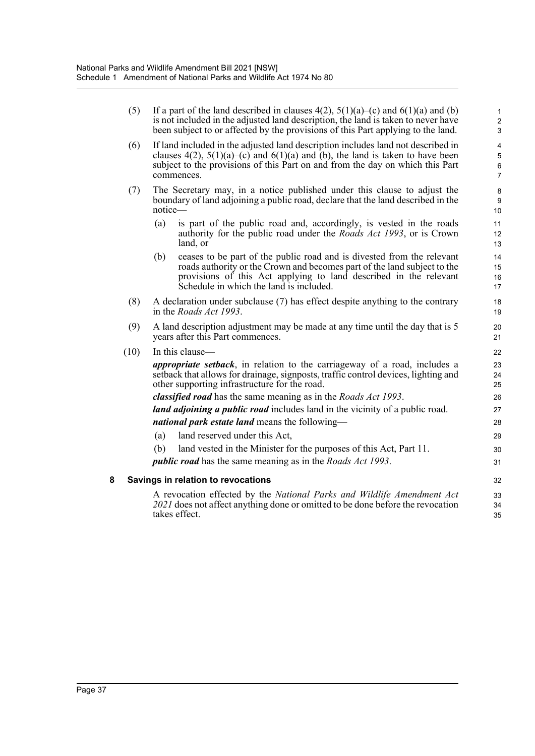(5) If a part of the land described in clauses 4(2), 5(1)(a)–(c) and 6(1)(a) and (b) is not included in the adjusted land description, the land is taken to never have been subject to or affected by the provisions of this Part applying to the land.

(6) If land included in the adjusted land description includes land not described in clauses 4(2), 5(1)(a)–(c) and 6(1)(a) and (b), the land is taken to have been subject to the provisions of this Part on and from the day on which this Part commences.

(7) The Secretary may, in a notice published under this clause to adjust the boundary of land adjoining a public road, declare that the land described in the notice—

- (a) is part of the public road and, accordingly, is vested in the roads authority for the public road under the *Roads Act 1993*, or is Crown land, or
- (b) ceases to be part of the public road and is divested from the relevant roads authority or the Crown and becomes part of the land subject to the provisions of this Act applying to land described in the relevant Schedule in which the land is included.

(8) A declaration under subclause (7) has effect despite anything to the contrary in the *Roads Act 1993*.

(9) A land description adjustment may be made at any time until the day that is 5 years after this Part commences.

(10) In this clause—

***appropriate setback***, in relation to the carriageway of a road, includes a setback that allows for drainage, signposts, traffic control devices, lighting and other supporting infrastructure for the road.

***classified road*** has the same meaning as in the *Roads Act 1993*.

***land adjoining a public road*** includes land in the vicinity of a public road.

***national park estate land*** means the following—

- (a) land reserved under this Act,
- (b) land vested in the Minister for the purposes of this Act, Part 11.

***public road*** has the same meaning as in the *Roads Act 1993*.

### 8 Savings in relation to revocations

A revocation effected by the *National Parks and Wildlife Amendment Act 2021* does not affect anything done or omitted to be done before the revocation takes effect.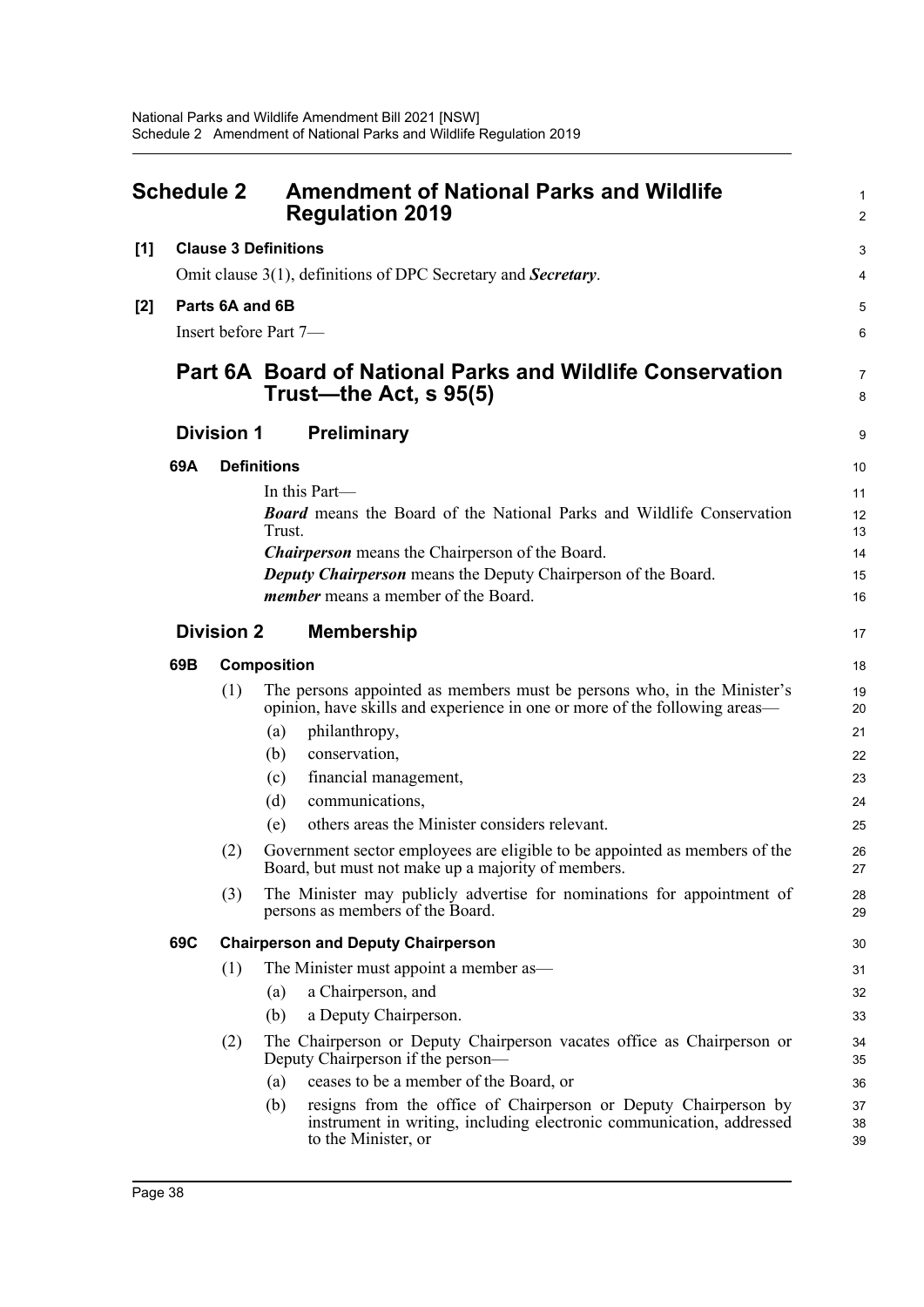# Schedule 2 Amendment of National Parks and Wildlife Regulation 2019

**[1] Clause 3 Definitions**

Omit clause 3(1), definitions of DPC Secretary and ***Secretary***.

**[2] Parts 6A and 6B**

Insert before Part 7—

## Part 6A Board of National Parks and Wildlife Conservation Trust—the Act, s 95(5)

### Division 1 Preliminary

**69A Definitions**

In this Part—

***Board*** means the Board of the National Parks and Wildlife Conservation Trust.

***Chairperson*** means the Chairperson of the Board.

***Deputy Chairperson*** means the Deputy Chairperson of the Board.

***member*** means a member of the Board.

### Division 2 Membership

**69B Composition**

(1) The persons appointed as members must be persons who, in the Minister's opinion, have skills and experience in one or more of the following areas—

(a) philanthropy,

(b) conservation,

(c) financial management,

(d) communications,

(e) others areas the Minister considers relevant.

(2) Government sector employees are eligible to be appointed as members of the Board, but must not make up a majority of members.

(3) The Minister may publicly advertise for nominations for appointment of persons as members of the Board.

**69C Chairperson and Deputy Chairperson**

(1) The Minister must appoint a member as—

(a) a Chairperson, and

(b) a Deputy Chairperson.

(2) The Chairperson or Deputy Chairperson vacates office as Chairperson or Deputy Chairperson if the person—

(a) ceases to be a member of the Board, or

(b) resigns from the office of Chairperson or Deputy Chairperson by instrument in writing, including electronic communication, addressed to the Minister, or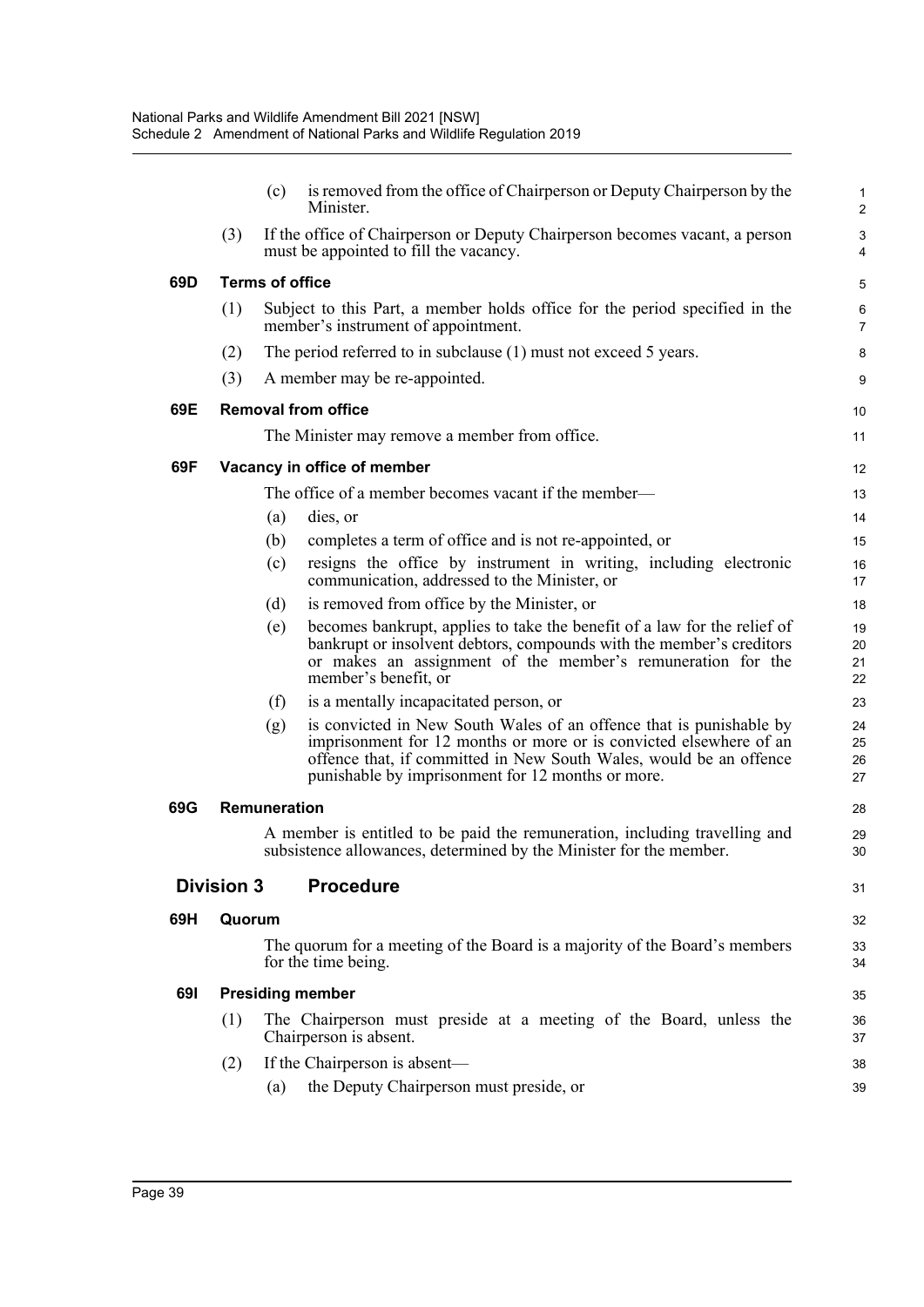(c) is removed from the office of Chairperson or Deputy Chairperson by the Minister.

(3) If the office of Chairperson or Deputy Chairperson becomes vacant, a person must be appointed to fill the vacancy.

#### 69D Terms of office

(1) Subject to this Part, a member holds office for the period specified in the member's instrument of appointment.

(2) The period referred to in subclause (1) must not exceed 5 years.

(3) A member may be re-appointed.

#### 69E Removal from office

The Minister may remove a member from office.

#### 69F Vacancy in office of member

The office of a member becomes vacant if the member—

(a) dies, or

(b) completes a term of office and is not re-appointed, or

(c) resigns the office by instrument in writing, including electronic communication, addressed to the Minister, or

(d) is removed from office by the Minister, or

(e) becomes bankrupt, applies to take the benefit of a law for the relief of bankrupt or insolvent debtors, compounds with the member's creditors or makes an assignment of the member's remuneration for the member's benefit, or

(f) is a mentally incapacitated person, or

(g) is convicted in New South Wales of an offence that is punishable by imprisonment for 12 months or more or is convicted elsewhere of an offence that, if committed in New South Wales, would be an offence punishable by imprisonment for 12 months or more.

#### 69G Remuneration

A member is entitled to be paid the remuneration, including travelling and subsistence allowances, determined by the Minister for the member.

### Division 3 Procedure

#### 69H Quorum

The quorum for a meeting of the Board is a majority of the Board's members for the time being.

#### 69I Presiding member

(1) The Chairperson must preside at a meeting of the Board, unless the Chairperson is absent.

(2) If the Chairperson is absent—

(a) the Deputy Chairperson must preside, or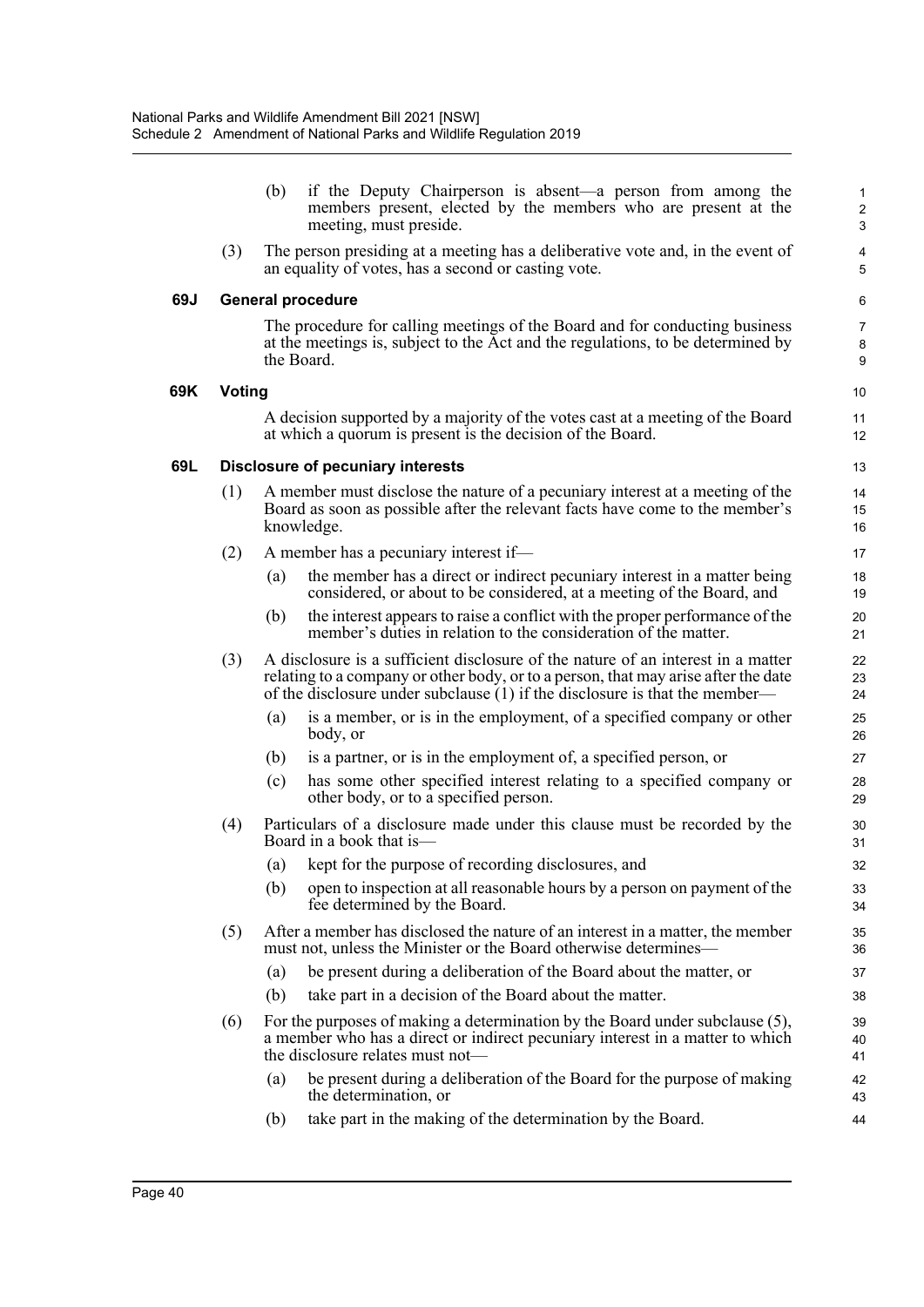(b) if the Deputy Chairperson is absent—a person from among the members present, elected by the members who are present at the meeting, must preside.

(3) The person presiding at a meeting has a deliberative vote and, in the event of an equality of votes, has a second or casting vote.

**69J General procedure**

The procedure for calling meetings of the Board and for conducting business at the meetings is, subject to the Act and the regulations, to be determined by the Board.

**69K Voting**

A decision supported by a majority of the votes cast at a meeting of the Board at which a quorum is present is the decision of the Board.

**69L Disclosure of pecuniary interests**

(1) A member must disclose the nature of a pecuniary interest at a meeting of the Board as soon as possible after the relevant facts have come to the member's knowledge.

(2) A member has a pecuniary interest if—

(a) the member has a direct or indirect pecuniary interest in a matter being considered, or about to be considered, at a meeting of the Board, and

(b) the interest appears to raise a conflict with the proper performance of the member's duties in relation to the consideration of the matter.

(3) A disclosure is a sufficient disclosure of the nature of an interest in a matter relating to a company or other body, or to a person, that may arise after the date of the disclosure under subclause (1) if the disclosure is that the member—

(a) is a member, or is in the employment, of a specified company or other body, or

(b) is a partner, or is in the employment of, a specified person, or

(c) has some other specified interest relating to a specified company or other body, or to a specified person.

(4) Particulars of a disclosure made under this clause must be recorded by the Board in a book that is—

(a) kept for the purpose of recording disclosures, and

(b) open to inspection at all reasonable hours by a person on payment of the fee determined by the Board.

(5) After a member has disclosed the nature of an interest in a matter, the member must not, unless the Minister or the Board otherwise determines—

(a) be present during a deliberation of the Board about the matter, or

(b) take part in a decision of the Board about the matter.

(6) For the purposes of making a determination by the Board under subclause (5), a member who has a direct or indirect pecuniary interest in a matter to which the disclosure relates must not—

(a) be present during a deliberation of the Board for the purpose of making the determination, or

(b) take part in the making of the determination by the Board.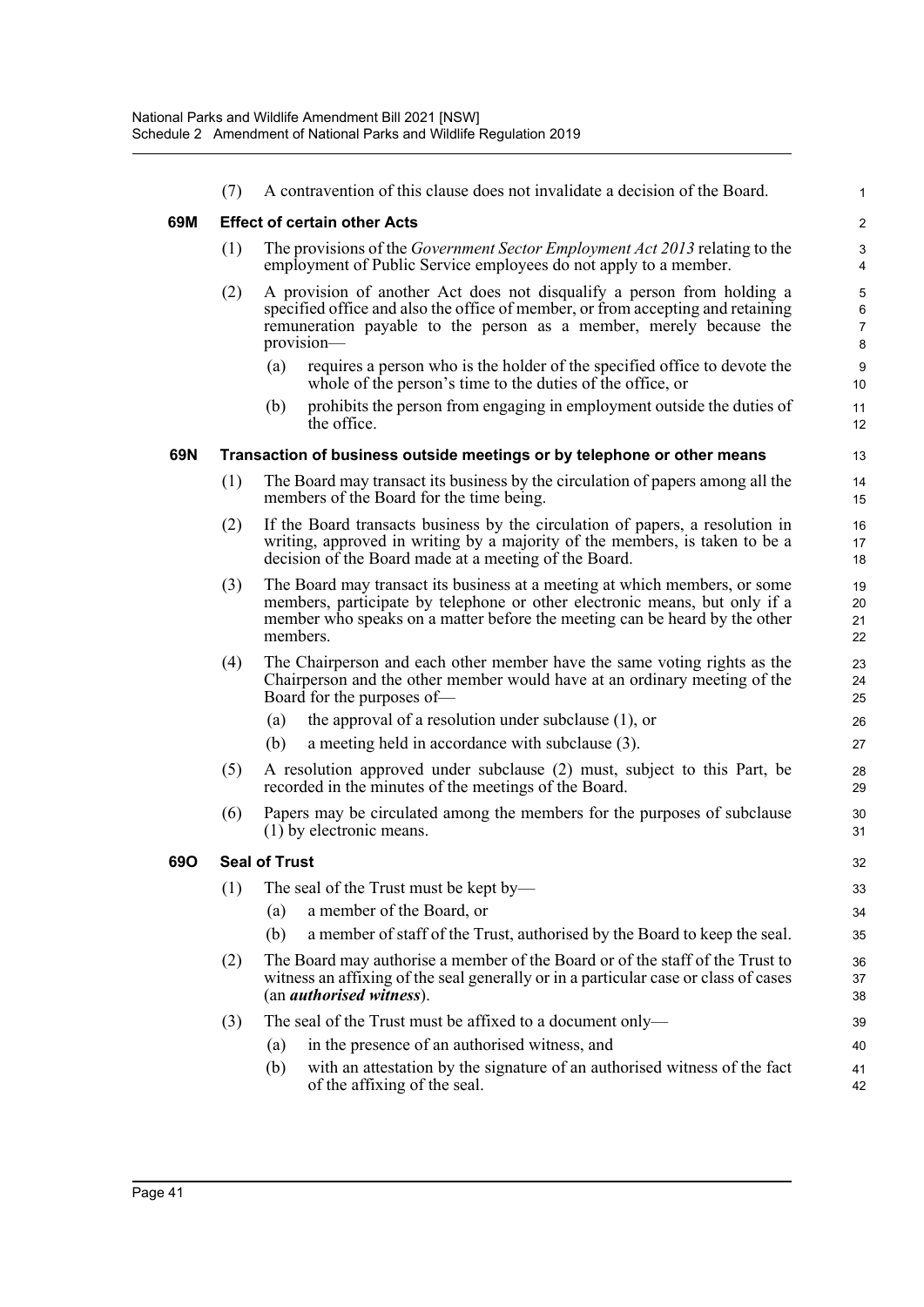(7) A contravention of this clause does not invalidate a decision of the Board.

### 69M Effect of certain other Acts

(1) The provisions of the *Government Sector Employment Act 2013* relating to the employment of Public Service employees do not apply to a member.

(2) A provision of another Act does not disqualify a person from holding a specified office and also the office of member, or from accepting and retaining remuneration payable to the person as a member, merely because the provision—

(a) requires a person who is the holder of the specified office to devote the whole of the person's time to the duties of the office, or

(b) prohibits the person from engaging in employment outside the duties of the office.

### 69N Transaction of business outside meetings or by telephone or other means

(1) The Board may transact its business by the circulation of papers among all the members of the Board for the time being.

(2) If the Board transacts business by the circulation of papers, a resolution in writing, approved in writing by a majority of the members, is taken to be a decision of the Board made at a meeting of the Board.

(3) The Board may transact its business at a meeting at which members, or some members, participate by telephone or other electronic means, but only if a member who speaks on a matter before the meeting can be heard by the other members.

(4) The Chairperson and each other member have the same voting rights as the Chairperson and the other member would have at an ordinary meeting of the Board for the purposes of—

(a) the approval of a resolution under subclause (1), or

(b) a meeting held in accordance with subclause (3).

(5) A resolution approved under subclause (2) must, subject to this Part, be recorded in the minutes of the meetings of the Board.

(6) Papers may be circulated among the members for the purposes of subclause (1) by electronic means.

### 69O Seal of Trust

(1) The seal of the Trust must be kept by—

(a) a member of the Board, or

(b) a member of staff of the Trust, authorised by the Board to keep the seal.

(2) The Board may authorise a member of the Board or of the staff of the Trust to witness an affixing of the seal generally or in a particular case or class of cases (an ***authorised witness***).

(3) The seal of the Trust must be affixed to a document only—

(a) in the presence of an authorised witness, and

(b) with an attestation by the signature of an authorised witness of the fact of the affixing of the seal.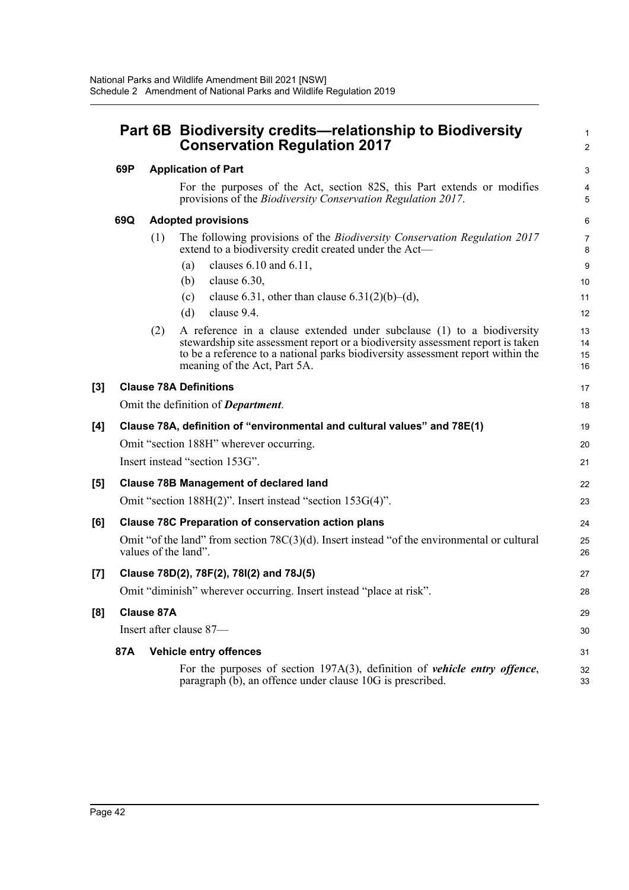## Part 6B Biodiversity credits—relationship to Biodiversity Conservation Regulation 2017

**69P Application of Part**

For the purposes of the Act, section 82S, this Part extends or modifies provisions of the *Biodiversity Conservation Regulation 2017*.

**69Q Adopted provisions**

(1) The following provisions of the *Biodiversity Conservation Regulation 2017* extend to a biodiversity credit created under the Act—

(a) clauses 6.10 and 6.11,

(b) clause 6.30,

(c) clause 6.31, other than clause 6.31(2)(b)–(d),

(d) clause 9.4.

(2) A reference in a clause extended under subclause (1) to a biodiversity stewardship site assessment report or a biodiversity assessment report is taken to be a reference to a national parks biodiversity assessment report within the meaning of the Act, Part 5A.

**[3] Clause 78A Definitions**

Omit the definition of ***Department***.

**[4] Clause 78A, definition of "environmental and cultural values" and 78E(1)**

Omit "section 188H" wherever occurring.

Insert instead "section 153G".

**[5] Clause 78B Management of declared land**

Omit "section 188H(2)". Insert instead "section 153G(4)".

**[6] Clause 78C Preparation of conservation action plans**

Omit "of the land" from section 78C(3)(d). Insert instead "of the environmental or cultural values of the land".

**[7] Clause 78D(2), 78F(2), 78I(2) and 78J(5)**

Omit "diminish" wherever occurring. Insert instead "place at risk".

**[8] Clause 87A**

Insert after clause 87—

**87A Vehicle entry offences**

For the purposes of section 197A(3), definition of ***vehicle entry offence***, paragraph (b), an offence under clause 10G is prescribed.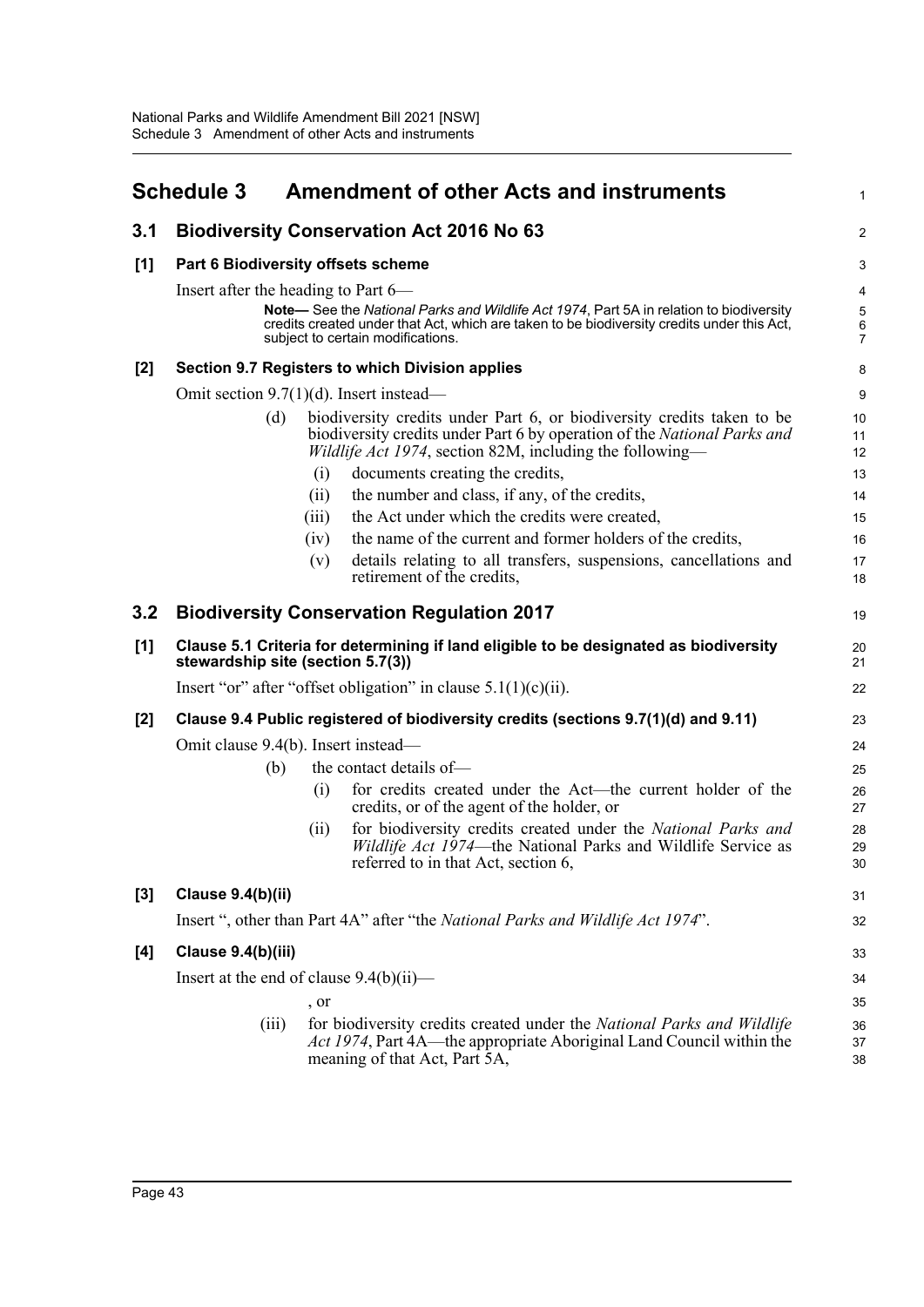# Schedule 3 Amendment of other Acts and instruments

## 3.1 Biodiversity Conservation Act 2016 No 63

### [1] Part 6 Biodiversity offsets scheme

Insert after the heading to Part 6—

> **Note—** See the *National Parks and Wildlife Act 1974*, Part 5A in relation to biodiversity credits created under that Act, which are taken to be biodiversity credits under this Act, subject to certain modifications.

### [2] Section 9.7 Registers to which Division applies

Omit section 9.7(1)(d). Insert instead—

> (d) biodiversity credits under Part 6, or biodiversity credits taken to be biodiversity credits under Part 6 by operation of the *National Parks and Wildlife Act 1974*, section 82M, including the following—
>
> (i) documents creating the credits,
>
> (ii) the number and class, if any, of the credits,
>
> (iii) the Act under which the credits were created,
>
> (iv) the name of the current and former holders of the credits,
>
> (v) details relating to all transfers, suspensions, cancellations and retirement of the credits,

## 3.2 Biodiversity Conservation Regulation 2017

### [1] Clause 5.1 Criteria for determining if land eligible to be designated as biodiversity stewardship site (section 5.7(3))

Insert "or" after "offset obligation" in clause 5.1(1)(c)(ii).

### [2] Clause 9.4 Public registered of biodiversity credits (sections 9.7(1)(d) and 9.11)

Omit clause 9.4(b). Insert instead—

> (b) the contact details of—
>
> (i) for credits created under the Act—the current holder of the credits, or of the agent of the holder, or
>
> (ii) for biodiversity credits created under the *National Parks and Wildlife Act 1974*—the National Parks and Wildlife Service as referred to in that Act, section 6,

### [3] Clause 9.4(b)(ii)

Insert ", other than Part 4A" after "the *National Parks and Wildlife Act 1974*".

### [4] Clause 9.4(b)(iii)

Insert at the end of clause 9.4(b)(ii)—

> , or
>
> (iii) for biodiversity credits created under the *National Parks and Wildlife Act 1974*, Part 4A—the appropriate Aboriginal Land Council within the meaning of that Act, Part 5A,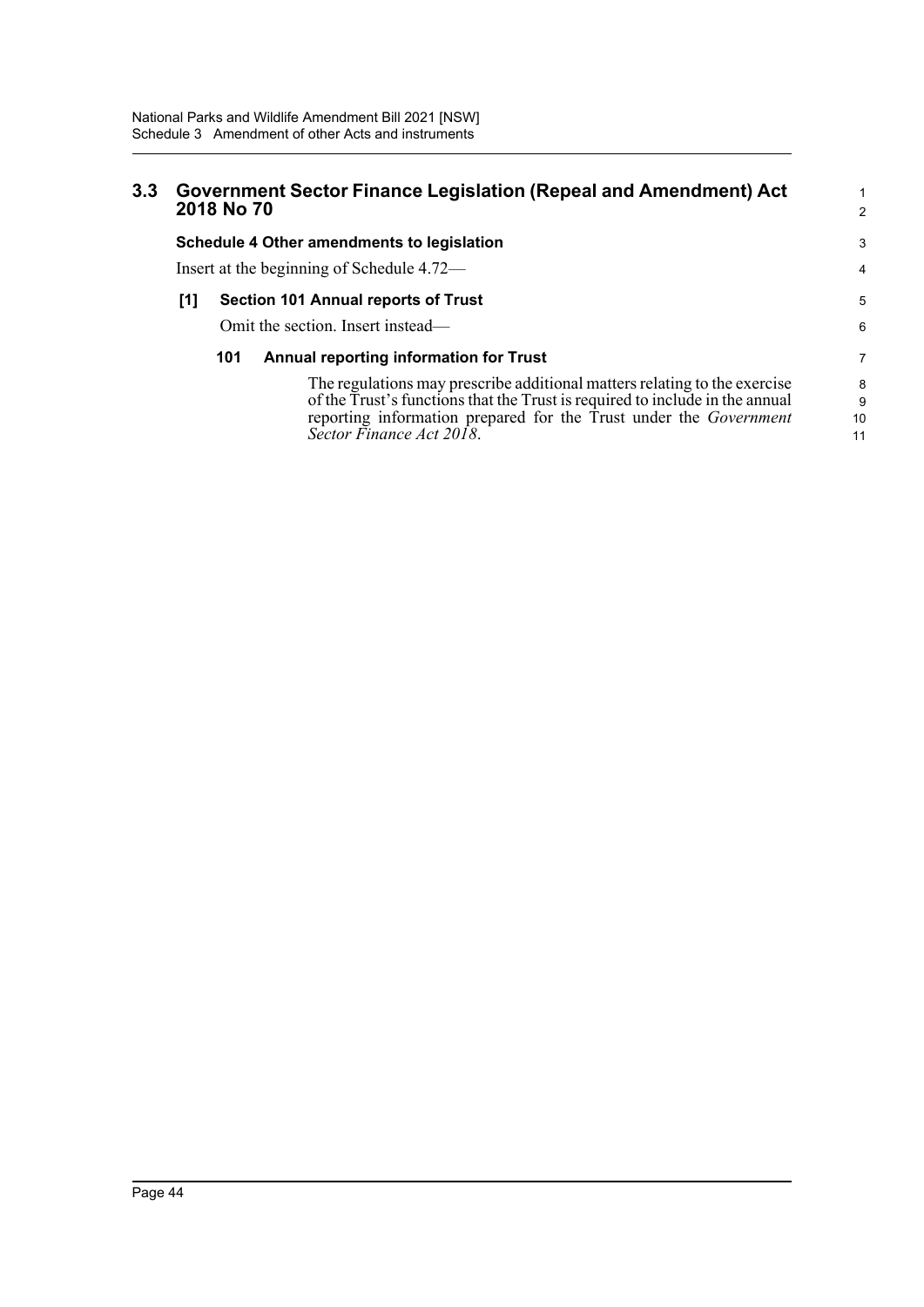## 3.3 Government Sector Finance Legislation (Repeal and Amendment) Act 2018 No 70

### Schedule 4 Other amendments to legislation

Insert at the beginning of Schedule 4.72—

**[1] Section 101 Annual reports of Trust**

Omit the section. Insert instead—

**101 Annual reporting information for Trust**

The regulations may prescribe additional matters relating to the exercise of the Trust's functions that the Trust is required to include in the annual reporting information prepared for the Trust under the *Government Sector Finance Act 2018*.